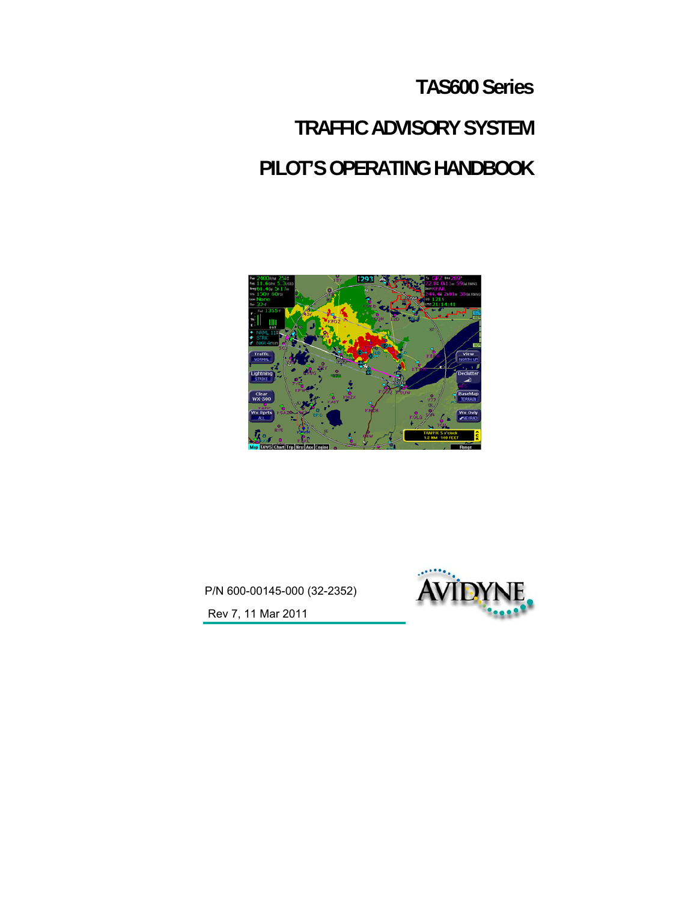# TAS600 Series

# TRAFFIC ADVISORY SYSTEM

# PILOT'S OPERATING HANDBOOK

P/N 600-00145-000 (32-2352)

Rev 7, 11 Mar 2011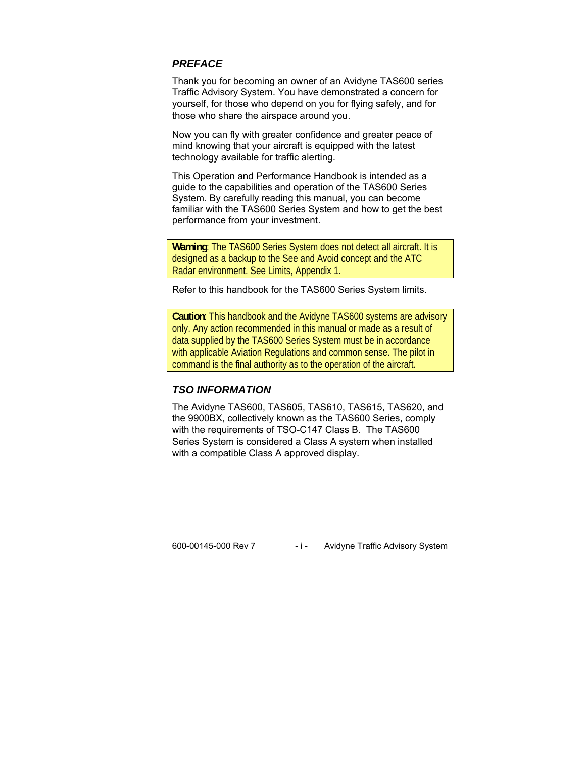### *PREFACE*

Thank you for becoming an owner of an Avidyne TAS600 series Traffic Advisory System. You have demonstrated a concern for yourself, for those who depend on you for flying safely, and for those who share the airspace around you.

Now you can fly with greater confidence and greater peace of mind knowing that your aircraft is equipped with the latest technology available for traffic alerting.

This Operation and Performance Handbook is intended as a guide to the capabilities and operation of the TAS600 Series System. By carefully reading this manual, you can become familiar with the TAS600 Series System and how to get the best performance from your investment.

> **Warning**: The TAS600 Series System does not detect all aircraft. It is designed as a backup to the See and Avoid concept and the ATC Radar environment. See Limits, Appendix 1.

Refer to this handbook for the TAS600 Series System limits.

> **Caution**: This handbook and the Avidyne TAS600 systems are advisory only. Any action recommended in this manual or made as a result of data supplied by the TAS600 Series System must be in accordance with applicable Aviation Regulations and common sense. The pilot in command is the final authority as to the operation of the aircraft.

### *TSO INFORMATION*

The Avidyne TAS600, TAS605, TAS610, TAS615, TAS620, and the 9900BX, collectively known as the TAS600 Series, comply with the requirements of TSO-C147 Class B. The TAS600 Series System is considered a Class A system when installed with a compatible Class A approved display.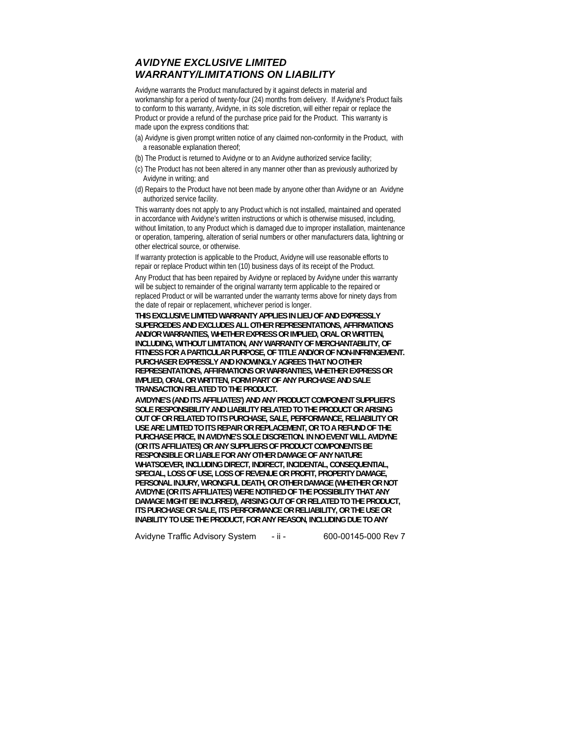## *AVIDYNE EXCLUSIVE LIMITED WARRANTY/LIMITATIONS ON LIABILITY*

Avidyne warrants the Product manufactured by it against defects in material and workmanship for a period of twenty-four (24) months from delivery. If Avidyne's Product fails to conform to this warranty, Avidyne, in its sole discretion, will either repair or replace the Product or provide a refund of the purchase price paid for the Product. This warranty is made upon the express conditions that:

(a) Avidyne is given prompt written notice of any claimed non-conformity in the Product, with a reasonable explanation thereof;

(b) The Product is returned to Avidyne or to an Avidyne authorized service facility;

(c) The Product has not been altered in any manner other than as previously authorized by Avidyne in writing; and

(d) Repairs to the Product have not been made by anyone other than Avidyne or an Avidyne authorized service facility.

This warranty does not apply to any Product which is not installed, maintained and operated in accordance with Avidyne's written instructions or which is otherwise misused, including, without limitation, to any Product which is damaged due to improper installation, maintenance or operation, tampering, alteration of serial numbers or other manufacturers data, lightning or other electrical source, or otherwise.

If warranty protection is applicable to the Product, Avidyne will use reasonable efforts to repair or replace Product within ten (10) business days of its receipt of the Product.

Any Product that has been repaired by Avidyne or replaced by Avidyne under this warranty will be subject to remainder of the original warranty term applicable to the repaired or replaced Product or will be warranted under the warranty terms above for ninety days from the date of repair or replacement, whichever period is longer.

**THIS EXCLUSIVE LIMITED WARRANTY APPLIES IN LIEU OF AND EXPRESSLY SUPERCEDES AND EXCLUDES ALL OTHER REPRESENTATIONS, AFFIRMATIONS AND/OR WARRANTIES, WHETHER EXPRESS OR IMPLIED, ORAL OR WRITTEN, INCLUDING, WITHOUT LIMITATION, ANY WARRANTY OF MERCHANTABILITY, OF FITNESS FOR A PARTICULAR PURPOSE, OF TITLE AND/OR OF NON-INFRINGEMENT. PURCHASER EXPRESSLY AND KNOWINGLY AGREES THAT NO OTHER REPRESENTATIONS, AFFIRMATIONS OR WARRANTIES, WHETHER EXPRESS OR IMPLIED, ORAL OR WRITTEN, FORM PART OF ANY PURCHASE AND SALE TRANSACTION RELATED TO THE PRODUCT.**

**AVIDYNE'S (AND ITS AFFILIATES') AND ANY PRODUCT COMPONENT SUPPLIER'S SOLE RESPONSIBILITY AND LIABILITY RELATED TO THE PRODUCT OR ARISING OUT OF OR RELATED TO ITS PURCHASE, SALE, PERFORMANCE, RELIABILITY OR USE ARE LIMITED TO ITS REPAIR OR REPLACEMENT, OR TO A REFUND OF THE PURCHASE PRICE, IN AVIDYNE'S SOLE DISCRETION. IN NO EVENT WILL AVIDYNE (OR ITS AFFILIATES) OR ANY SUPPLIERS OF PRODUCT COMPONENTS BE RESPONSIBLE OR LIABLE FOR ANY OTHER DAMAGE OF ANY NATURE WHATSOEVER, INCLUDING DIRECT, INDIRECT, INCIDENTAL, CONSEQUENTIAL, SPECIAL, LOSS OF USE, LOSS OF REVENUE OR PROFIT, PROPERTY DAMAGE, PERSONAL INJURY, WRONGFUL DEATH, OR OTHER DAMAGE (WHETHER OR NOT AVIDYNE (OR ITS AFFILIATES) WERE NOTIFIED OF THE POSSIBILITY THAT ANY DAMAGE MIGHT BE INCURRED), ARISING OUT OF OR RELATED TO THE PRODUCT, ITS PURCHASE OR SALE, ITS PERFORMANCE OR RELIABILITY, OR THE USE OR INABILITY TO USE THE PRODUCT, FOR ANY REASON, INCLUDING DUE TO ANY**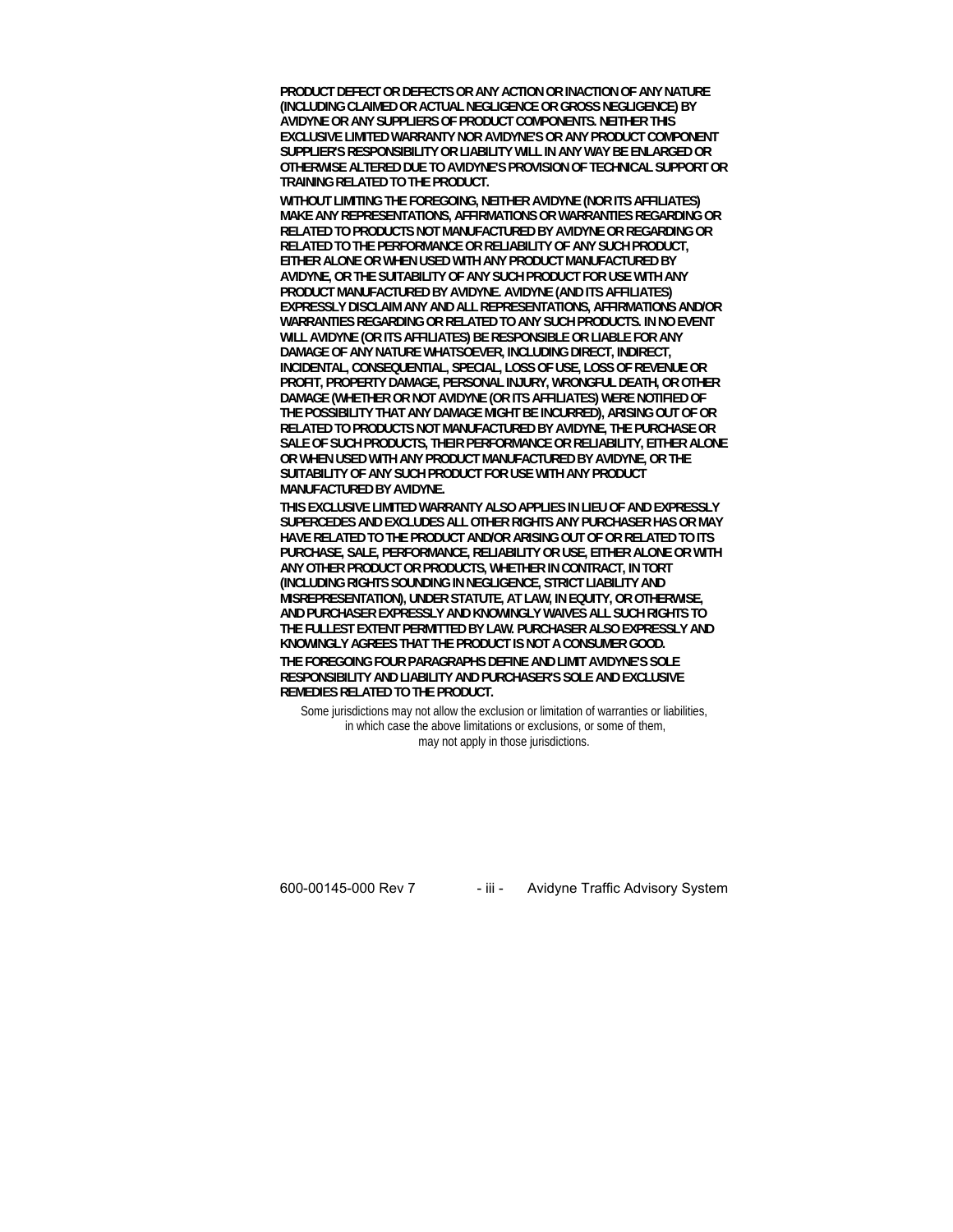**PRODUCT DEFECT OR DEFECTS OR ANY ACTION OR INACTION OF ANY NATURE (INCLUDING CLAIMED OR ACTUAL NEGLIGENCE OR GROSS NEGLIGENCE) BY AVIDYNE OR ANY SUPPLIERS OF PRODUCT COMPONENTS. NEITHER THIS EXCLUSIVE LIMITED WARRANTY NOR AVIDYNE'S OR ANY PRODUCT COMPONENT SUPPLIER'S RESPONSIBILITY OR LIABILITY WILL IN ANY WAY BE ENLARGED OR OTHERWISE ALTERED DUE TO AVIDYNE'S PROVISION OF TECHNICAL SUPPORT OR TRAINING RELATED TO THE PRODUCT.**

**WITHOUT LIMITING THE FOREGOING, NEITHER AVIDYNE (NOR ITS AFFILIATES) MAKE ANY REPRESENTATIONS, AFFIRMATIONS OR WARRANTIES REGARDING OR RELATED TO PRODUCTS NOT MANUFACTURED BY AVIDYNE OR REGARDING OR RELATED TO THE PERFORMANCE OR RELIABILITY OF ANY SUCH PRODUCT, EITHER ALONE OR WHEN USED WITH ANY PRODUCT MANUFACTURED BY AVIDYNE, OR THE SUITABILITY OF ANY SUCH PRODUCT FOR USE WITH ANY PRODUCT MANUFACTURED BY AVIDYNE. AVIDYNE (AND ITS AFFILIATES) EXPRESSLY DISCLAIM ANY AND ALL REPRESENTATIONS, AFFIRMATIONS AND/OR WARRANTIES REGARDING OR RELATED TO ANY SUCH PRODUCTS. IN NO EVENT WILL AVIDYNE (OR ITS AFFILIATES) BE RESPONSIBLE OR LIABLE FOR ANY DAMAGE OF ANY NATURE WHATSOEVER, INCLUDING DIRECT, INDIRECT, INCIDENTAL, CONSEQUENTIAL, SPECIAL, LOSS OF USE, LOSS OF REVENUE OR PROFIT, PROPERTY DAMAGE, PERSONAL INJURY, WRONGFUL DEATH, OR OTHER DAMAGE (WHETHER OR NOT AVIDYNE (OR ITS AFFILIATES) WERE NOTIFIED OF THE POSSIBILITY THAT ANY DAMAGE MIGHT BE INCURRED), ARISING OUT OF OR RELATED TO PRODUCTS NOT MANUFACTURED BY AVIDYNE, THE PURCHASE OR SALE OF SUCH PRODUCTS, THEIR PERFORMANCE OR RELIABILITY, EITHER ALONE OR WHEN USED WITH ANY PRODUCT MANUFACTURED BY AVIDYNE, OR THE SUITABILITY OF ANY SUCH PRODUCT FOR USE WITH ANY PRODUCT MANUFACTURED BY AVIDYNE.**

**THIS EXCLUSIVE LIMITED WARRANTY ALSO APPLIES IN LIEU OF AND EXPRESSLY SUPERCEDES AND EXCLUDES ALL OTHER RIGHTS ANY PURCHASER HAS OR MAY HAVE RELATED TO THE PRODUCT AND/OR ARISING OUT OF OR RELATED TO ITS PURCHASE, SALE, PERFORMANCE, RELIABILITY OR USE, EITHER ALONE OR WITH ANY OTHER PRODUCT OR PRODUCTS, WHETHER IN CONTRACT, IN TORT (INCLUDING RIGHTS SOUNDING IN NEGLIGENCE, STRICT LIABILITY AND MISREPRESENTATION), UNDER STATUTE, AT LAW, IN EQUITY, OR OTHERWISE, AND PURCHASER EXPRESSLY AND KNOWINGLY WAIVES ALL SUCH RIGHTS TO THE FULLEST EXTENT PERMITTED BY LAW. PURCHASER ALSO EXPRESSLY AND KNOWINGLY AGREES THAT THE PRODUCT IS NOT A CONSUMER GOOD.**

**THE FOREGOING FOUR PARAGRAPHS DEFINE AND LIMIT AVIDYNE'S SOLE RESPONSIBILITY AND LIABILITY AND PURCHASER'S SOLE AND EXCLUSIVE REMEDIES RELATED TO THE PRODUCT.**

Some jurisdictions may not allow the exclusion or limitation of warranties or liabilities, in which case the above limitations or exclusions, or some of them, may not apply in those jurisdictions.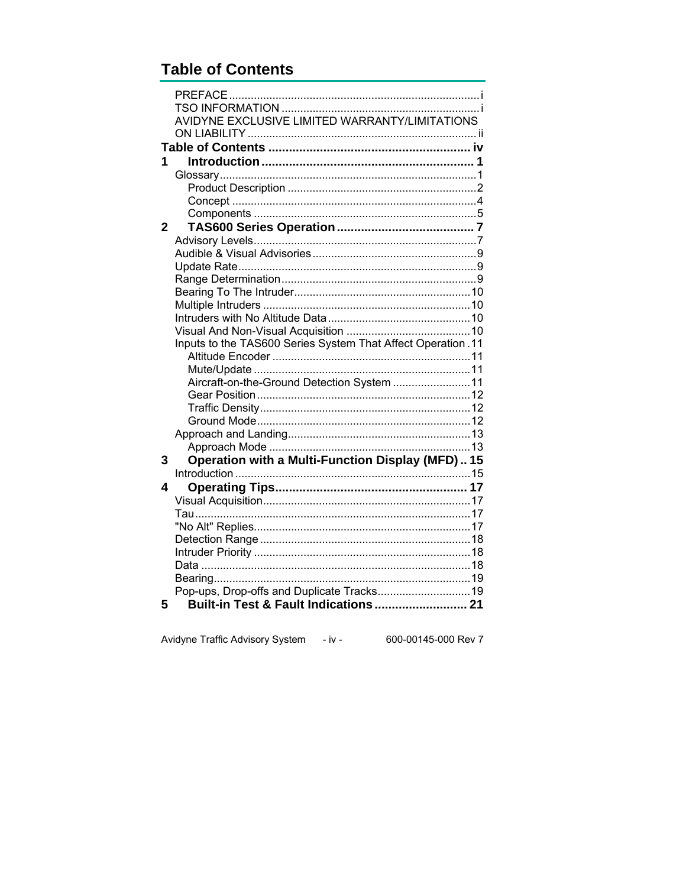# Table of Contents

PREFACE ... i
TSO INFORMATION ... i
AVIDYNE EXCLUSIVE LIMITED WARRANTY/LIMITATIONS ON LIABILITY ... ii

**Table of Contents ... iv**

**1 Introduction ... 1**

- Glossary ... 1
  - Product Description ... 2
  - Concept ... 4
  - Components ... 5

**2 TAS600 Series Operation ... 7**

- Advisory Levels ... 7
- Audible & Visual Advisories ... 9
- Update Rate ... 9
- Range Determination ... 9
- Bearing To The Intruder ... 10
- Multiple Intruders ... 10
- Intruders with No Altitude Data ... 10
- Visual And Non-Visual Acquisition ... 10
- Inputs to the TAS600 Series System That Affect Operation ... 11
  - Altitude Encoder ... 11
  - Mute/Update ... 11
  - Aircraft-on-the-Ground Detection System ... 11
  - Gear Position ... 12
  - Traffic Density ... 12
  - Ground Mode ... 12
- Approach and Landing ... 13
  - Approach Mode ... 13

**3 Operation with a Multi-Function Display (MFD) ... 15**

- Introduction ... 15

**4 Operating Tips ... 17**

- Visual Acquisition ... 17
- Tau ... 17
- "No Alt" Replies ... 17
- Detection Range ... 18
- Intruder Priority ... 18
- Data ... 18
- Bearing ... 19
- Pop-ups, Drop-offs and Duplicate Tracks ... 19

**5 Built-in Test & Fault Indications ... 21**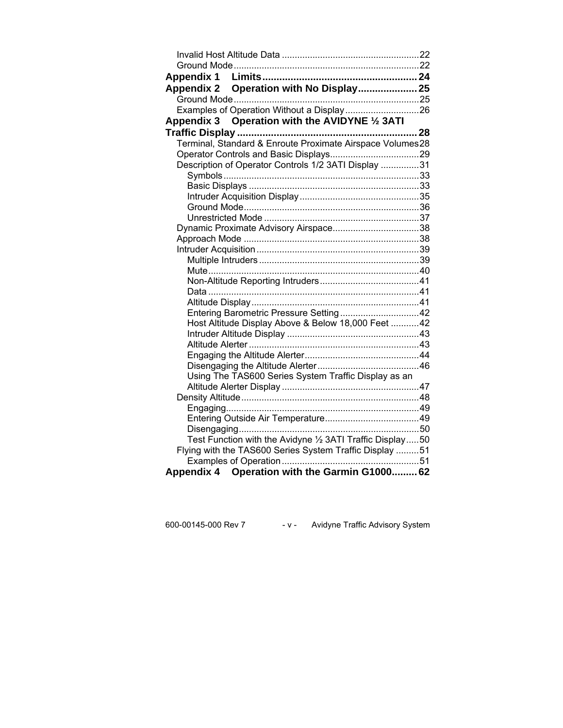Invalid Host Altitude Data ..................................................... 22
Ground Mode ........................................................................ 22

**Appendix 1 Limits ....................................................... 24**

**Appendix 2 Operation with No Display ..................... 25**

Ground Mode ........................................................................ 25
Examples of Operation Without a Display ............................ 26

**Appendix 3 Operation with the AVIDYNE ½ 3ATI Traffic Display ................................................................ 28**

Terminal, Standard & Enroute Proximate Airspace Volumes 28
Operator Controls and Basic Displays ................................... 29
Description of Operator Controls 1/2 3ATI Display ............... 31
- Symbols ............................................................................ 33
- Basic Displays .................................................................. 33
- Intruder Acquisition Display .............................................. 35
- Ground Mode .................................................................... 36
- Unrestricted Mode ............................................................ 37

Dynamic Proximate Advisory Airspace .................................. 38
Approach Mode .................................................................... 38
Intruder Acquisition ............................................................... 39
- Multiple Intruders .............................................................. 39
- Mute .................................................................................. 40
- Non-Altitude Reporting Intruders ....................................... 41
- Data .................................................................................. 41
- Altitude Display ................................................................. 41
- Entering Barometric Pressure Setting ............................... 42
- Host Altitude Display Above & Below 18,000 Feet ........... 42
- Intruder Altitude Display ................................................... 43
- Altitude Alerter .................................................................. 43
- Engaging the Altitude Alerter ............................................ 44
- Disengaging the Altitude Alerter ........................................ 46
- Using The TAS600 Series System Traffic Display as an Altitude Alerter Display ..................................................... 47

Density Altitude ..................................................................... 48
- Engaging ........................................................................... 49
- Entering Outside Air Temperature ..................................... 49
- Disengaging ...................................................................... 50
- Test Function with the Avidyne ½ 3ATI Traffic Display ..... 50

Flying with the TAS600 Series System Traffic Display ......... 51
- Examples of Operation ..................................................... 51

**Appendix 4 Operation with the Garmin G1000 ......... 62**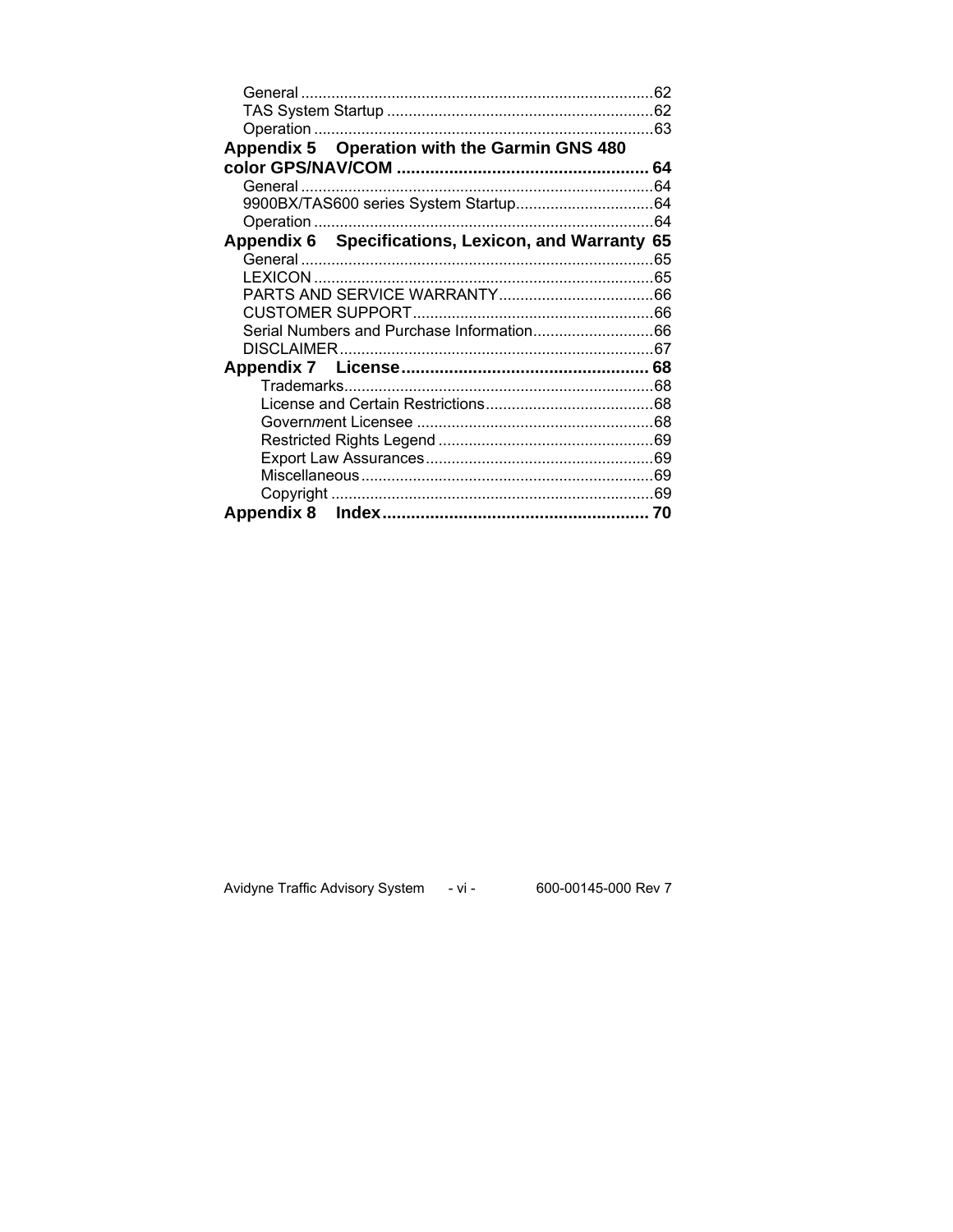General ................................................................................62
TAS System Startup ..............................................................62
Operation ...............................................................................63

**Appendix 5 Operation with the Garmin GNS 480 color GPS/NAV/COM ..................................................... 64**

General ................................................................................64
9900BX/TAS600 series System Startup................................64
Operation ...............................................................................64

**Appendix 6 Specifications, Lexicon, and Warranty 65**

General ................................................................................65
LEXICON ...............................................................................65
PARTS AND SERVICE WARRANTY....................................66
CUSTOMER SUPPORT.........................................................66
Serial Numbers and Purchase Information............................66
DISCLAIMER.........................................................................67

**Appendix 7 License.................................................... 68**

Trademarks........................................................................68
License and Certain Restrictions.......................................68
Government Licensee .......................................................68
Restricted Rights Legend ..................................................69
Export Law Assurances.....................................................69
Miscellaneous....................................................................69
Copyright ..........................................................................69

**Appendix 8 Index........................................................ 70**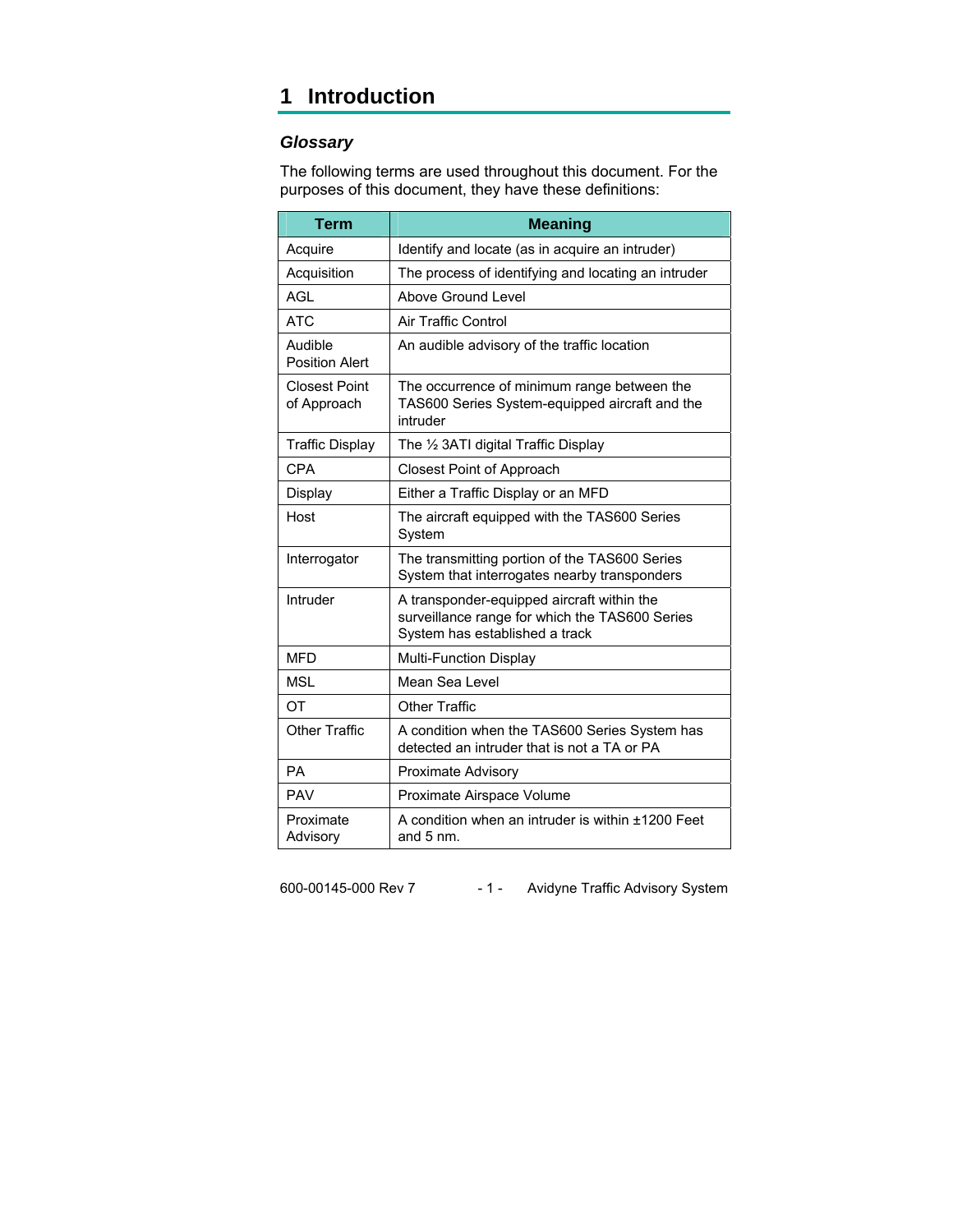# 1 Introduction

### *Glossary*

The following terms are used throughout this document. For the purposes of this document, they have these definitions:

| Term | Meaning |
|---|---|
| Acquire | Identify and locate (as in acquire an intruder) |
| Acquisition | The process of identifying and locating an intruder |
| AGL | Above Ground Level |
| ATC | Air Traffic Control |
| Audible Position Alert | An audible advisory of the traffic location |
| Closest Point of Approach | The occurrence of minimum range between the TAS600 Series System-equipped aircraft and the intruder |
| Traffic Display | The ½ 3ATI digital Traffic Display |
| CPA | Closest Point of Approach |
| Display | Either a Traffic Display or an MFD |
| Host | The aircraft equipped with the TAS600 Series System |
| Interrogator | The transmitting portion of the TAS600 Series System that interrogates nearby transponders |
| Intruder | A transponder-equipped aircraft within the surveillance range for which the TAS600 Series System has established a track |
| MFD | Multi-Function Display |
| MSL | Mean Sea Level |
| OT | Other Traffic |
| Other Traffic | A condition when the TAS600 Series System has detected an intruder that is not a TA or PA |
| PA | Proximate Advisory |
| PAV | Proximate Airspace Volume |
| Proximate Advisory | A condition when an intruder is within ±1200 Feet and 5 nm. |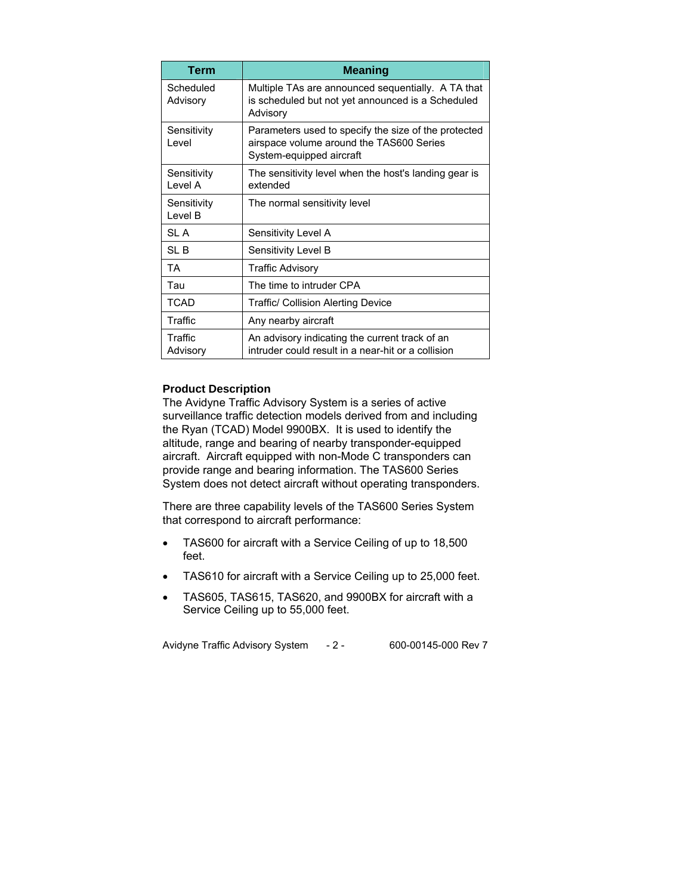| Term | Meaning |
| --- | --- |
| Scheduled Advisory | Multiple TAs are announced sequentially. A TA that is scheduled but not yet announced is a Scheduled Advisory |
| Sensitivity Level | Parameters used to specify the size of the protected airspace volume around the TAS600 Series System-equipped aircraft |
| Sensitivity Level A | The sensitivity level when the host's landing gear is extended |
| Sensitivity Level B | The normal sensitivity level |
| SL A | Sensitivity Level A |
| SL B | Sensitivity Level B |
| TA | Traffic Advisory |
| Tau | The time to intruder CPA |
| TCAD | Traffic/ Collision Alerting Device |
| Traffic | Any nearby aircraft |
| Traffic Advisory | An advisory indicating the current track of an intruder could result in a near-hit or a collision |

**Product Description**

The Avidyne Traffic Advisory System is a series of active surveillance traffic detection models derived from and including the Ryan (TCAD) Model 9900BX. It is used to identify the altitude, range and bearing of nearby transponder-equipped aircraft. Aircraft equipped with non-Mode C transponders can provide range and bearing information. The TAS600 Series System does not detect aircraft without operating transponders.

There are three capability levels of the TAS600 Series System that correspond to aircraft performance:

- TAS600 for aircraft with a Service Ceiling of up to 18,500 feet.
- TAS610 for aircraft with a Service Ceiling up to 25,000 feet.
- TAS605, TAS615, TAS620, and 9900BX for aircraft with a Service Ceiling up to 55,000 feet.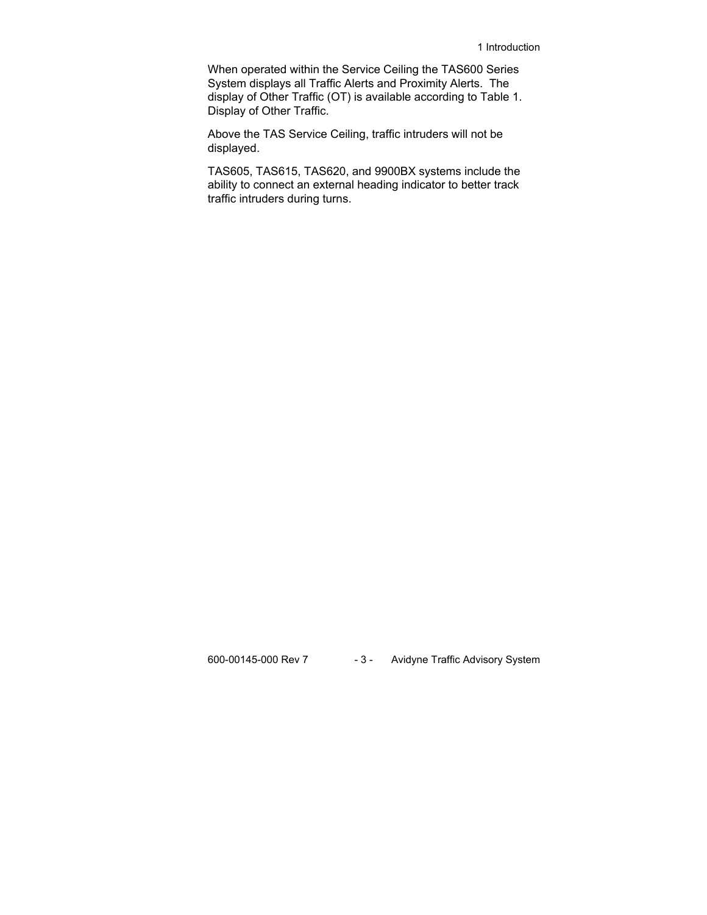When operated within the Service Ceiling the TAS600 Series System displays all Traffic Alerts and Proximity Alerts. The display of Other Traffic (OT) is available according to Table 1. Display of Other Traffic.

Above the TAS Service Ceiling, traffic intruders will not be displayed.

TAS605, TAS615, TAS620, and 9900BX systems include the ability to connect an external heading indicator to better track traffic intruders during turns.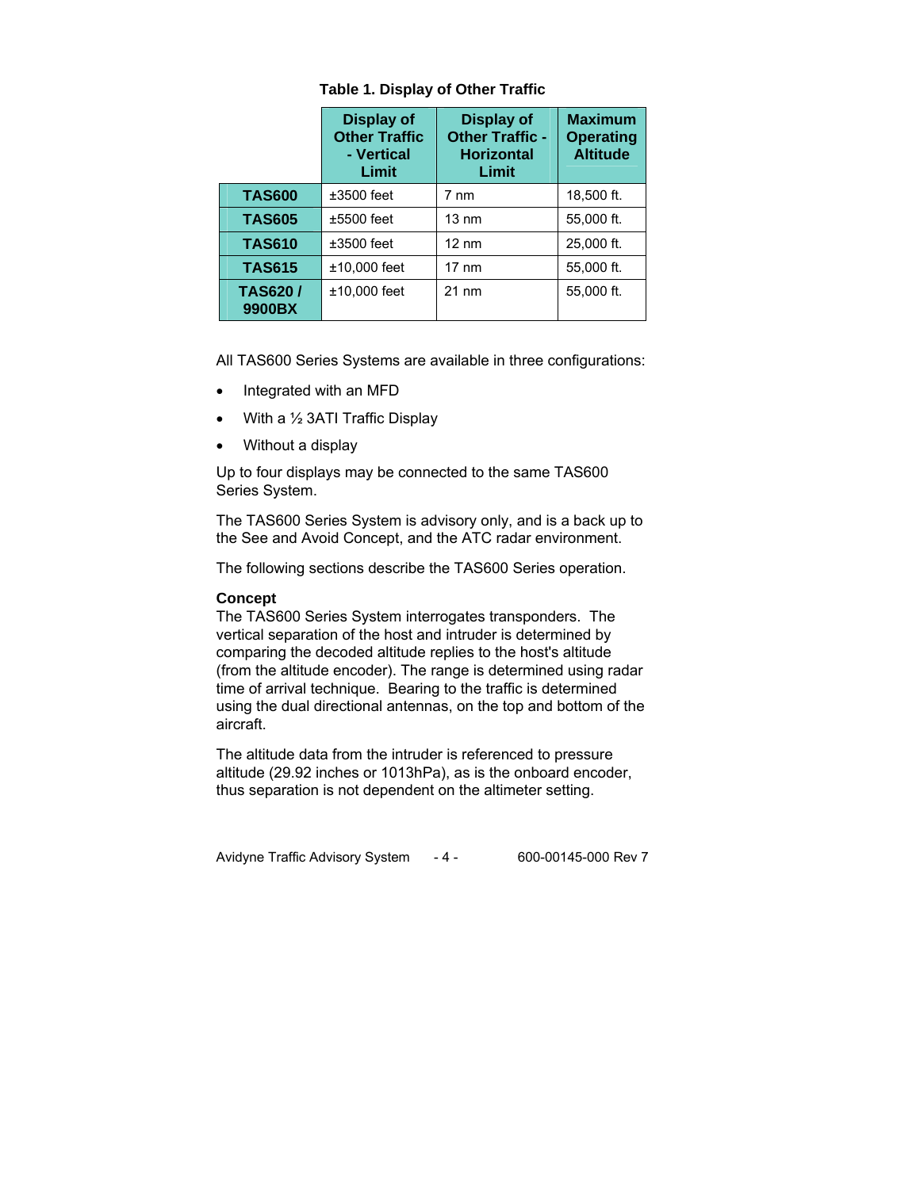**Table 1. Display of Other Traffic**

| | Display of Other Traffic - Vertical Limit | Display of Other Traffic - Horizontal Limit | Maximum Operating Altitude |
|---|---|---|---|
| **TAS600** | ±3500 feet | 7 nm | 18,500 ft. |
| **TAS605** | ±5500 feet | 13 nm | 55,000 ft. |
| **TAS610** | ±3500 feet | 12 nm | 25,000 ft. |
| **TAS615** | ±10,000 feet | 17 nm | 55,000 ft. |
| **TAS620 / 9900BX** | ±10,000 feet | 21 nm | 55,000 ft. |

All TAS600 Series Systems are available in three configurations:

- Integrated with an MFD
- With a ½ 3ATI Traffic Display
- Without a display

Up to four displays may be connected to the same TAS600 Series System.

The TAS600 Series System is advisory only, and is a back up to the See and Avoid Concept, and the ATC radar environment.

The following sections describe the TAS600 Series operation.

**Concept**

The TAS600 Series System interrogates transponders. The vertical separation of the host and intruder is determined by comparing the decoded altitude replies to the host's altitude (from the altitude encoder). The range is determined using radar time of arrival technique. Bearing to the traffic is determined using the dual directional antennas, on the top and bottom of the aircraft.

The altitude data from the intruder is referenced to pressure altitude (29.92 inches or 1013hPa), as is the onboard encoder, thus separation is not dependent on the altimeter setting.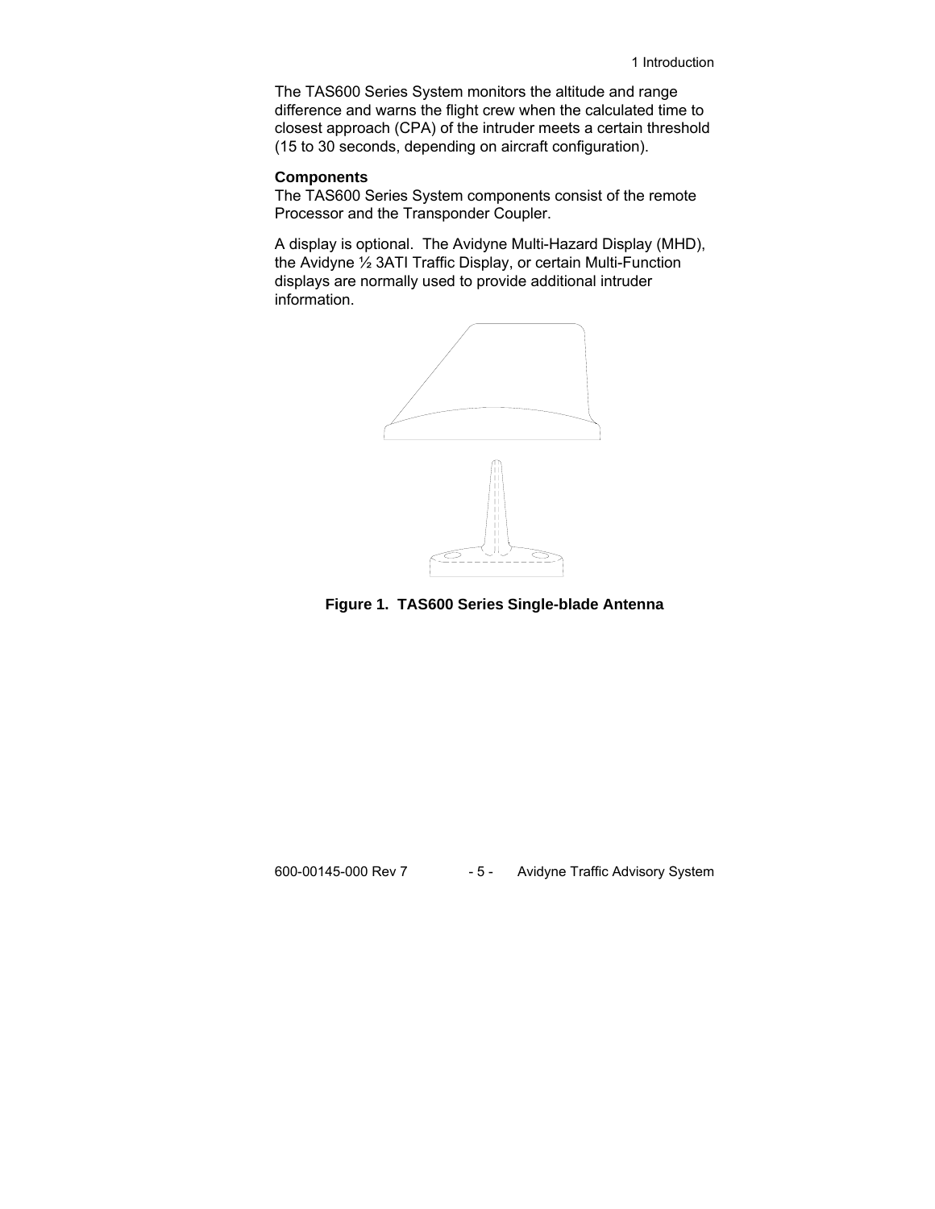The TAS600 Series System monitors the altitude and range difference and warns the flight crew when the calculated time to closest approach (CPA) of the intruder meets a certain threshold (15 to 30 seconds, depending on aircraft configuration).

**Components**

The TAS600 Series System components consist of the remote Processor and the Transponder Coupler.

A display is optional. The Avidyne Multi-Hazard Display (MHD), the Avidyne ½ 3ATI Traffic Display, or certain Multi-Function displays are normally used to provide additional intruder information.

**Figure 1. TAS600 Series Single-blade Antenna**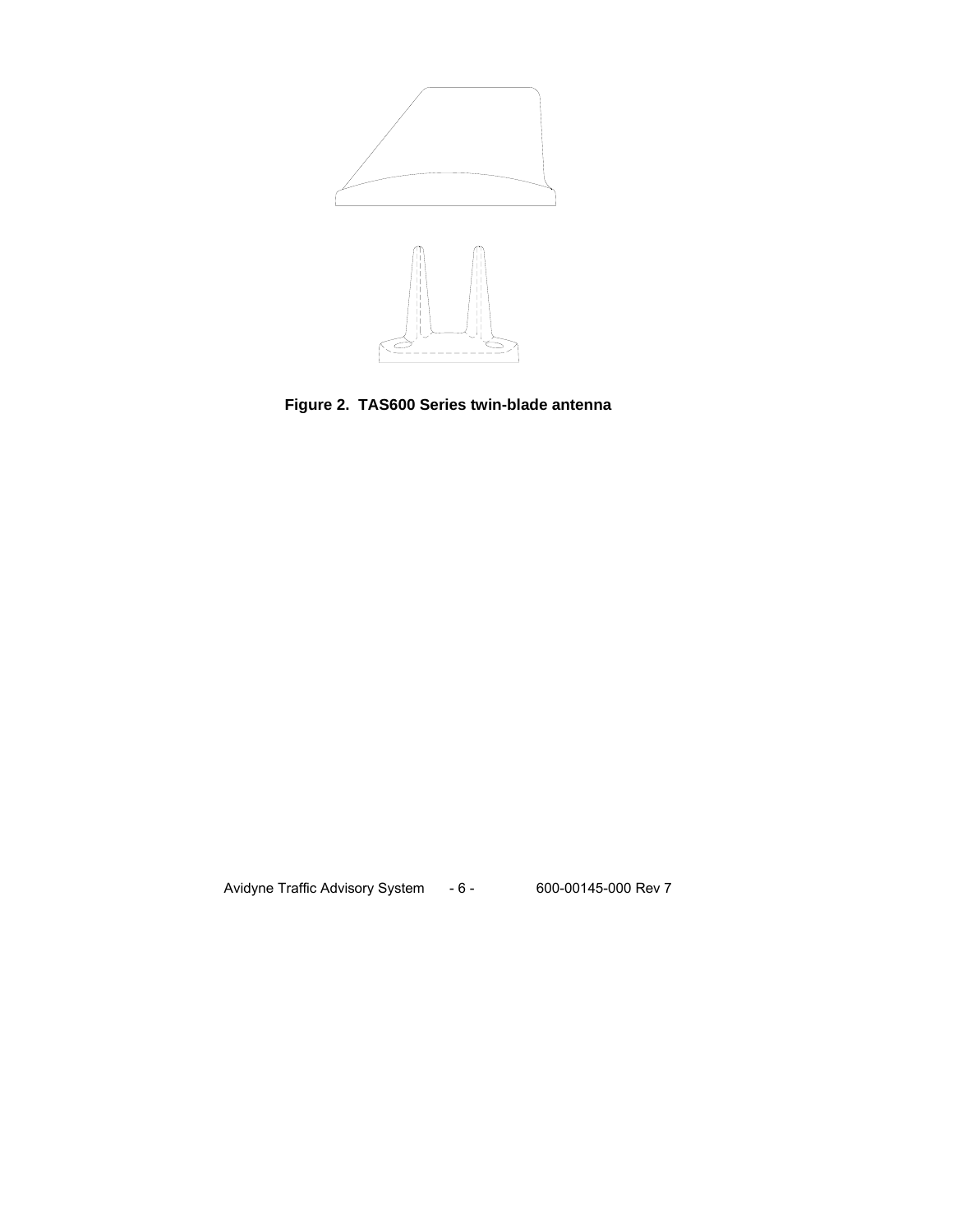**Figure 2. TAS600 Series twin-blade antenna**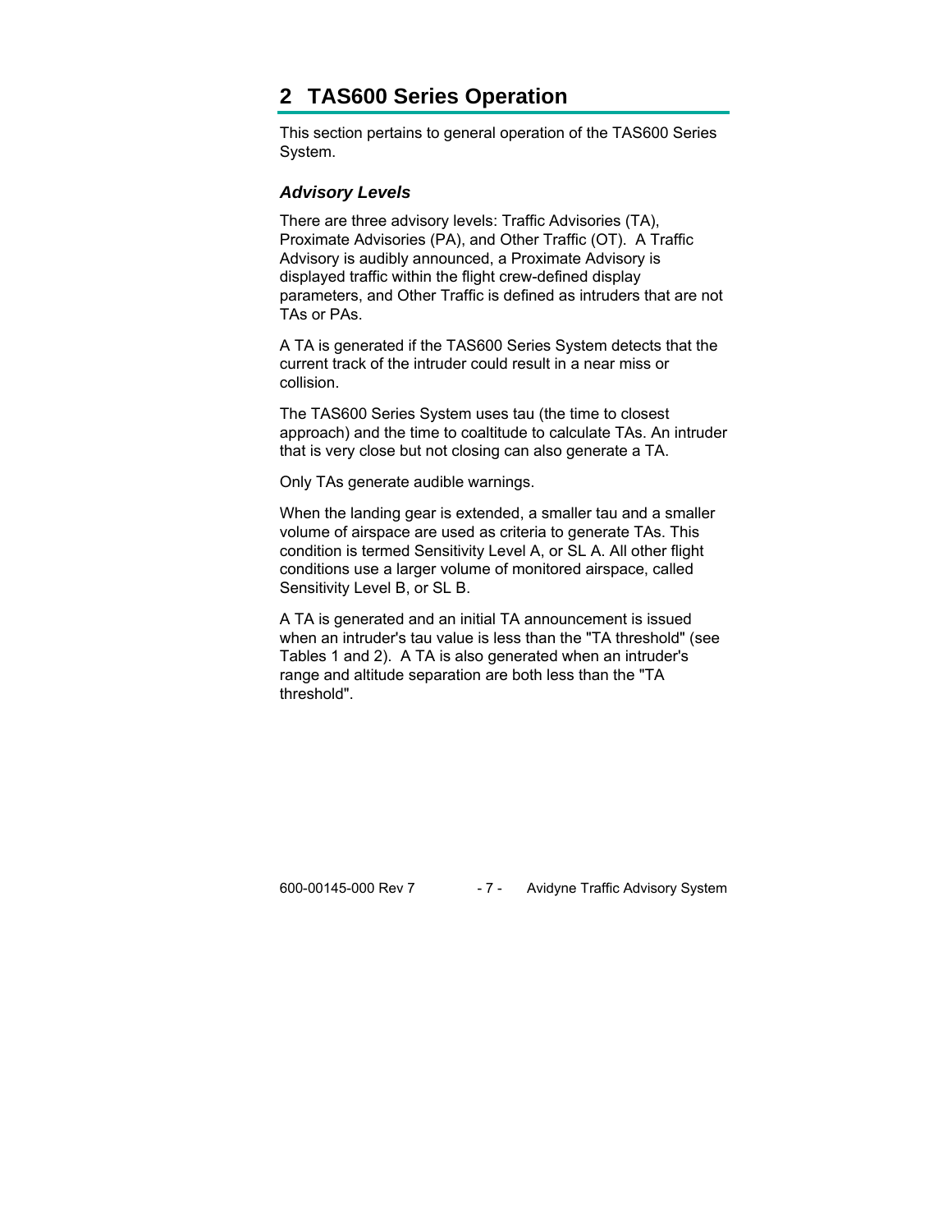# 2 TAS600 Series Operation

This section pertains to general operation of the TAS600 Series System.

### *Advisory Levels*

There are three advisory levels: Traffic Advisories (TA), Proximate Advisories (PA), and Other Traffic (OT). A Traffic Advisory is audibly announced, a Proximate Advisory is displayed traffic within the flight crew-defined display parameters, and Other Traffic is defined as intruders that are not TAs or PAs.

A TA is generated if the TAS600 Series System detects that the current track of the intruder could result in a near miss or collision.

The TAS600 Series System uses tau (the time to closest approach) and the time to coaltitude to calculate TAs. An intruder that is very close but not closing can also generate a TA.

Only TAs generate audible warnings.

When the landing gear is extended, a smaller tau and a smaller volume of airspace are used as criteria to generate TAs. This condition is termed Sensitivity Level A, or SL A. All other flight conditions use a larger volume of monitored airspace, called Sensitivity Level B, or SL B.

A TA is generated and an initial TA announcement is issued when an intruder's tau value is less than the "TA threshold" (see Tables 1 and 2). A TA is also generated when an intruder's range and altitude separation are both less than the "TA threshold".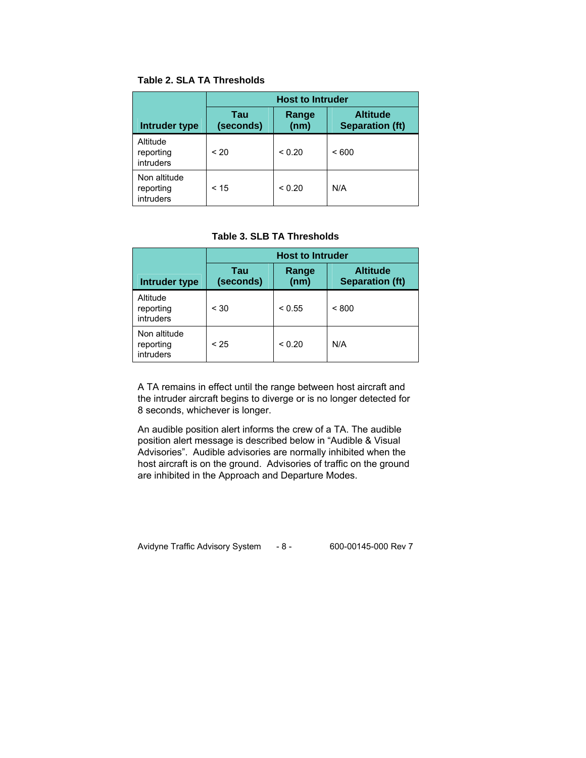**Table 2. SLA TA Thresholds**

| Intruder type | Host to Intruder | | |
|---|---|---|---|
| | Tau (seconds) | Range (nm) | Altitude Separation (ft) |
| Altitude reporting intruders | < 20 | < 0.20 | < 600 |
| Non altitude reporting intruders | < 15 | < 0.20 | N/A |

**Table 3. SLB TA Thresholds**

| Intruder type | Host to Intruder | | |
|---|---|---|---|
| | Tau (seconds) | Range (nm) | Altitude Separation (ft) |
| Altitude reporting intruders | < 30 | < 0.55 | < 800 |
| Non altitude reporting intruders | < 25 | < 0.20 | N/A |

A TA remains in effect until the range between host aircraft and the intruder aircraft begins to diverge or is no longer detected for 8 seconds, whichever is longer.

An audible position alert informs the crew of a TA. The audible position alert message is described below in "Audible & Visual Advisories". Audible advisories are normally inhibited when the host aircraft is on the ground. Advisories of traffic on the ground are inhibited in the Approach and Departure Modes.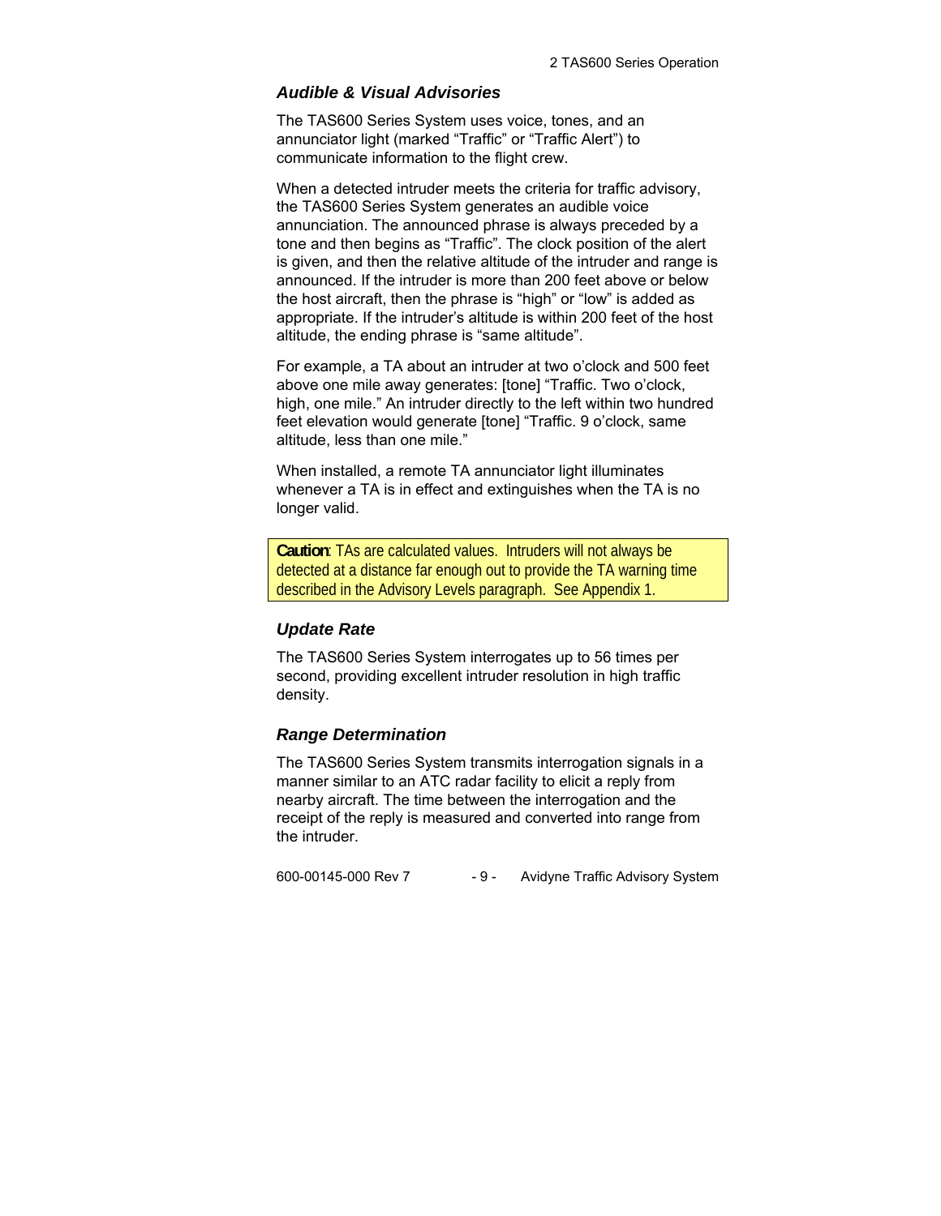### *Audible & Visual Advisories*

The TAS600 Series System uses voice, tones, and an annunciator light (marked “Traffic” or “Traffic Alert”) to communicate information to the flight crew.

When a detected intruder meets the criteria for traffic advisory, the TAS600 Series System generates an audible voice annunciation. The announced phrase is always preceded by a tone and then begins as “Traffic”. The clock position of the alert is given, and then the relative altitude of the intruder and range is announced. If the intruder is more than 200 feet above or below the host aircraft, then the phrase is “high” or “low” is added as appropriate. If the intruder’s altitude is within 200 feet of the host altitude, the ending phrase is “same altitude”.

For example, a TA about an intruder at two o’clock and 500 feet above one mile away generates: [tone] “Traffic. Two o’clock, high, one mile.” An intruder directly to the left within two hundred feet elevation would generate [tone] “Traffic. 9 o’clock, same altitude, less than one mile.”

When installed, a remote TA annunciator light illuminates whenever a TA is in effect and extinguishes when the TA is no longer valid.

> **Caution**: TAs are calculated values. Intruders will not always be detected at a distance far enough out to provide the TA warning time described in the Advisory Levels paragraph. See Appendix 1.

### *Update Rate*

The TAS600 Series System interrogates up to 56 times per second, providing excellent intruder resolution in high traffic density.

### *Range Determination*

The TAS600 Series System transmits interrogation signals in a manner similar to an ATC radar facility to elicit a reply from nearby aircraft. The time between the interrogation and the receipt of the reply is measured and converted into range from the intruder.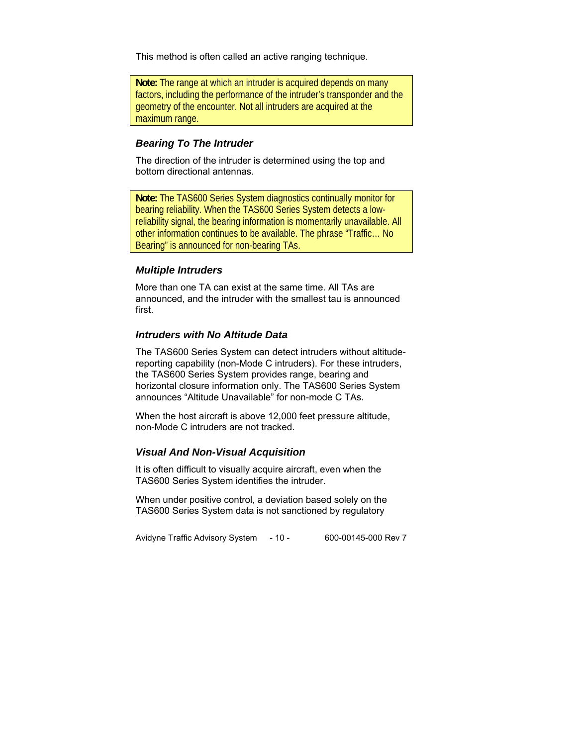This method is often called an active ranging technique.

> **Note:** The range at which an intruder is acquired depends on many factors, including the performance of the intruder's transponder and the geometry of the encounter. Not all intruders are acquired at the maximum range.

### *Bearing To The Intruder*

The direction of the intruder is determined using the top and bottom directional antennas.

> **Note:** The TAS600 Series System diagnostics continually monitor for bearing reliability. When the TAS600 Series System detects a low-reliability signal, the bearing information is momentarily unavailable. All other information continues to be available. The phrase "Traffic… No Bearing" is announced for non-bearing TAs.

### *Multiple Intruders*

More than one TA can exist at the same time. All TAs are announced, and the intruder with the smallest tau is announced first.

### *Intruders with No Altitude Data*

The TAS600 Series System can detect intruders without altitude-reporting capability (non-Mode C intruders). For these intruders, the TAS600 Series System provides range, bearing and horizontal closure information only. The TAS600 Series System announces "Altitude Unavailable" for non-mode C TAs.

When the host aircraft is above 12,000 feet pressure altitude, non-Mode C intruders are not tracked.

### *Visual And Non-Visual Acquisition*

It is often difficult to visually acquire aircraft, even when the TAS600 Series System identifies the intruder.

When under positive control, a deviation based solely on the TAS600 Series System data is not sanctioned by regulatory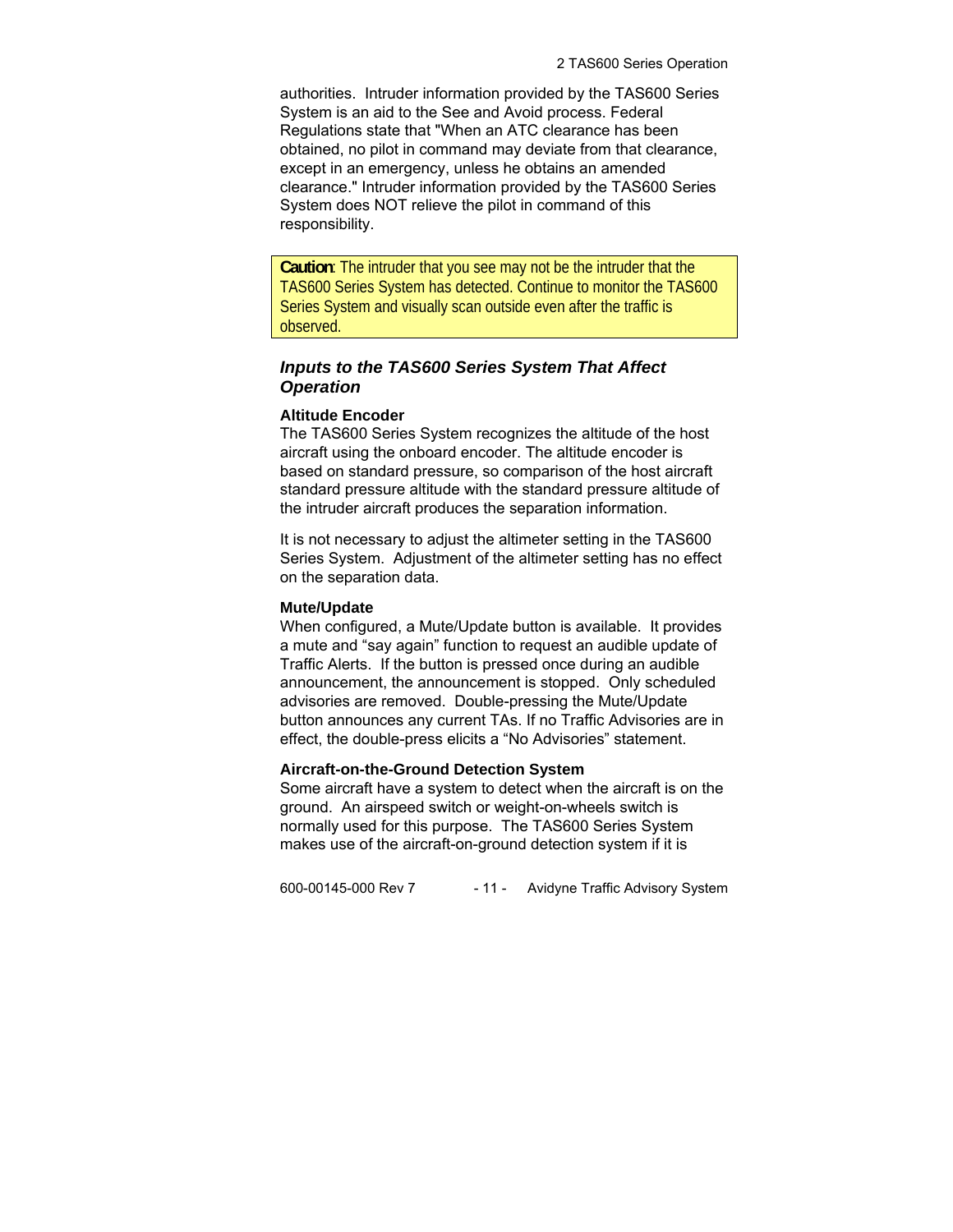authorities. Intruder information provided by the TAS600 Series System is an aid to the See and Avoid process. Federal Regulations state that "When an ATC clearance has been obtained, no pilot in command may deviate from that clearance, except in an emergency, unless he obtains an amended clearance." Intruder information provided by the TAS600 Series System does NOT relieve the pilot in command of this responsibility.

> **Caution**: The intruder that you see may not be the intruder that the TAS600 Series System has detected. Continue to monitor the TAS600 Series System and visually scan outside even after the traffic is observed.

### *Inputs to the TAS600 Series System That Affect Operation*

#### Altitude Encoder

The TAS600 Series System recognizes the altitude of the host aircraft using the onboard encoder. The altitude encoder is based on standard pressure, so comparison of the host aircraft standard pressure altitude with the standard pressure altitude of the intruder aircraft produces the separation information.

It is not necessary to adjust the altimeter setting in the TAS600 Series System. Adjustment of the altimeter setting has no effect on the separation data.

#### Mute/Update

When configured, a Mute/Update button is available. It provides a mute and "say again" function to request an audible update of Traffic Alerts. If the button is pressed once during an audible announcement, the announcement is stopped. Only scheduled advisories are removed. Double-pressing the Mute/Update button announces any current TAs. If no Traffic Advisories are in effect, the double-press elicits a "No Advisories" statement.

#### Aircraft-on-the-Ground Detection System

Some aircraft have a system to detect when the aircraft is on the ground. An airspeed switch or weight-on-wheels switch is normally used for this purpose. The TAS600 Series System makes use of the aircraft-on-ground detection system if it is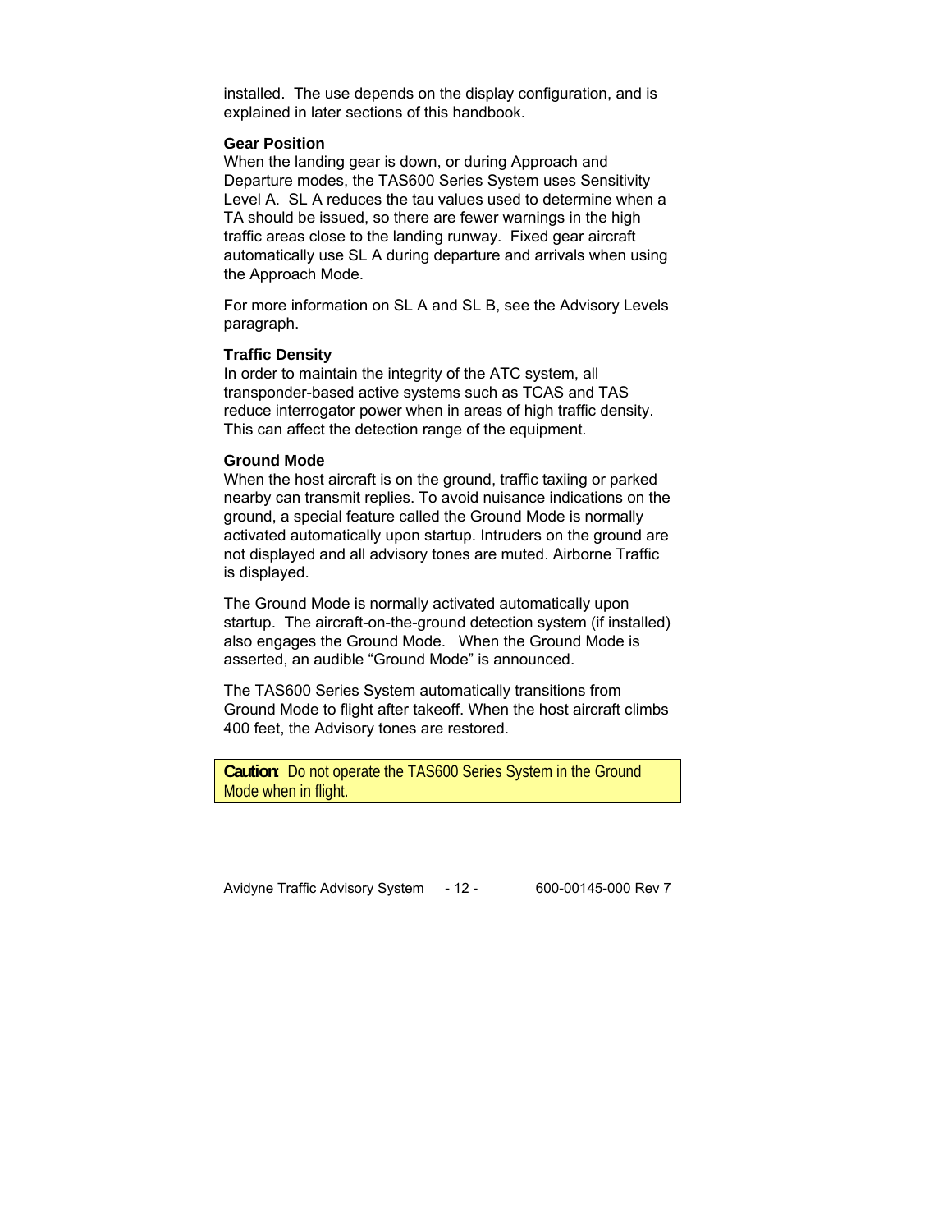installed. The use depends on the display configuration, and is explained in later sections of this handbook.

**Gear Position**

When the landing gear is down, or during Approach and Departure modes, the TAS600 Series System uses Sensitivity Level A. SL A reduces the tau values used to determine when a TA should be issued, so there are fewer warnings in the high traffic areas close to the landing runway. Fixed gear aircraft automatically use SL A during departure and arrivals when using the Approach Mode.

For more information on SL A and SL B, see the Advisory Levels paragraph.

**Traffic Density**

In order to maintain the integrity of the ATC system, all transponder-based active systems such as TCAS and TAS reduce interrogator power when in areas of high traffic density. This can affect the detection range of the equipment.

**Ground Mode**

When the host aircraft is on the ground, traffic taxiing or parked nearby can transmit replies. To avoid nuisance indications on the ground, a special feature called the Ground Mode is normally activated automatically upon startup. Intruders on the ground are not displayed and all advisory tones are muted. Airborne Traffic is displayed.

The Ground Mode is normally activated automatically upon startup. The aircraft-on-the-ground detection system (if installed) also engages the Ground Mode. When the Ground Mode is asserted, an audible "Ground Mode" is announced.

The TAS600 Series System automatically transitions from Ground Mode to flight after takeoff. When the host aircraft climbs 400 feet, the Advisory tones are restored.

> **Caution**: Do not operate the TAS600 Series System in the Ground Mode when in flight.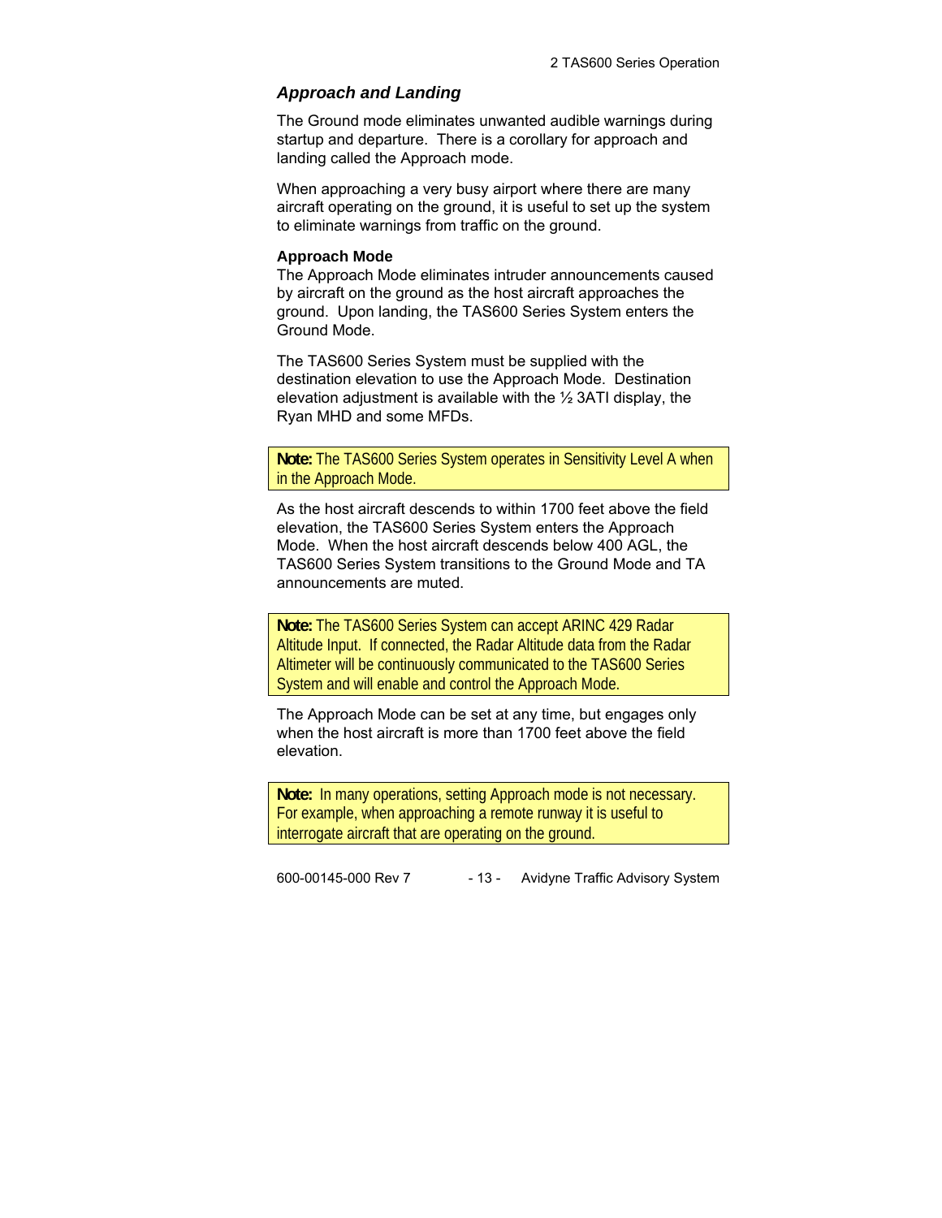## *Approach and Landing*

The Ground mode eliminates unwanted audible warnings during startup and departure. There is a corollary for approach and landing called the Approach mode.

When approaching a very busy airport where there are many aircraft operating on the ground, it is useful to set up the system to eliminate warnings from traffic on the ground.

### Approach Mode

The Approach Mode eliminates intruder announcements caused by aircraft on the ground as the host aircraft approaches the ground. Upon landing, the TAS600 Series System enters the Ground Mode.

The TAS600 Series System must be supplied with the destination elevation to use the Approach Mode. Destination elevation adjustment is available with the ½ 3ATI display, the Ryan MHD and some MFDs.

> **Note:** The TAS600 Series System operates in Sensitivity Level A when in the Approach Mode.

As the host aircraft descends to within 1700 feet above the field elevation, the TAS600 Series System enters the Approach Mode. When the host aircraft descends below 400 AGL, the TAS600 Series System transitions to the Ground Mode and TA announcements are muted.

> **Note:** The TAS600 Series System can accept ARINC 429 Radar Altitude Input. If connected, the Radar Altitude data from the Radar Altimeter will be continuously communicated to the TAS600 Series System and will enable and control the Approach Mode.

The Approach Mode can be set at any time, but engages only when the host aircraft is more than 1700 feet above the field elevation.

> **Note:** In many operations, setting Approach mode is not necessary. For example, when approaching a remote runway it is useful to interrogate aircraft that are operating on the ground.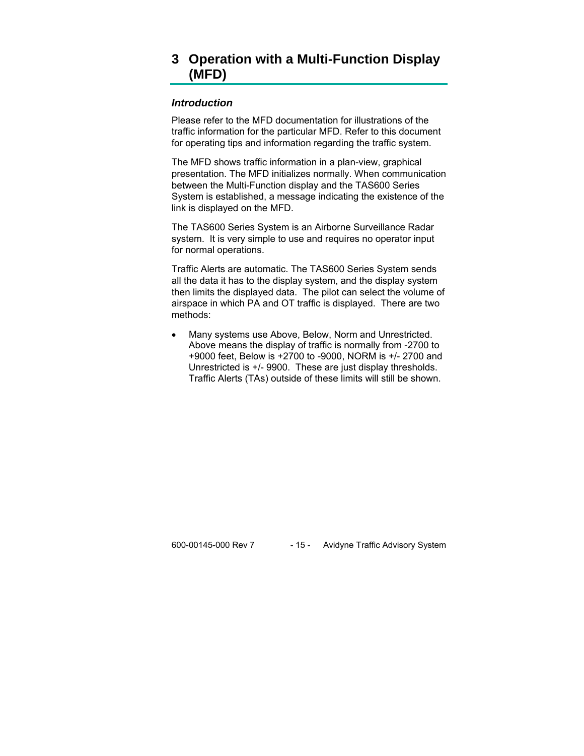# 3 Operation with a Multi-Function Display (MFD)

### *Introduction*

Please refer to the MFD documentation for illustrations of the traffic information for the particular MFD. Refer to this document for operating tips and information regarding the traffic system.

The MFD shows traffic information in a plan-view, graphical presentation. The MFD initializes normally. When communication between the Multi-Function display and the TAS600 Series System is established, a message indicating the existence of the link is displayed on the MFD.

The TAS600 Series System is an Airborne Surveillance Radar system. It is very simple to use and requires no operator input for normal operations.

Traffic Alerts are automatic. The TAS600 Series System sends all the data it has to the display system, and the display system then limits the displayed data. The pilot can select the volume of airspace in which PA and OT traffic is displayed. There are two methods:

- Many systems use Above, Below, Norm and Unrestricted. Above means the display of traffic is normally from -2700 to +9000 feet, Below is +2700 to -9000, NORM is +/- 2700 and Unrestricted is +/- 9900. These are just display thresholds. Traffic Alerts (TAs) outside of these limits will still be shown.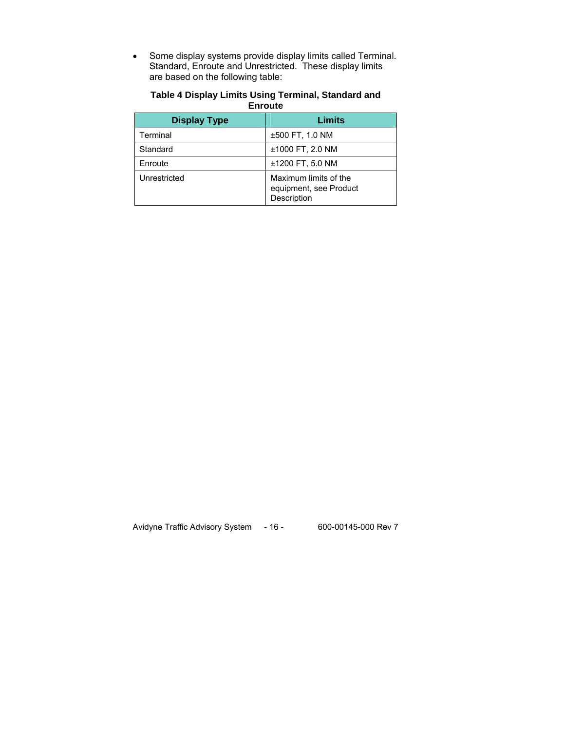- Some display systems provide display limits called Terminal. Standard, Enroute and Unrestricted.  These display limits are based on the following table:

**Table 4 Display Limits Using Terminal, Standard and Enroute**

| Display Type | Limits |
|---|---|
| Terminal | ±500 FT, 1.0 NM |
| Standard | ±1000 FT, 2.0 NM |
| Enroute | ±1200 FT, 5.0 NM |
| Unrestricted | Maximum limits of the equipment, see Product Description |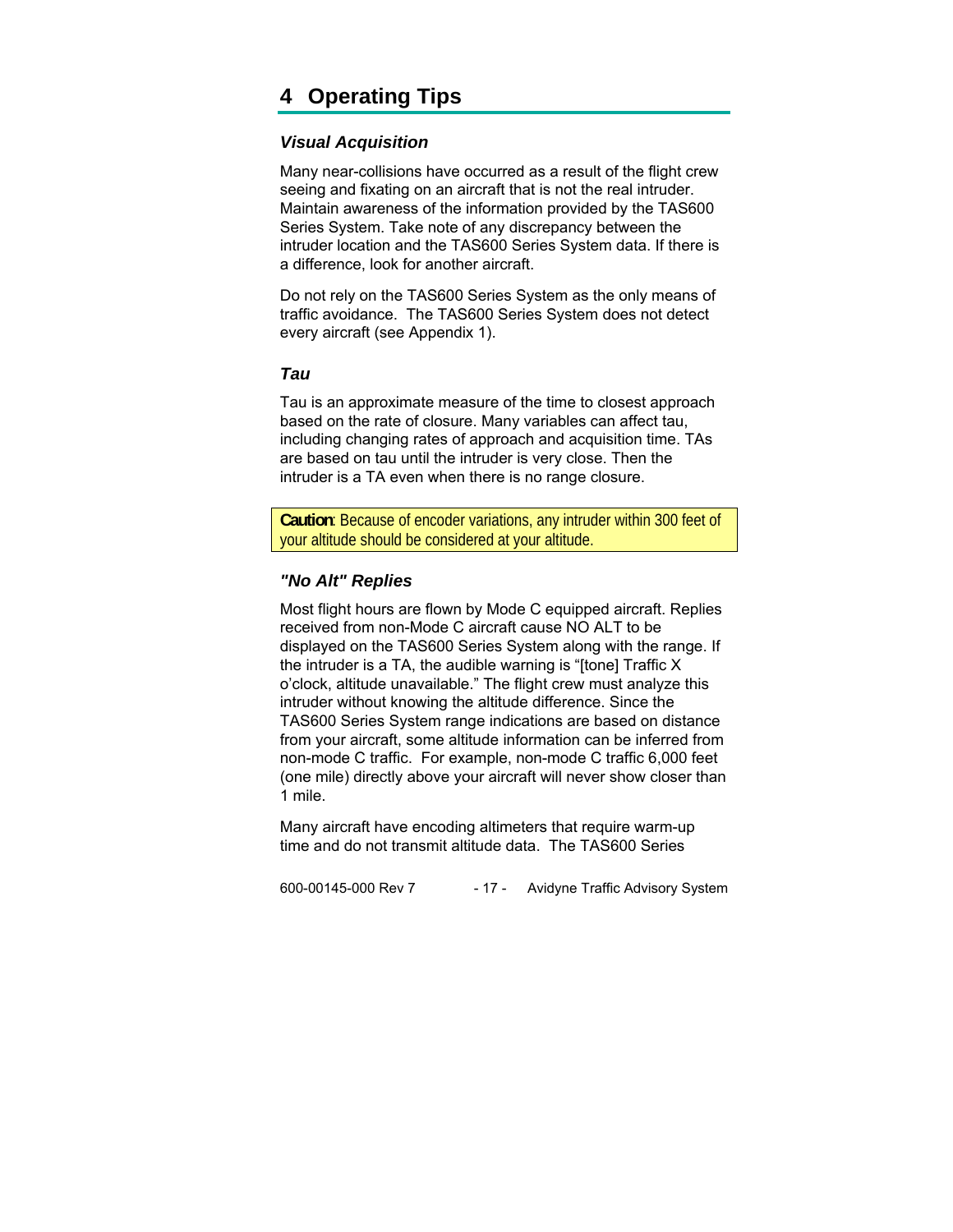# 4 Operating Tips

### *Visual Acquisition*

Many near-collisions have occurred as a result of the flight crew seeing and fixating on an aircraft that is not the real intruder. Maintain awareness of the information provided by the TAS600 Series System. Take note of any discrepancy between the intruder location and the TAS600 Series System data. If there is a difference, look for another aircraft.

Do not rely on the TAS600 Series System as the only means of traffic avoidance. The TAS600 Series System does not detect every aircraft (see Appendix 1).

### *Tau*

Tau is an approximate measure of the time to closest approach based on the rate of closure. Many variables can affect tau, including changing rates of approach and acquisition time. TAs are based on tau until the intruder is very close. Then the intruder is a TA even when there is no range closure.

> **Caution**: Because of encoder variations, any intruder within 300 feet of your altitude should be considered at your altitude.

### *"No Alt" Replies*

Most flight hours are flown by Mode C equipped aircraft. Replies received from non-Mode C aircraft cause NO ALT to be displayed on the TAS600 Series System along with the range. If the intruder is a TA, the audible warning is "[tone] Traffic X o'clock, altitude unavailable." The flight crew must analyze this intruder without knowing the altitude difference. Since the TAS600 Series System range indications are based on distance from your aircraft, some altitude information can be inferred from non-mode C traffic. For example, non-mode C traffic 6,000 feet (one mile) directly above your aircraft will never show closer than 1 mile.

Many aircraft have encoding altimeters that require warm-up time and do not transmit altitude data. The TAS600 Series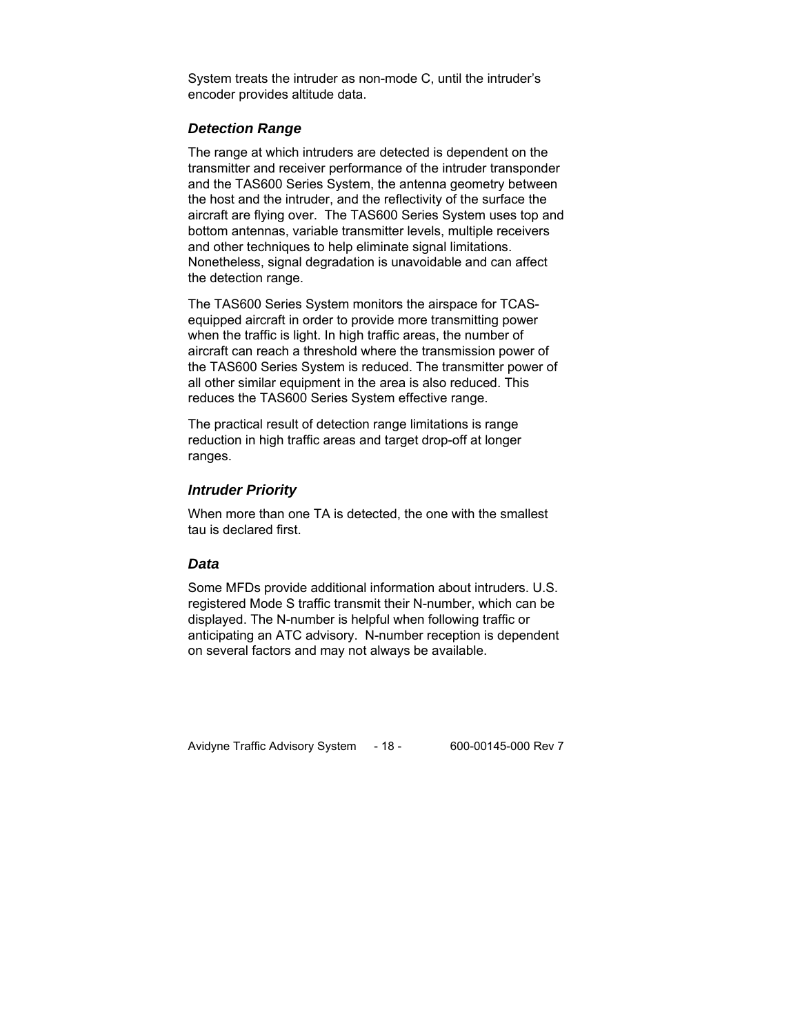System treats the intruder as non-mode C, until the intruder's encoder provides altitude data.

### *Detection Range*

The range at which intruders are detected is dependent on the transmitter and receiver performance of the intruder transponder and the TAS600 Series System, the antenna geometry between the host and the intruder, and the reflectivity of the surface the aircraft are flying over. The TAS600 Series System uses top and bottom antennas, variable transmitter levels, multiple receivers and other techniques to help eliminate signal limitations. Nonetheless, signal degradation is unavoidable and can affect the detection range.

The TAS600 Series System monitors the airspace for TCAS-equipped aircraft in order to provide more transmitting power when the traffic is light. In high traffic areas, the number of aircraft can reach a threshold where the transmission power of the TAS600 Series System is reduced. The transmitter power of all other similar equipment in the area is also reduced. This reduces the TAS600 Series System effective range.

The practical result of detection range limitations is range reduction in high traffic areas and target drop-off at longer ranges.

### *Intruder Priority*

When more than one TA is detected, the one with the smallest tau is declared first.

### *Data*

Some MFDs provide additional information about intruders. U.S. registered Mode S traffic transmit their N-number, which can be displayed. The N-number is helpful when following traffic or anticipating an ATC advisory. N-number reception is dependent on several factors and may not always be available.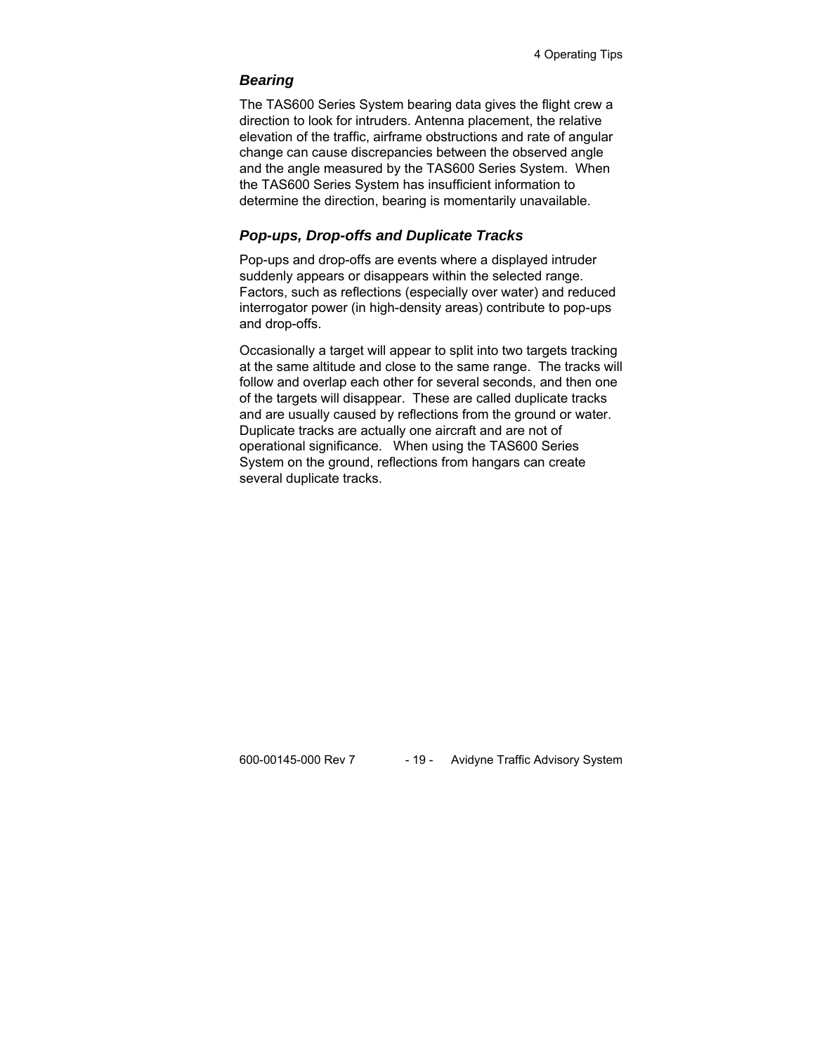### *Bearing*

The TAS600 Series System bearing data gives the flight crew a direction to look for intruders. Antenna placement, the relative elevation of the traffic, airframe obstructions and rate of angular change can cause discrepancies between the observed angle and the angle measured by the TAS600 Series System. When the TAS600 Series System has insufficient information to determine the direction, bearing is momentarily unavailable.

### *Pop-ups, Drop-offs and Duplicate Tracks*

Pop-ups and drop-offs are events where a displayed intruder suddenly appears or disappears within the selected range. Factors, such as reflections (especially over water) and reduced interrogator power (in high-density areas) contribute to pop-ups and drop-offs.

Occasionally a target will appear to split into two targets tracking at the same altitude and close to the same range. The tracks will follow and overlap each other for several seconds, and then one of the targets will disappear. These are called duplicate tracks and are usually caused by reflections from the ground or water. Duplicate tracks are actually one aircraft and are not of operational significance. When using the TAS600 Series System on the ground, reflections from hangars can create several duplicate tracks.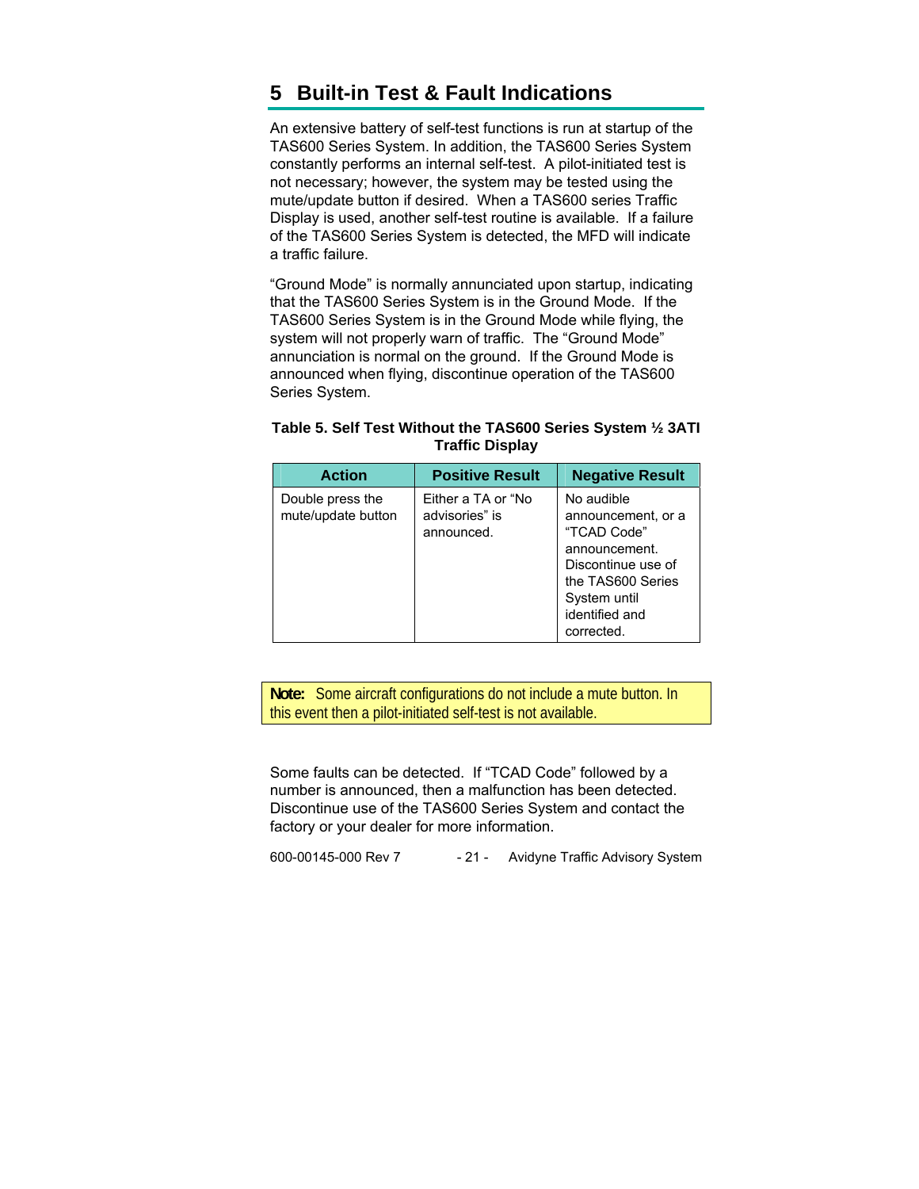# 5 Built-in Test & Fault Indications

An extensive battery of self-test functions is run at startup of the TAS600 Series System. In addition, the TAS600 Series System constantly performs an internal self-test. A pilot-initiated test is not necessary; however, the system may be tested using the mute/update button if desired. When a TAS600 series Traffic Display is used, another self-test routine is available. If a failure of the TAS600 Series System is detected, the MFD will indicate a traffic failure.

"Ground Mode" is normally annunciated upon startup, indicating that the TAS600 Series System is in the Ground Mode. If the TAS600 Series System is in the Ground Mode while flying, the system will not properly warn of traffic. The "Ground Mode" annunciation is normal on the ground. If the Ground Mode is announced when flying, discontinue operation of the TAS600 Series System.

**Table 5. Self Test Without the TAS600 Series System ½ 3ATI Traffic Display**

| Action | Positive Result | Negative Result |
|---|---|---|
| Double press the mute/update button | Either a TA or "No advisories" is announced. | No audible announcement, or a "TCAD Code" announcement. Discontinue use of the TAS600 Series System until identified and corrected. |

**Note:** Some aircraft configurations do not include a mute button. In this event then a pilot-initiated self-test is not available.

Some faults can be detected. If "TCAD Code" followed by a number is announced, then a malfunction has been detected. Discontinue use of the TAS600 Series System and contact the factory or your dealer for more information.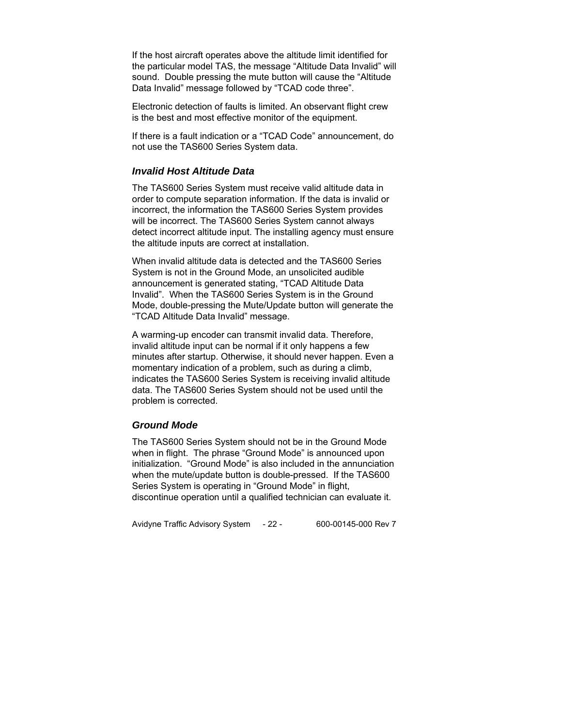If the host aircraft operates above the altitude limit identified for the particular model TAS, the message “Altitude Data Invalid” will sound. Double pressing the mute button will cause the “Altitude Data Invalid” message followed by “TCAD code three”.

Electronic detection of faults is limited. An observant flight crew is the best and most effective monitor of the equipment.

If there is a fault indication or a “TCAD Code” announcement, do not use the TAS600 Series System data.

### *Invalid Host Altitude Data*

The TAS600 Series System must receive valid altitude data in order to compute separation information. If the data is invalid or incorrect, the information the TAS600 Series System provides will be incorrect. The TAS600 Series System cannot always detect incorrect altitude input. The installing agency must ensure the altitude inputs are correct at installation.

When invalid altitude data is detected and the TAS600 Series System is not in the Ground Mode, an unsolicited audible announcement is generated stating, “TCAD Altitude Data Invalid”. When the TAS600 Series System is in the Ground Mode, double-pressing the Mute/Update button will generate the “TCAD Altitude Data Invalid” message.

A warming-up encoder can transmit invalid data. Therefore, invalid altitude input can be normal if it only happens a few minutes after startup. Otherwise, it should never happen. Even a momentary indication of a problem, such as during a climb, indicates the TAS600 Series System is receiving invalid altitude data. The TAS600 Series System should not be used until the problem is corrected.

### *Ground Mode*

The TAS600 Series System should not be in the Ground Mode when in flight. The phrase “Ground Mode” is announced upon initialization. “Ground Mode” is also included in the annunciation when the mute/update button is double-pressed. If the TAS600 Series System is operating in “Ground Mode” in flight, discontinue operation until a qualified technician can evaluate it.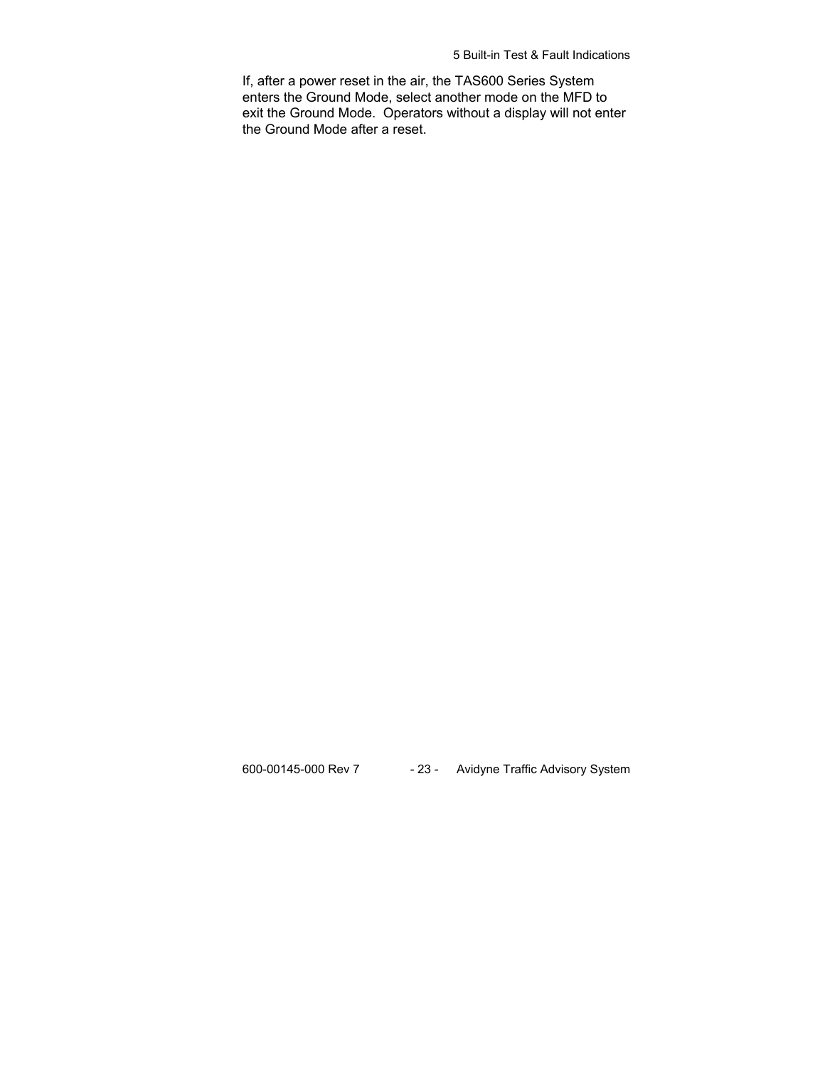If, after a power reset in the air, the TAS600 Series System enters the Ground Mode, select another mode on the MFD to exit the Ground Mode. Operators without a display will not enter the Ground Mode after a reset.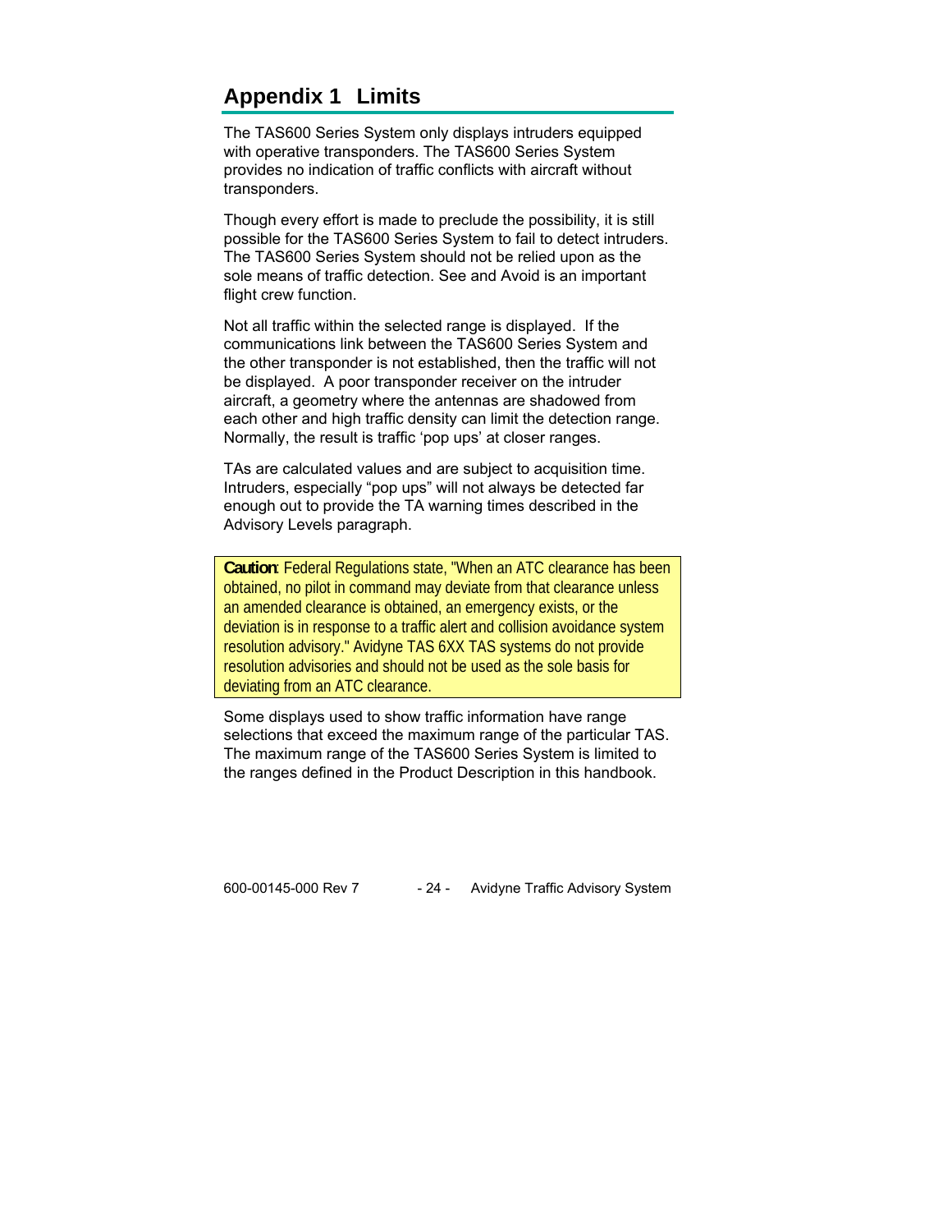# Appendix 1 Limits

The TAS600 Series System only displays intruders equipped with operative transponders. The TAS600 Series System provides no indication of traffic conflicts with aircraft without transponders.

Though every effort is made to preclude the possibility, it is still possible for the TAS600 Series System to fail to detect intruders. The TAS600 Series System should not be relied upon as the sole means of traffic detection. See and Avoid is an important flight crew function.

Not all traffic within the selected range is displayed. If the communications link between the TAS600 Series System and the other transponder is not established, then the traffic will not be displayed. A poor transponder receiver on the intruder aircraft, a geometry where the antennas are shadowed from each other and high traffic density can limit the detection range. Normally, the result is traffic 'pop ups' at closer ranges.

TAs are calculated values and are subject to acquisition time. Intruders, especially "pop ups" will not always be detected far enough out to provide the TA warning times described in the Advisory Levels paragraph.

> **Caution**: Federal Regulations state, "When an ATC clearance has been obtained, no pilot in command may deviate from that clearance unless an amended clearance is obtained, an emergency exists, or the deviation is in response to a traffic alert and collision avoidance system resolution advisory." Avidyne TAS 6XX TAS systems do not provide resolution advisories and should not be used as the sole basis for deviating from an ATC clearance.

Some displays used to show traffic information have range selections that exceed the maximum range of the particular TAS. The maximum range of the TAS600 Series System is limited to the ranges defined in the Product Description in this handbook.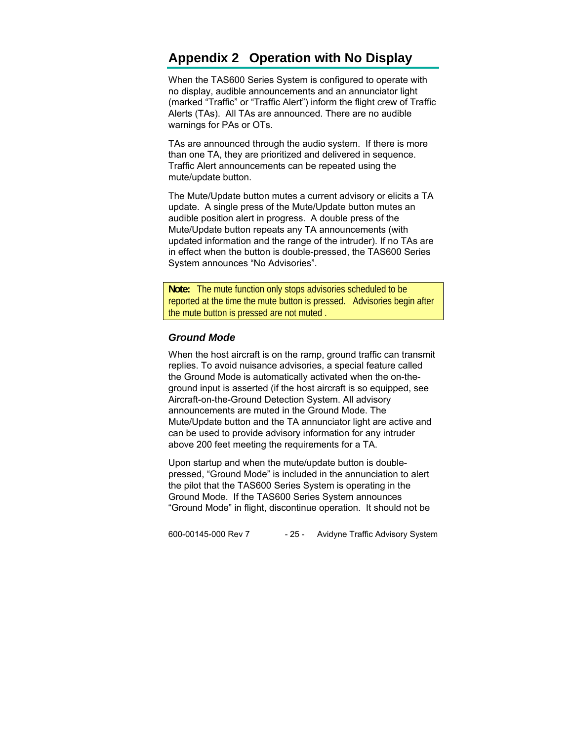# Appendix 2 Operation with No Display

When the TAS600 Series System is configured to operate with no display, audible announcements and an annunciator light (marked “Traffic” or “Traffic Alert”) inform the flight crew of Traffic Alerts (TAs). All TAs are announced. There are no audible warnings for PAs or OTs.

TAs are announced through the audio system. If there is more than one TA, they are prioritized and delivered in sequence. Traffic Alert announcements can be repeated using the mute/update button.

The Mute/Update button mutes a current advisory or elicits a TA update. A single press of the Mute/Update button mutes an audible position alert in progress. A double press of the Mute/Update button repeats any TA announcements (with updated information and the range of the intruder). If no TAs are in effect when the button is double-pressed, the TAS600 Series System announces “No Advisories”.

> **Note:** The mute function only stops advisories scheduled to be reported at the time the mute button is pressed. Advisories begin after the mute button is pressed are not muted .

### *Ground Mode*

When the host aircraft is on the ramp, ground traffic can transmit replies. To avoid nuisance advisories, a special feature called the Ground Mode is automatically activated when the on-the-ground input is asserted (if the host aircraft is so equipped, see Aircraft-on-the-Ground Detection System. All advisory announcements are muted in the Ground Mode. The Mute/Update button and the TA annunciator light are active and can be used to provide advisory information for any intruder above 200 feet meeting the requirements for a TA.

Upon startup and when the mute/update button is double-pressed, “Ground Mode” is included in the annunciation to alert the pilot that the TAS600 Series System is operating in the Ground Mode. If the TAS600 Series System announces “Ground Mode” in flight, discontinue operation. It should not be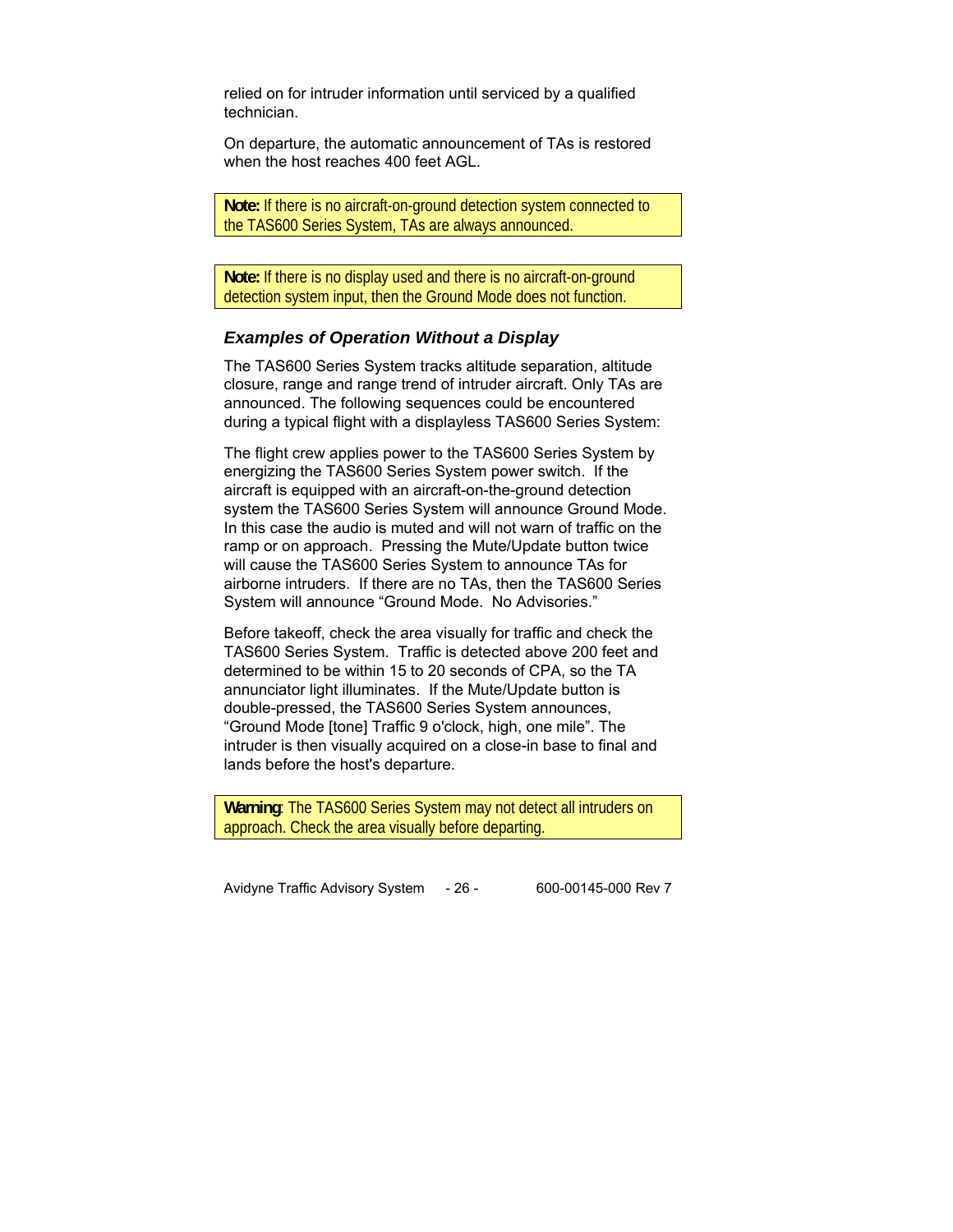relied on for intruder information until serviced by a qualified technician.

On departure, the automatic announcement of TAs is restored when the host reaches 400 feet AGL.

> **Note:** If there is no aircraft-on-ground detection system connected to the TAS600 Series System, TAs are always announced.

> **Note:** If there is no display used and there is no aircraft-on-ground detection system input, then the Ground Mode does not function.

### *Examples of Operation Without a Display*

The TAS600 Series System tracks altitude separation, altitude closure, range and range trend of intruder aircraft. Only TAs are announced. The following sequences could be encountered during a typical flight with a displayless TAS600 Series System:

The flight crew applies power to the TAS600 Series System by energizing the TAS600 Series System power switch. If the aircraft is equipped with an aircraft-on-the-ground detection system the TAS600 Series System will announce Ground Mode. In this case the audio is muted and will not warn of traffic on the ramp or on approach. Pressing the Mute/Update button twice will cause the TAS600 Series System to announce TAs for airborne intruders. If there are no TAs, then the TAS600 Series System will announce "Ground Mode. No Advisories."

Before takeoff, check the area visually for traffic and check the TAS600 Series System. Traffic is detected above 200 feet and determined to be within 15 to 20 seconds of CPA, so the TA annunciator light illuminates. If the Mute/Update button is double-pressed, the TAS600 Series System announces, "Ground Mode [tone] Traffic 9 o'clock, high, one mile". The intruder is then visually acquired on a close-in base to final and lands before the host's departure.

> **Warning**: The TAS600 Series System may not detect all intruders on approach. Check the area visually before departing.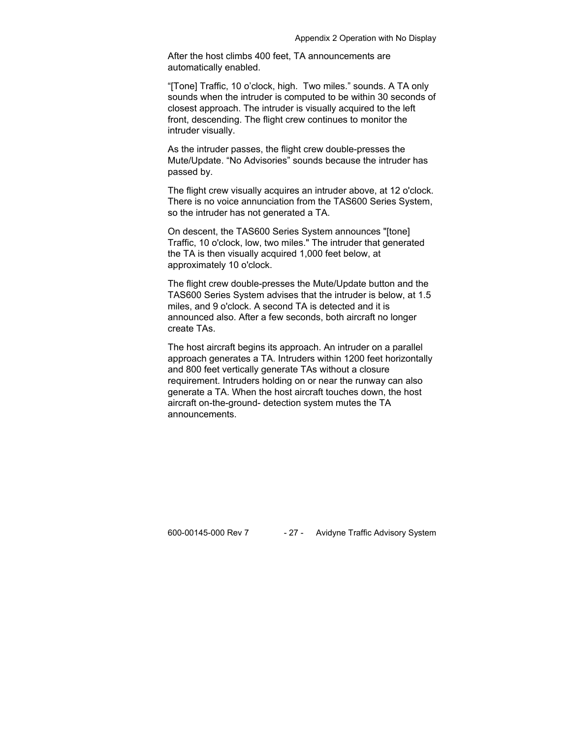After the host climbs 400 feet, TA announcements are automatically enabled.

“[Tone] Traffic, 10 o’clock, high.  Two miles.” sounds. A TA only sounds when the intruder is computed to be within 30 seconds of closest approach. The intruder is visually acquired to the left front, descending. The flight crew continues to monitor the intruder visually.

As the intruder passes, the flight crew double-presses the Mute/Update. “No Advisories” sounds because the intruder has passed by.

The flight crew visually acquires an intruder above, at 12 o'clock. There is no voice annunciation from the TAS600 Series System, so the intruder has not generated a TA.

On descent, the TAS600 Series System announces "[tone] Traffic, 10 o'clock, low, two miles." The intruder that generated the TA is then visually acquired 1,000 feet below, at approximately 10 o'clock.

The flight crew double-presses the Mute/Update button and the TAS600 Series System advises that the intruder is below, at 1.5 miles, and 9 o'clock. A second TA is detected and it is announced also. After a few seconds, both aircraft no longer create TAs.

The host aircraft begins its approach. An intruder on a parallel approach generates a TA. Intruders within 1200 feet horizontally and 800 feet vertically generate TAs without a closure requirement. Intruders holding on or near the runway can also generate a TA. When the host aircraft touches down, the host aircraft on-the-ground- detection system mutes the TA announcements.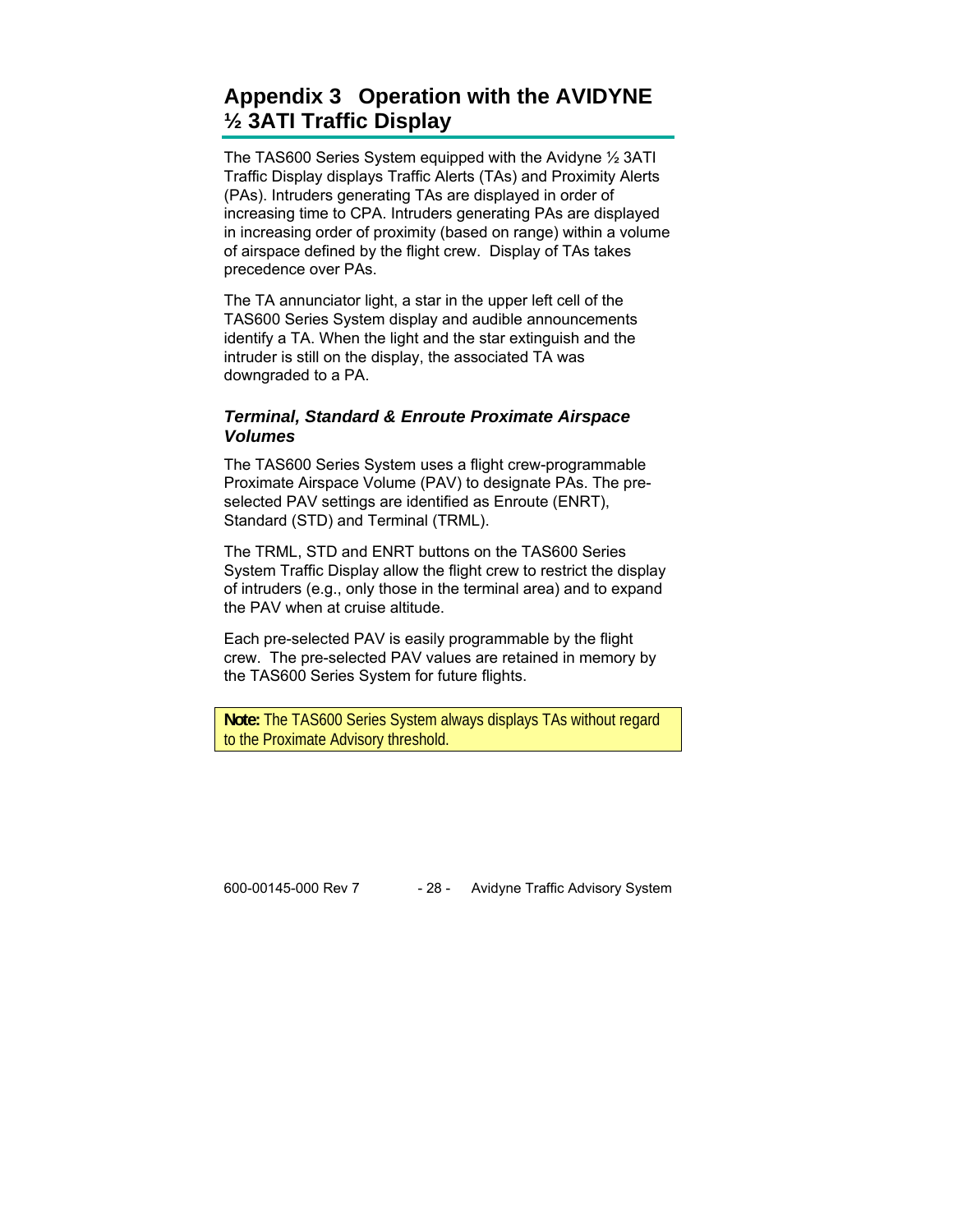## Appendix 3 Operation with the AVIDYNE ½ 3ATI Traffic Display

The TAS600 Series System equipped with the Avidyne ½ 3ATI Traffic Display displays Traffic Alerts (TAs) and Proximity Alerts (PAs). Intruders generating TAs are displayed in order of increasing time to CPA. Intruders generating PAs are displayed in increasing order of proximity (based on range) within a volume of airspace defined by the flight crew. Display of TAs takes precedence over PAs.

The TA annunciator light, a star in the upper left cell of the TAS600 Series System display and audible announcements identify a TA. When the light and the star extinguish and the intruder is still on the display, the associated TA was downgraded to a PA.

### *Terminal, Standard & Enroute Proximate Airspace Volumes*

The TAS600 Series System uses a flight crew-programmable Proximate Airspace Volume (PAV) to designate PAs. The pre-selected PAV settings are identified as Enroute (ENRT), Standard (STD) and Terminal (TRML).

The TRML, STD and ENRT buttons on the TAS600 Series System Traffic Display allow the flight crew to restrict the display of intruders (e.g., only those in the terminal area) and to expand the PAV when at cruise altitude.

Each pre-selected PAV is easily programmable by the flight crew. The pre-selected PAV values are retained in memory by the TAS600 Series System for future flights.

> **Note:** The TAS600 Series System always displays TAs without regard to the Proximate Advisory threshold.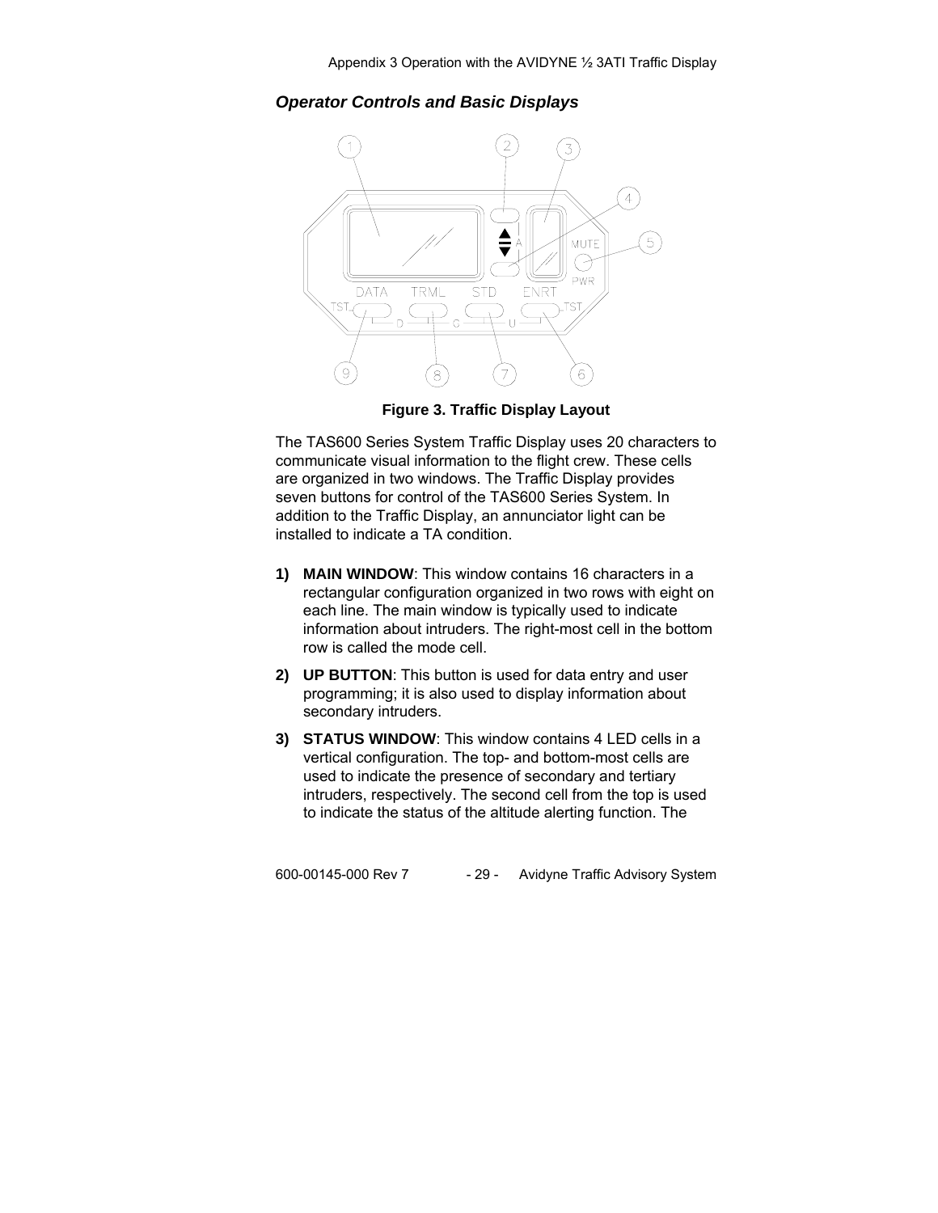## *Operator Controls and Basic Displays*

**Figure 3. Traffic Display Layout**

The TAS600 Series System Traffic Display uses 20 characters to communicate visual information to the flight crew. These cells are organized in two windows. The Traffic Display provides seven buttons for control of the TAS600 Series System. In addition to the Traffic Display, an annunciator light can be installed to indicate a TA condition.

1) **MAIN WINDOW**: This window contains 16 characters in a rectangular configuration organized in two rows with eight on each line. The main window is typically used to indicate information about intruders. The right-most cell in the bottom row is called the mode cell.

2) **UP BUTTON**: This button is used for data entry and user programming; it is also used to display information about secondary intruders.

3) **STATUS WINDOW**: This window contains 4 LED cells in a vertical configuration. The top- and bottom-most cells are used to indicate the presence of secondary and tertiary intruders, respectively. The second cell from the top is used to indicate the status of the altitude alerting function. The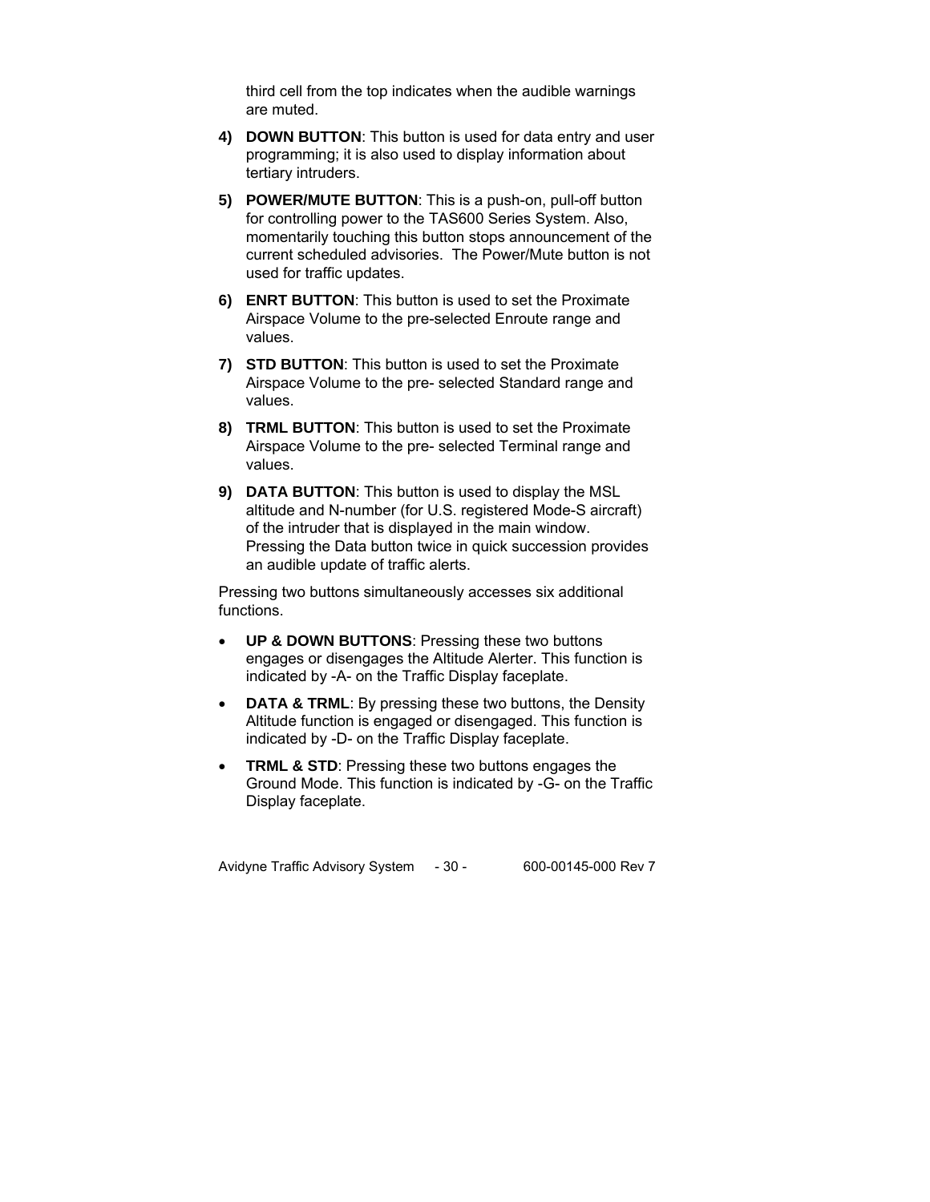third cell from the top indicates when the audible warnings are muted.

4) **DOWN BUTTON**: This button is used for data entry and user programming; it is also used to display information about tertiary intruders.

5) **POWER/MUTE BUTTON**: This is a push-on, pull-off button for controlling power to the TAS600 Series System. Also, momentarily touching this button stops announcement of the current scheduled advisories. The Power/Mute button is not used for traffic updates.

6) **ENRT BUTTON**: This button is used to set the Proximate Airspace Volume to the pre-selected Enroute range and values.

7) **STD BUTTON**: This button is used to set the Proximate Airspace Volume to the pre- selected Standard range and values.

8) **TRML BUTTON**: This button is used to set the Proximate Airspace Volume to the pre- selected Terminal range and values.

9) **DATA BUTTON**: This button is used to display the MSL altitude and N-number (for U.S. registered Mode-S aircraft) of the intruder that is displayed in the main window. Pressing the Data button twice in quick succession provides an audible update of traffic alerts.

Pressing two buttons simultaneously accesses six additional functions.

- **UP & DOWN BUTTONS**: Pressing these two buttons engages or disengages the Altitude Alerter. This function is indicated by -A- on the Traffic Display faceplate.
- **DATA & TRML**: By pressing these two buttons, the Density Altitude function is engaged or disengaged. This function is indicated by -D- on the Traffic Display faceplate.
- **TRML & STD**: Pressing these two buttons engages the Ground Mode. This function is indicated by -G- on the Traffic Display faceplate.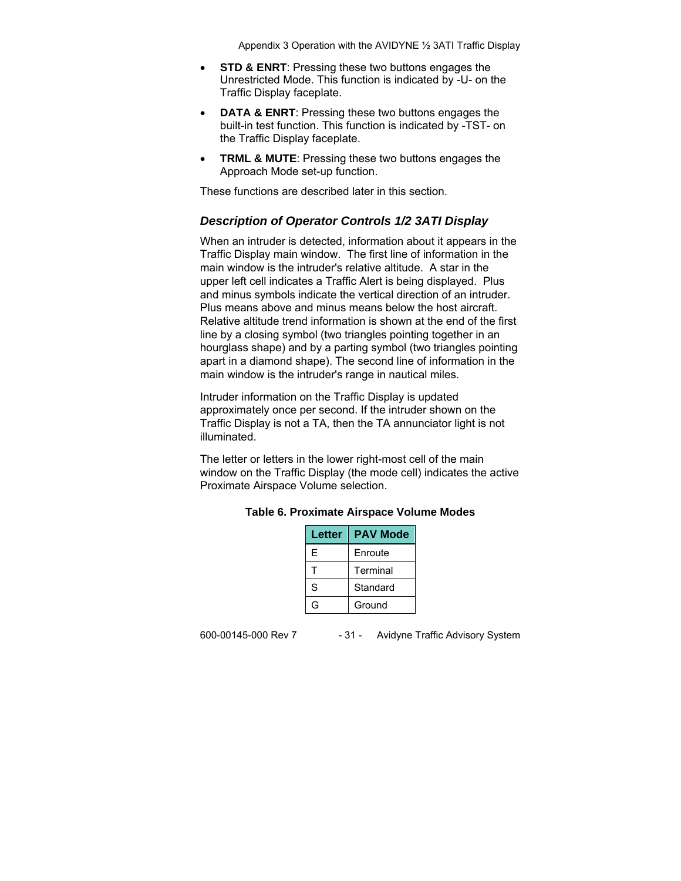- **STD & ENRT**: Pressing these two buttons engages the Unrestricted Mode. This function is indicated by -U- on the Traffic Display faceplate.
- **DATA & ENRT**: Pressing these two buttons engages the built-in test function. This function is indicated by -TST- on the Traffic Display faceplate.
- **TRML & MUTE**: Pressing these two buttons engages the Approach Mode set-up function.

These functions are described later in this section.

### *Description of Operator Controls 1/2 3ATI Display*

When an intruder is detected, information about it appears in the Traffic Display main window. The first line of information in the main window is the intruder's relative altitude. A star in the upper left cell indicates a Traffic Alert is being displayed. Plus and minus symbols indicate the vertical direction of an intruder. Plus means above and minus means below the host aircraft. Relative altitude trend information is shown at the end of the first line by a closing symbol (two triangles pointing together in an hourglass shape) and by a parting symbol (two triangles pointing apart in a diamond shape). The second line of information in the main window is the intruder's range in nautical miles.

Intruder information on the Traffic Display is updated approximately once per second. If the intruder shown on the Traffic Display is not a TA, then the TA annunciator light is not illuminated.

The letter or letters in the lower right-most cell of the main window on the Traffic Display (the mode cell) indicates the active Proximate Airspace Volume selection.

**Table 6. Proximate Airspace Volume Modes**

| Letter | PAV Mode |
|---|---|
| E | Enroute |
| T | Terminal |
| S | Standard |
| G | Ground |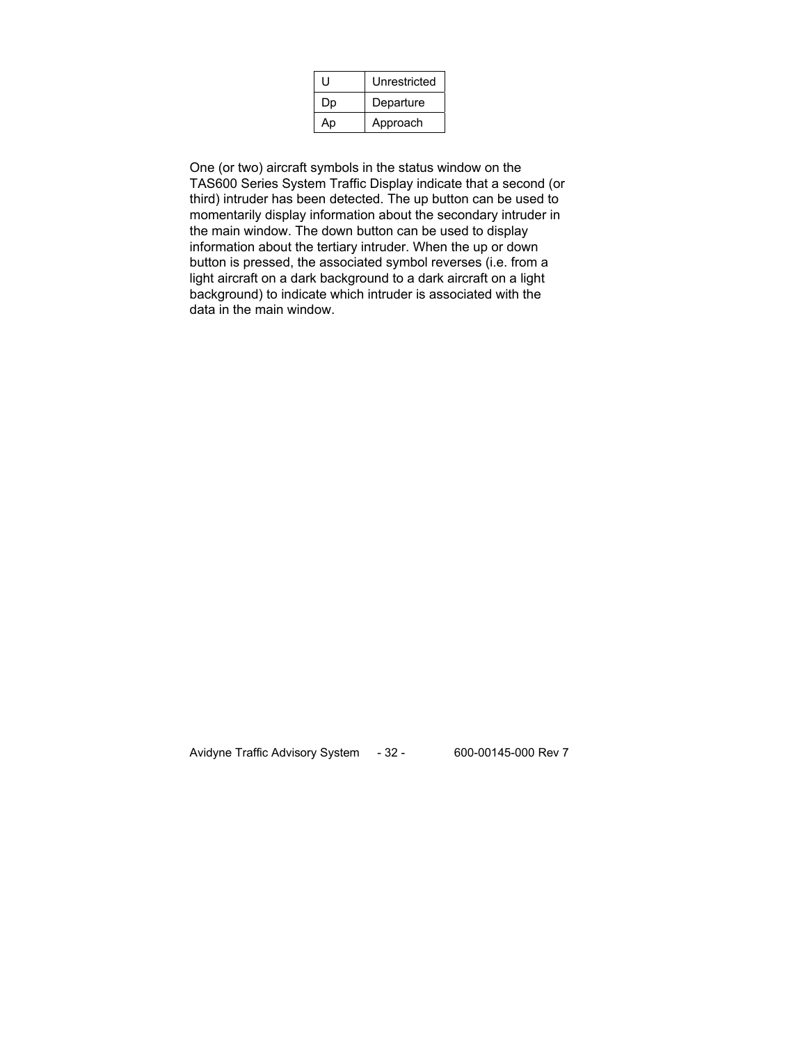| U | Unrestricted |
|---|---|
| Dp | Departure |
| Ap | Approach |

One (or two) aircraft symbols in the status window on the TAS600 Series System Traffic Display indicate that a second (or third) intruder has been detected. The up button can be used to momentarily display information about the secondary intruder in the main window. The down button can be used to display information about the tertiary intruder. When the up or down button is pressed, the associated symbol reverses (i.e. from a light aircraft on a dark background to a dark aircraft on a light background) to indicate which intruder is associated with the data in the main window.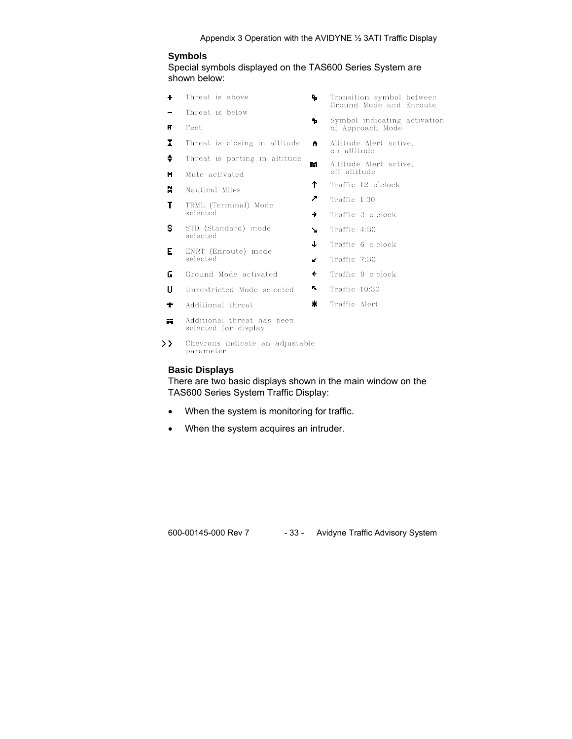### Symbols

Special symbols displayed on the TAS600 Series System are shown below:

| Symbol | Meaning | Symbol | Meaning |
|---|---|---|---|
| + | Threat is above | | Transition symbol between Ground Mode and Enroute |
| – | Threat is below | | Symbol indicating activation of Approach Mode |
| FT | Feet | A | Altitude Alert active, on altitude |
| | Threat is closing in altitude | | Altitude Alert active, off altitude |
| | Threat is parting in altitude | ↑ | Traffic 12 o'clock |
| M | Mute activated | ↗ | Traffic 1:30 |
| NM | Nautical Miles | → | Traffic 3 o'clock |
| T | TRML (Terminal) Mode selected | ↘ | Traffic 4:30 |
| S | STD (Standard) mode selected | ↓ | Traffic 6 o'clock |
| E | ENRT (Enroute) mode selected | ↙ | Traffic 7:30 |
| G | Ground Mode activated | ← | Traffic 9 o'clock |
| U | Unrestricted Mode selected | ↖ | Traffic 10:30 |
| | Additional threat | * | Traffic Alert |
| | Additional threat has been selected for display | | |
| >> | Chevrons indicate an adjustable parameter | | |

### Basic Displays

There are two basic displays shown in the main window on the TAS600 Series System Traffic Display:

- When the system is monitoring for traffic.
- When the system acquires an intruder.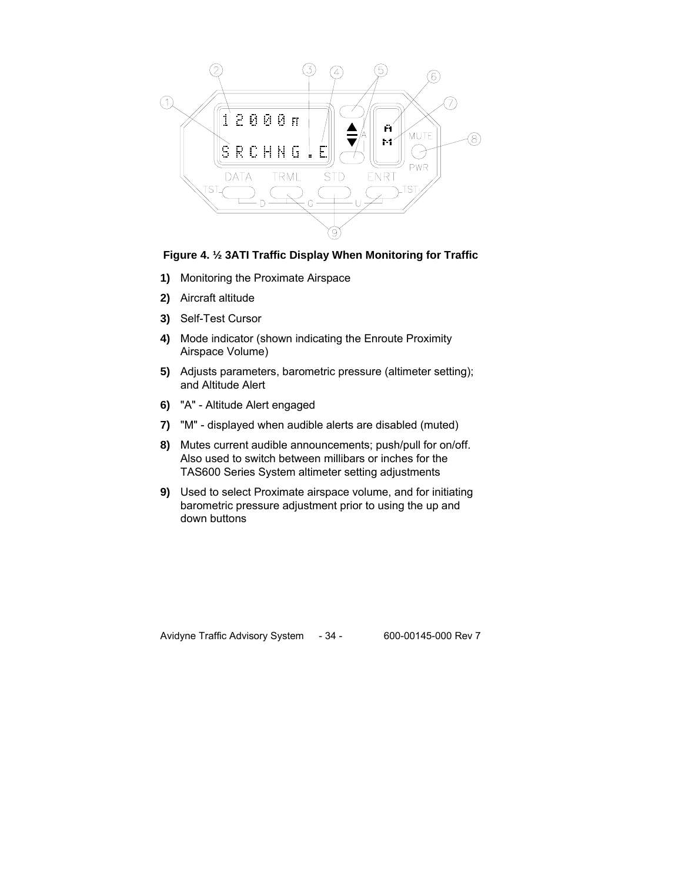**Figure 4. ½ 3ATI Traffic Display When Monitoring for Traffic**

1) Monitoring the Proximate Airspace
2) Aircraft altitude
3) Self-Test Cursor
4) Mode indicator (shown indicating the Enroute Proximity Airspace Volume)
5) Adjusts parameters, barometric pressure (altimeter setting); and Altitude Alert
6) "A" - Altitude Alert engaged
7) "M" - displayed when audible alerts are disabled (muted)
8) Mutes current audible announcements; push/pull for on/off. Also used to switch between millibars or inches for the TAS600 Series System altimeter setting adjustments
9) Used to select Proximate airspace volume, and for initiating barometric pressure adjustment prior to using the up and down buttons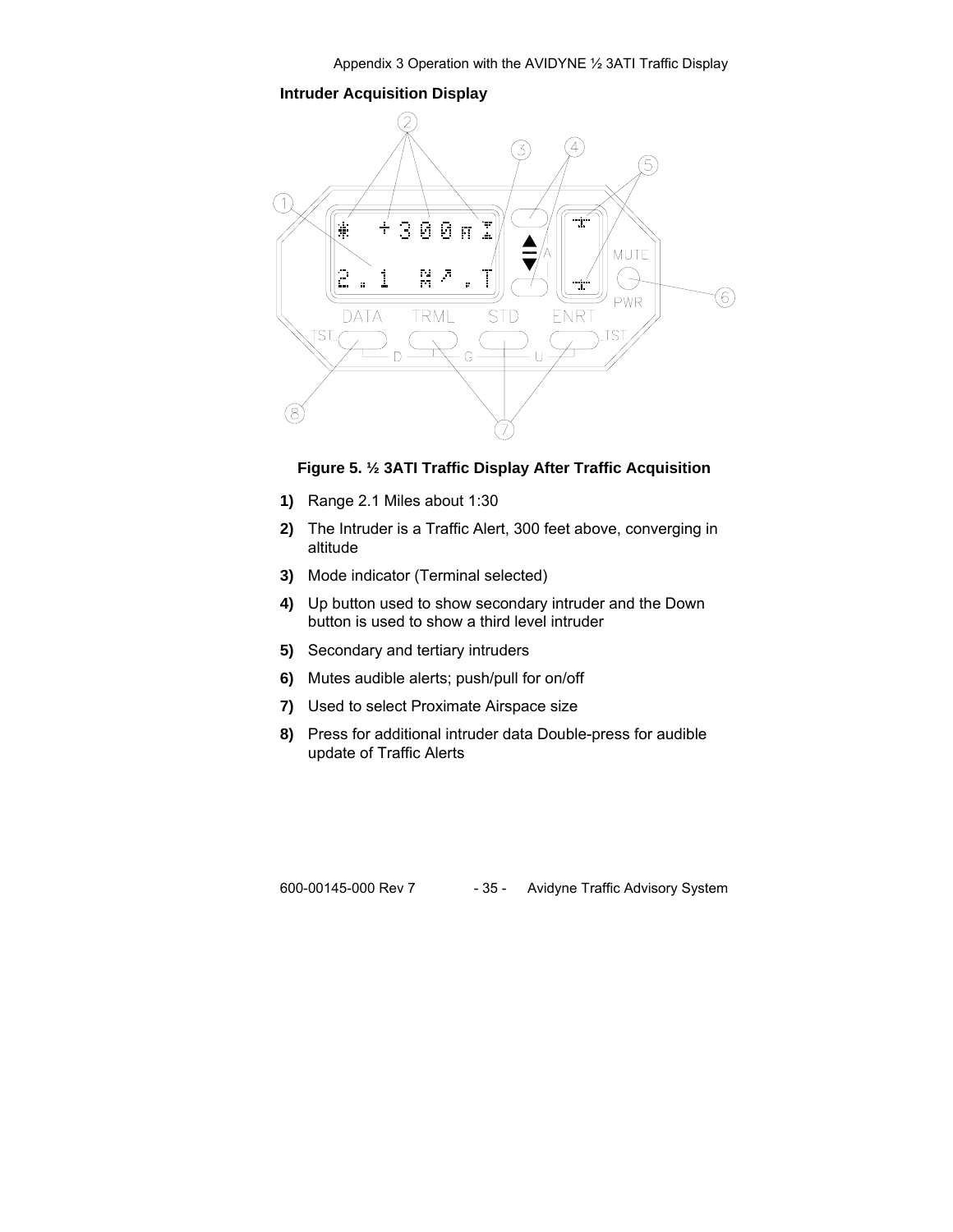## Intruder Acquisition Display

**Figure 5. ½ 3ATI Traffic Display After Traffic Acquisition**

**1)** Range 2.1 Miles about 1:30

**2)** The Intruder is a Traffic Alert, 300 feet above, converging in altitude

**3)** Mode indicator (Terminal selected)

**4)** Up button used to show secondary intruder and the Down button is used to show a third level intruder

**5)** Secondary and tertiary intruders

**6)** Mutes audible alerts; push/pull for on/off

**7)** Used to select Proximate Airspace size

**8)** Press for additional intruder data Double-press for audible update of Traffic Alerts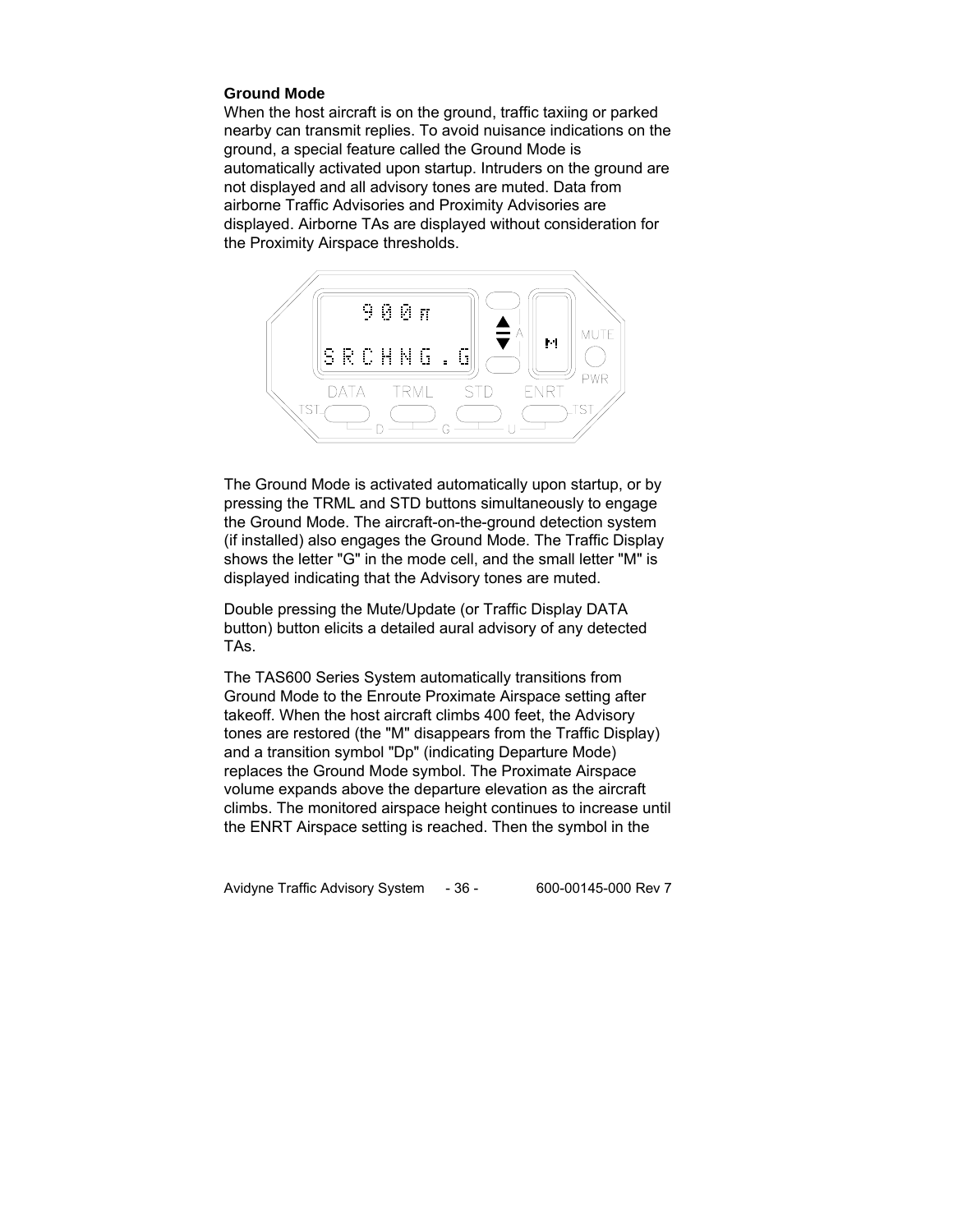**Ground Mode**

When the host aircraft is on the ground, traffic taxiing or parked nearby can transmit replies. To avoid nuisance indications on the ground, a special feature called the Ground Mode is automatically activated upon startup. Intruders on the ground are not displayed and all advisory tones are muted. Data from airborne Traffic Advisories and Proximity Advisories are displayed. Airborne TAs are displayed without consideration for the Proximity Airspace thresholds.

The Ground Mode is activated automatically upon startup, or by pressing the TRML and STD buttons simultaneously to engage the Ground Mode. The aircraft-on-the-ground detection system (if installed) also engages the Ground Mode. The Traffic Display shows the letter "G" in the mode cell, and the small letter "M" is displayed indicating that the Advisory tones are muted.

Double pressing the Mute/Update (or Traffic Display DATA button) button elicits a detailed aural advisory of any detected TAs.

The TAS600 Series System automatically transitions from Ground Mode to the Enroute Proximate Airspace setting after takeoff. When the host aircraft climbs 400 feet, the Advisory tones are restored (the "M" disappears from the Traffic Display) and a transition symbol "Dp" (indicating Departure Mode) replaces the Ground Mode symbol. The Proximate Airspace volume expands above the departure elevation as the aircraft climbs. The monitored airspace height continues to increase until the ENRT Airspace setting is reached. Then the symbol in the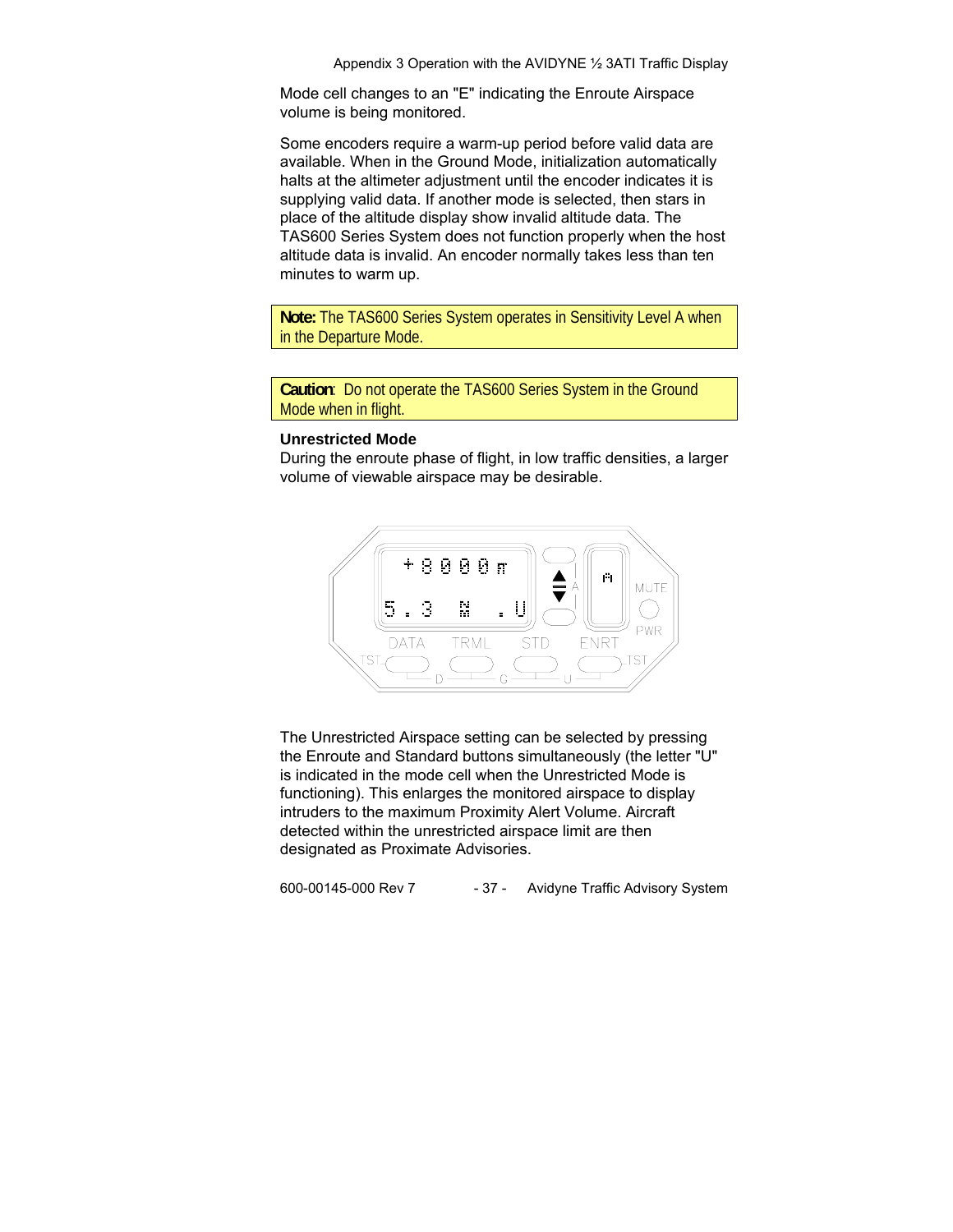Mode cell changes to an "E" indicating the Enroute Airspace volume is being monitored.

Some encoders require a warm-up period before valid data are available. When in the Ground Mode, initialization automatically halts at the altimeter adjustment until the encoder indicates it is supplying valid data. If another mode is selected, then stars in place of the altitude display show invalid altitude data. The TAS600 Series System does not function properly when the host altitude data is invalid. An encoder normally takes less than ten minutes to warm up.

> **Note:** The TAS600 Series System operates in Sensitivity Level A when in the Departure Mode.

> **Caution**: Do not operate the TAS600 Series System in the Ground Mode when in flight.

### Unrestricted Mode

During the enroute phase of flight, in low traffic densities, a larger volume of viewable airspace may be desirable.

The Unrestricted Airspace setting can be selected by pressing the Enroute and Standard buttons simultaneously (the letter "U" is indicated in the mode cell when the Unrestricted Mode is functioning). This enlarges the monitored airspace to display intruders to the maximum Proximity Alert Volume. Aircraft detected within the unrestricted airspace limit are then designated as Proximate Advisories.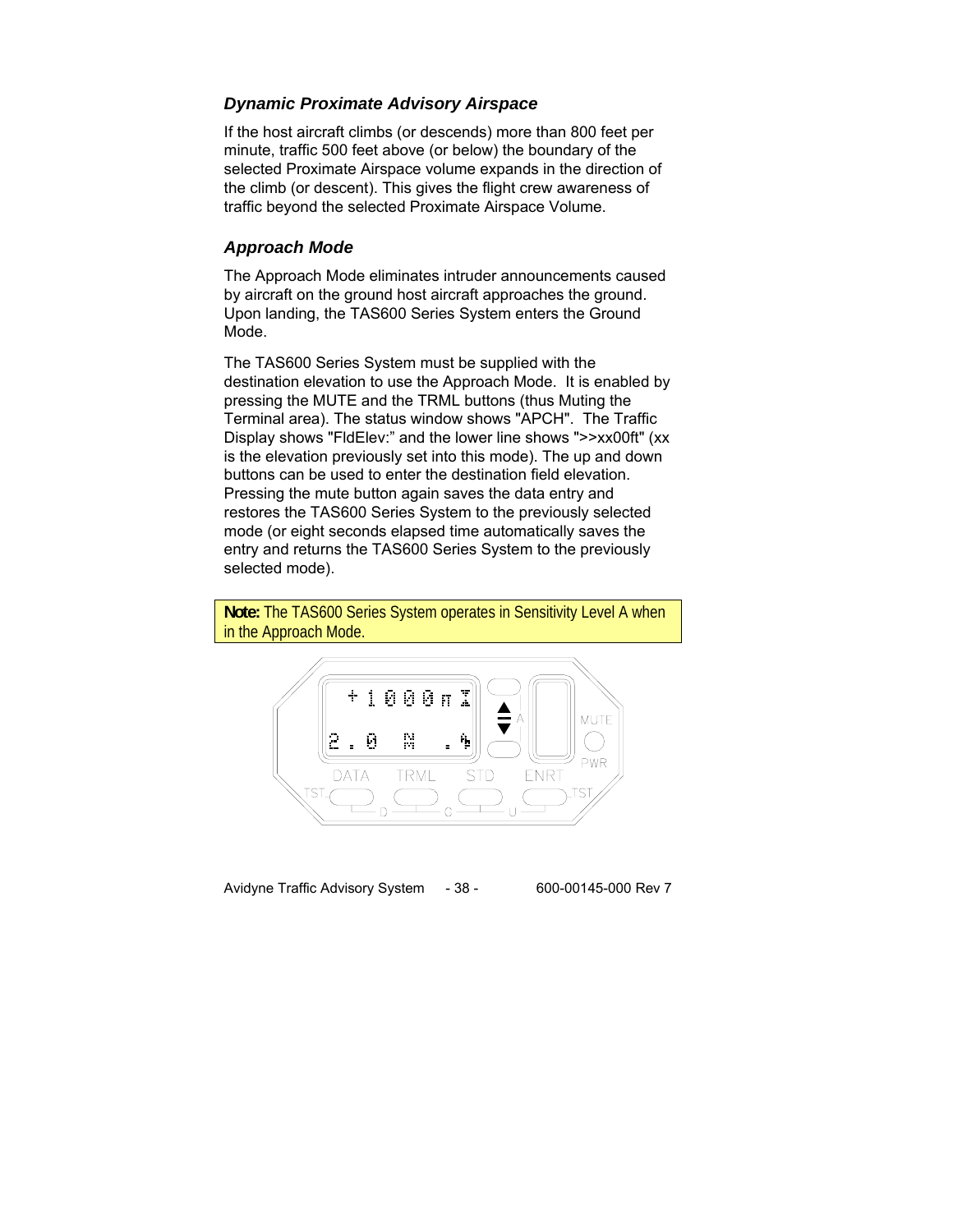### *Dynamic Proximate Advisory Airspace*

If the host aircraft climbs (or descends) more than 800 feet per minute, traffic 500 feet above (or below) the boundary of the selected Proximate Airspace volume expands in the direction of the climb (or descent). This gives the flight crew awareness of traffic beyond the selected Proximate Airspace Volume.

### *Approach Mode*

The Approach Mode eliminates intruder announcements caused by aircraft on the ground host aircraft approaches the ground. Upon landing, the TAS600 Series System enters the Ground Mode.

The TAS600 Series System must be supplied with the destination elevation to use the Approach Mode. It is enabled by pressing the MUTE and the TRML buttons (thus Muting the Terminal area). The status window shows "APCH". The Traffic Display shows "FldElev:" and the lower line shows ">>xx00ft" (xx is the elevation previously set into this mode). The up and down buttons can be used to enter the destination field elevation. Pressing the mute button again saves the data entry and restores the TAS600 Series System to the previously selected mode (or eight seconds elapsed time automatically saves the entry and returns the TAS600 Series System to the previously selected mode).

> **Note:** The TAS600 Series System operates in Sensitivity Level A when in the Approach Mode.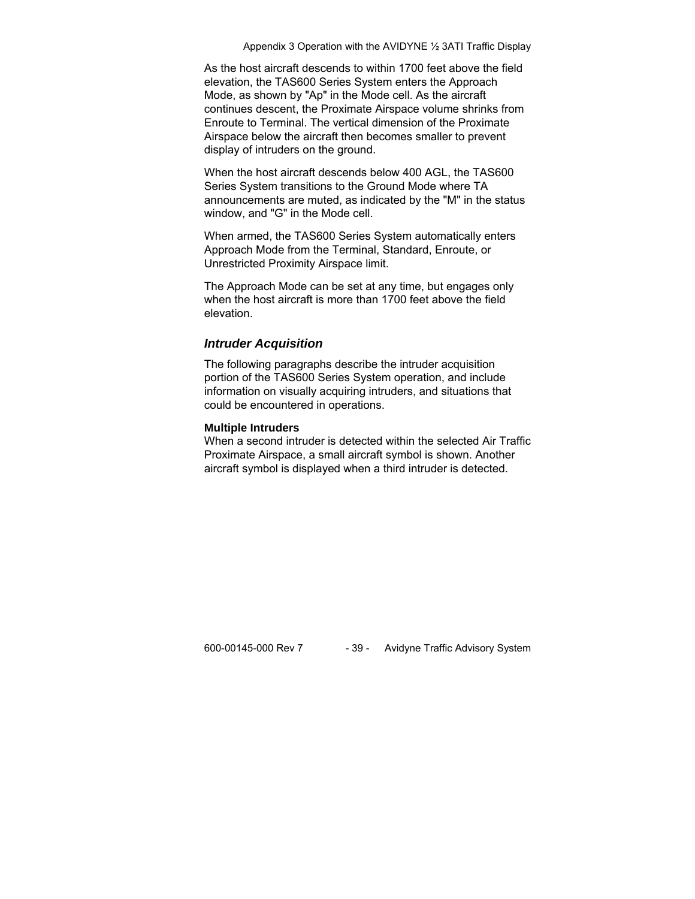As the host aircraft descends to within 1700 feet above the field elevation, the TAS600 Series System enters the Approach Mode, as shown by "Ap" in the Mode cell. As the aircraft continues descent, the Proximate Airspace volume shrinks from Enroute to Terminal. The vertical dimension of the Proximate Airspace below the aircraft then becomes smaller to prevent display of intruders on the ground.

When the host aircraft descends below 400 AGL, the TAS600 Series System transitions to the Ground Mode where TA announcements are muted, as indicated by the "M" in the status window, and "G" in the Mode cell.

When armed, the TAS600 Series System automatically enters Approach Mode from the Terminal, Standard, Enroute, or Unrestricted Proximity Airspace limit.

The Approach Mode can be set at any time, but engages only when the host aircraft is more than 1700 feet above the field elevation.

### *Intruder Acquisition*

The following paragraphs describe the intruder acquisition portion of the TAS600 Series System operation, and include information on visually acquiring intruders, and situations that could be encountered in operations.

**Multiple Intruders**

When a second intruder is detected within the selected Air Traffic Proximate Airspace, a small aircraft symbol is shown. Another aircraft symbol is displayed when a third intruder is detected.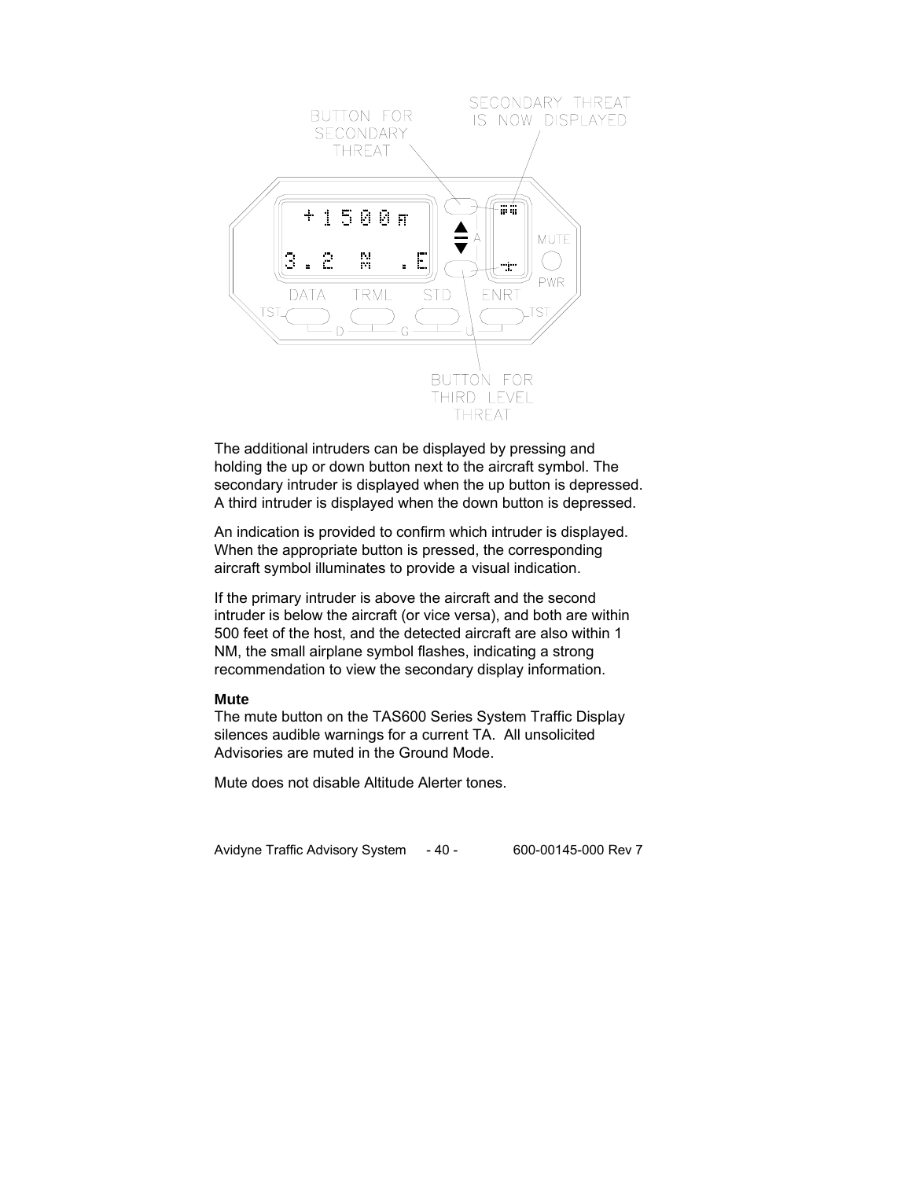The additional intruders can be displayed by pressing and holding the up or down button next to the aircraft symbol. The secondary intruder is displayed when the up button is depressed. A third intruder is displayed when the down button is depressed.

An indication is provided to confirm which intruder is displayed. When the appropriate button is pressed, the corresponding aircraft symbol illuminates to provide a visual indication.

If the primary intruder is above the aircraft and the second intruder is below the aircraft (or vice versa), and both are within 500 feet of the host, and the detected aircraft are also within 1 NM, the small airplane symbol flashes, indicating a strong recommendation to view the secondary display information.

**Mute**

The mute button on the TAS600 Series System Traffic Display silences audible warnings for a current TA. All unsolicited Advisories are muted in the Ground Mode.

Mute does not disable Altitude Alerter tones.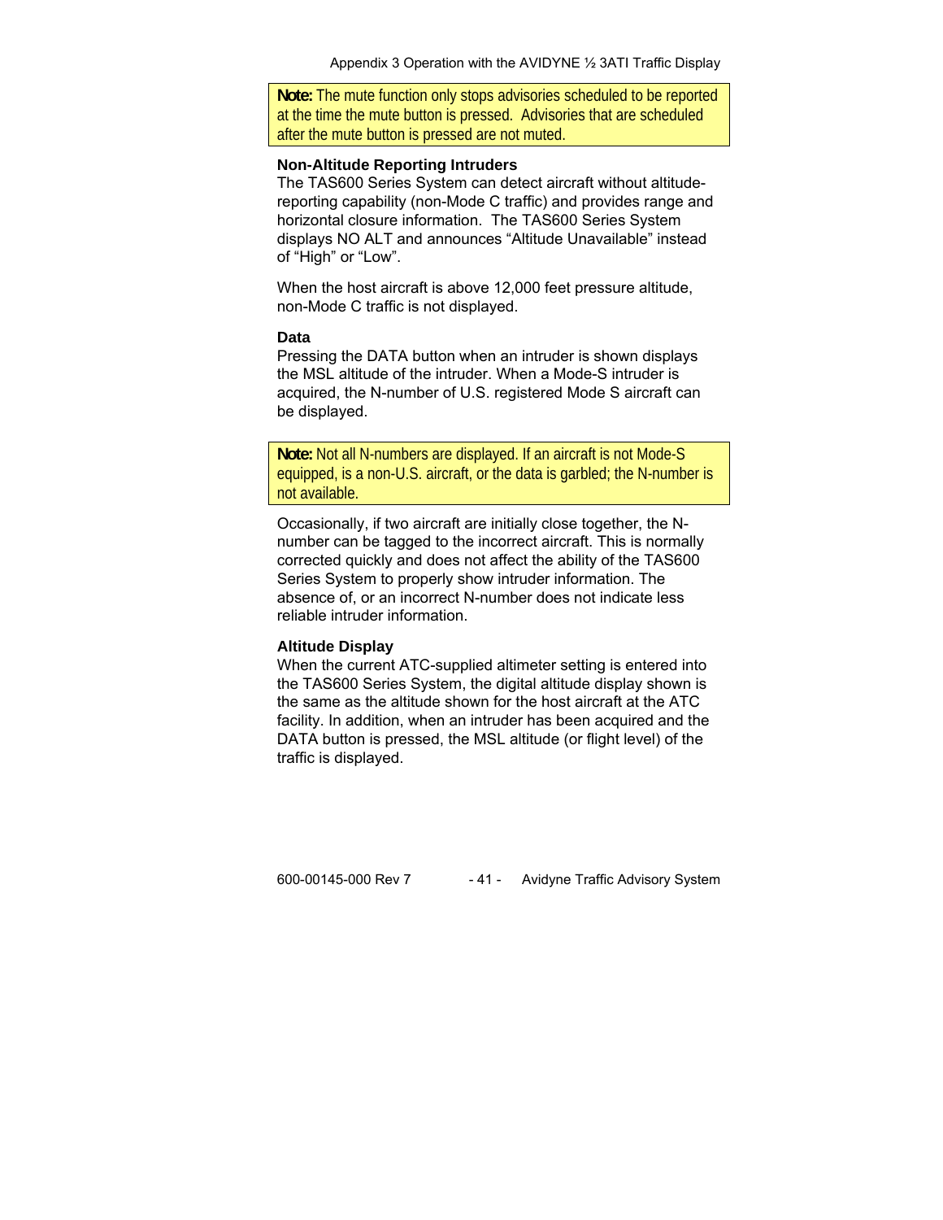**Note:** The mute function only stops advisories scheduled to be reported at the time the mute button is pressed. Advisories that are scheduled after the mute button is pressed are not muted.

### Non-Altitude Reporting Intruders

The TAS600 Series System can detect aircraft without altitude-reporting capability (non-Mode C traffic) and provides range and horizontal closure information. The TAS600 Series System displays NO ALT and announces "Altitude Unavailable" instead of "High" or "Low".

When the host aircraft is above 12,000 feet pressure altitude, non-Mode C traffic is not displayed.

### Data

Pressing the DATA button when an intruder is shown displays the MSL altitude of the intruder. When a Mode-S intruder is acquired, the N-number of U.S. registered Mode S aircraft can be displayed.

**Note:** Not all N-numbers are displayed. If an aircraft is not Mode-S equipped, is a non-U.S. aircraft, or the data is garbled; the N-number is not available.

Occasionally, if two aircraft are initially close together, the N-number can be tagged to the incorrect aircraft. This is normally corrected quickly and does not affect the ability of the TAS600 Series System to properly show intruder information. The absence of, or an incorrect N-number does not indicate less reliable intruder information.

### Altitude Display

When the current ATC-supplied altimeter setting is entered into the TAS600 Series System, the digital altitude display shown is the same as the altitude shown for the host aircraft at the ATC facility. In addition, when an intruder has been acquired and the DATA button is pressed, the MSL altitude (or flight level) of the traffic is displayed.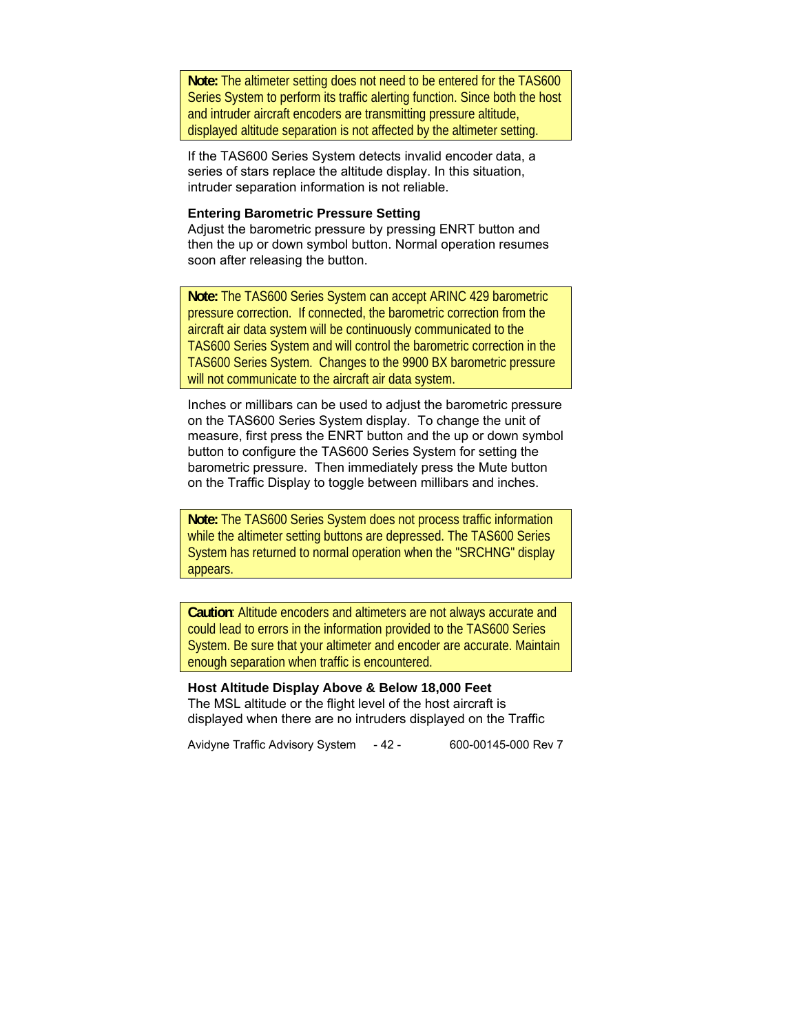> **Note:** The altimeter setting does not need to be entered for the TAS600 Series System to perform its traffic alerting function. Since both the host and intruder aircraft encoders are transmitting pressure altitude, displayed altitude separation is not affected by the altimeter setting.

If the TAS600 Series System detects invalid encoder data, a series of stars replace the altitude display. In this situation, intruder separation information is not reliable.

**Entering Barometric Pressure Setting**

Adjust the barometric pressure by pressing ENRT button and then the up or down symbol button. Normal operation resumes soon after releasing the button.

> **Note:** The TAS600 Series System can accept ARINC 429 barometric pressure correction. If connected, the barometric correction from the aircraft air data system will be continuously communicated to the TAS600 Series System and will control the barometric correction in the TAS600 Series System. Changes to the 9900 BX barometric pressure will not communicate to the aircraft air data system.

Inches or millibars can be used to adjust the barometric pressure on the TAS600 Series System display. To change the unit of measure, first press the ENRT button and the up or down symbol button to configure the TAS600 Series System for setting the barometric pressure. Then immediately press the Mute button on the Traffic Display to toggle between millibars and inches.

> **Note:** The TAS600 Series System does not process traffic information while the altimeter setting buttons are depressed. The TAS600 Series System has returned to normal operation when the "SRCHNG" display appears.

> **Caution**: Altitude encoders and altimeters are not always accurate and could lead to errors in the information provided to the TAS600 Series System. Be sure that your altimeter and encoder are accurate. Maintain enough separation when traffic is encountered.

**Host Altitude Display Above & Below 18,000 Feet**

The MSL altitude or the flight level of the host aircraft is displayed when there are no intruders displayed on the Traffic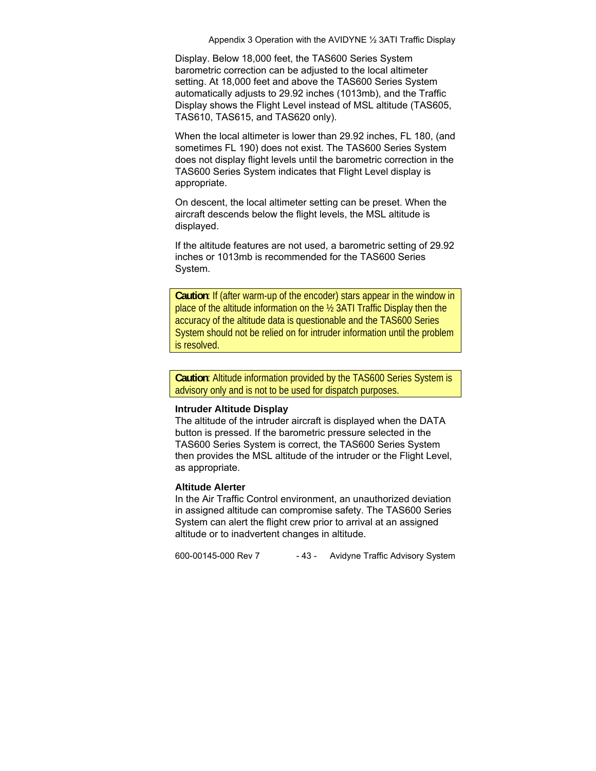Display. Below 18,000 feet, the TAS600 Series System barometric correction can be adjusted to the local altimeter setting. At 18,000 feet and above the TAS600 Series System automatically adjusts to 29.92 inches (1013mb), and the Traffic Display shows the Flight Level instead of MSL altitude (TAS605, TAS610, TAS615, and TAS620 only).

When the local altimeter is lower than 29.92 inches, FL 180, (and sometimes FL 190) does not exist. The TAS600 Series System does not display flight levels until the barometric correction in the TAS600 Series System indicates that Flight Level display is appropriate.

On descent, the local altimeter setting can be preset. When the aircraft descends below the flight levels, the MSL altitude is displayed.

If the altitude features are not used, a barometric setting of 29.92 inches or 1013mb is recommended for the TAS600 Series System.

> **Caution**: If (after warm-up of the encoder) stars appear in the window in place of the altitude information on the ½ 3ATI Traffic Display then the accuracy of the altitude data is questionable and the TAS600 Series System should not be relied on for intruder information until the problem is resolved.

> **Caution**: Altitude information provided by the TAS600 Series System is advisory only and is not to be used for dispatch purposes.

#### Intruder Altitude Display

The altitude of the intruder aircraft is displayed when the DATA button is pressed. If the barometric pressure selected in the TAS600 Series System is correct, the TAS600 Series System then provides the MSL altitude of the intruder or the Flight Level, as appropriate.

#### Altitude Alerter

In the Air Traffic Control environment, an unauthorized deviation in assigned altitude can compromise safety. The TAS600 Series System can alert the flight crew prior to arrival at an assigned altitude or to inadvertent changes in altitude.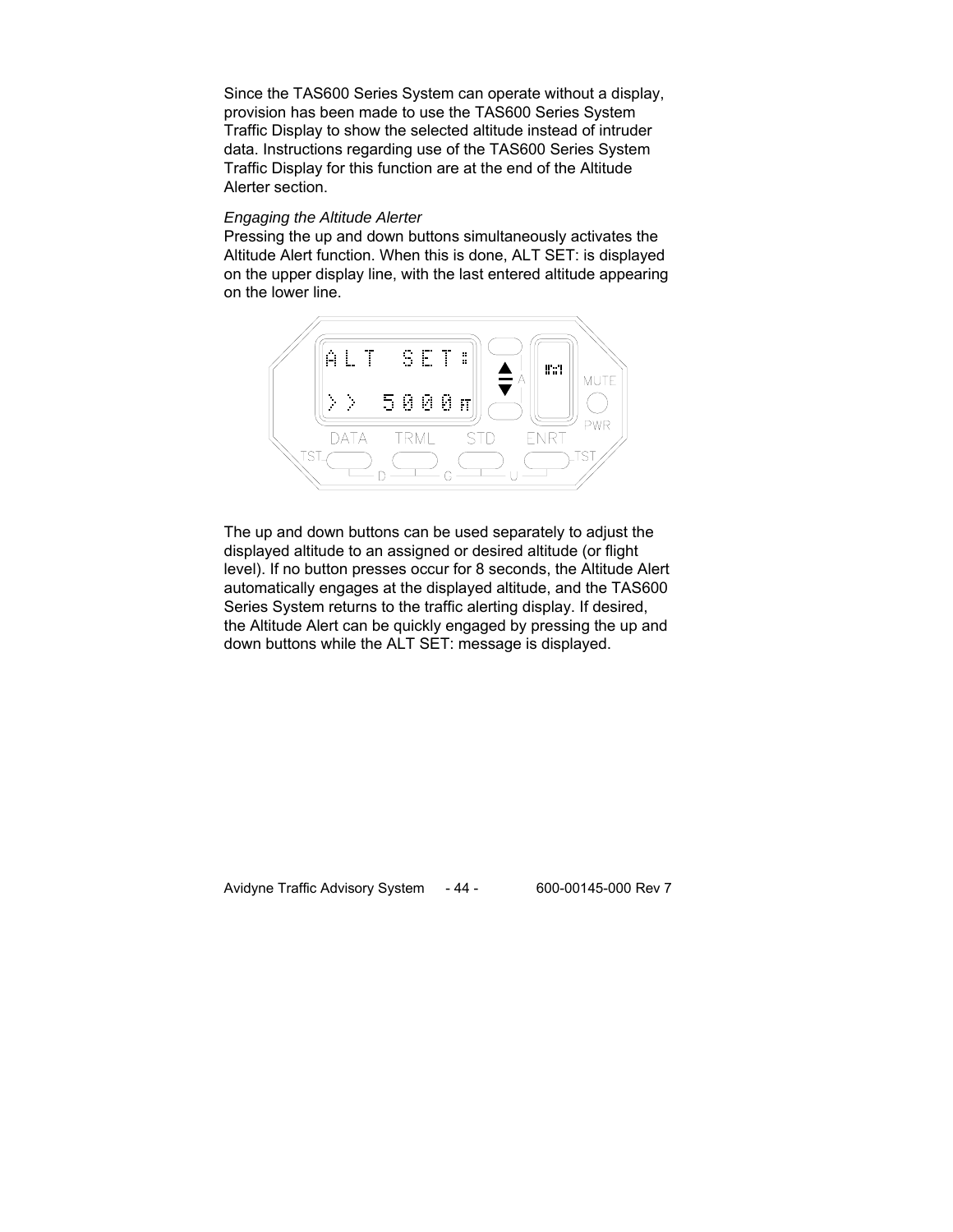Since the TAS600 Series System can operate without a display, provision has been made to use the TAS600 Series System Traffic Display to show the selected altitude instead of intruder data. Instructions regarding use of the TAS600 Series System Traffic Display for this function are at the end of the Altitude Alerter section.

*Engaging the Altitude Alerter*

Pressing the up and down buttons simultaneously activates the Altitude Alert function. When this is done, ALT SET: is displayed on the upper display line, with the last entered altitude appearing on the lower line.

The up and down buttons can be used separately to adjust the displayed altitude to an assigned or desired altitude (or flight level). If no button presses occur for 8 seconds, the Altitude Alert automatically engages at the displayed altitude, and the TAS600 Series System returns to the traffic alerting display. If desired, the Altitude Alert can be quickly engaged by pressing the up and down buttons while the ALT SET: message is displayed.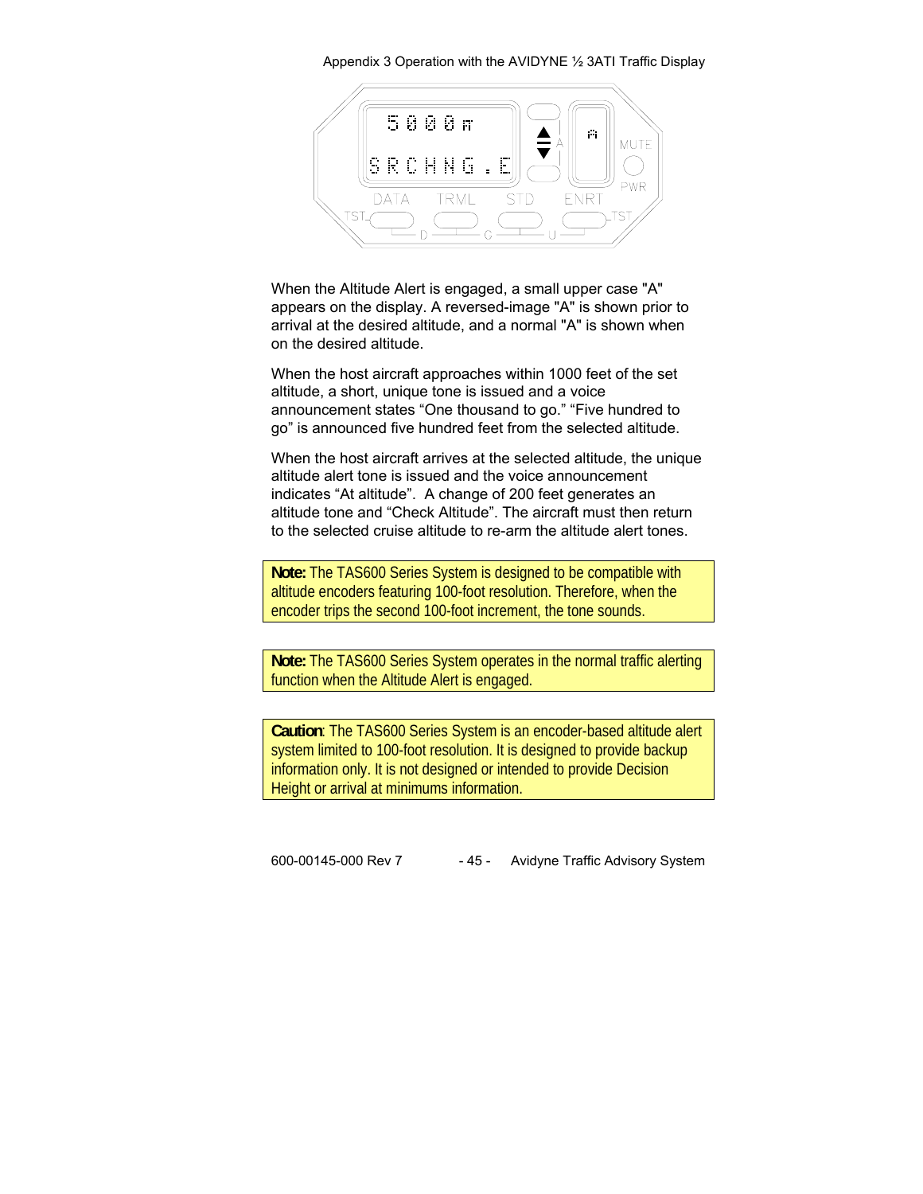When the Altitude Alert is engaged, a small upper case "A" appears on the display. A reversed-image "A" is shown prior to arrival at the desired altitude, and a normal "A" is shown when on the desired altitude.

When the host aircraft approaches within 1000 feet of the set altitude, a short, unique tone is issued and a voice announcement states “One thousand to go.” “Five hundred to go” is announced five hundred feet from the selected altitude.

When the host aircraft arrives at the selected altitude, the unique altitude alert tone is issued and the voice announcement indicates “At altitude”. A change of 200 feet generates an altitude tone and “Check Altitude”. The aircraft must then return to the selected cruise altitude to re-arm the altitude alert tones.

> **Note:** The TAS600 Series System is designed to be compatible with altitude encoders featuring 100-foot resolution. Therefore, when the encoder trips the second 100-foot increment, the tone sounds.

> **Note:** The TAS600 Series System operates in the normal traffic alerting function when the Altitude Alert is engaged.

> **Caution**: The TAS600 Series System is an encoder-based altitude alert system limited to 100-foot resolution. It is designed to provide backup information only. It is not designed or intended to provide Decision Height or arrival at minimums information.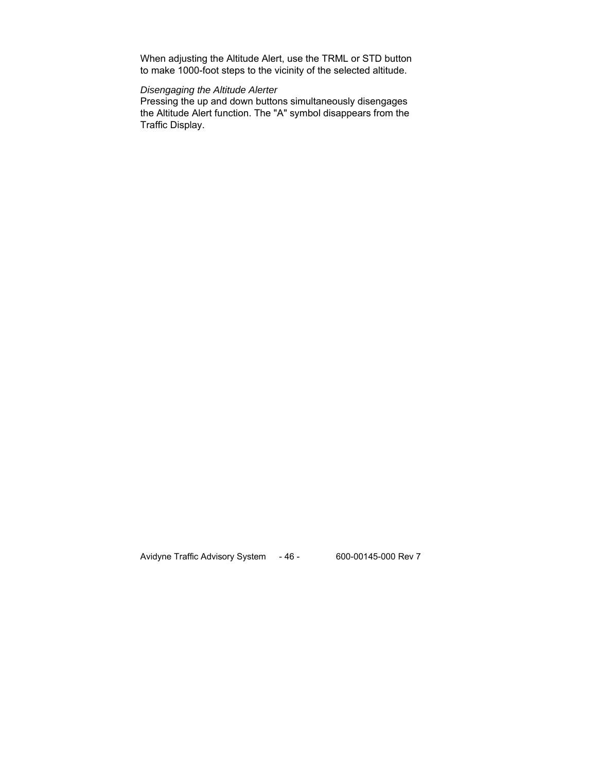When adjusting the Altitude Alert, use the TRML or STD button to make 1000-foot steps to the vicinity of the selected altitude.

*Disengaging the Altitude Alerter*

Pressing the up and down buttons simultaneously disengages the Altitude Alert function. The "A" symbol disappears from the Traffic Display.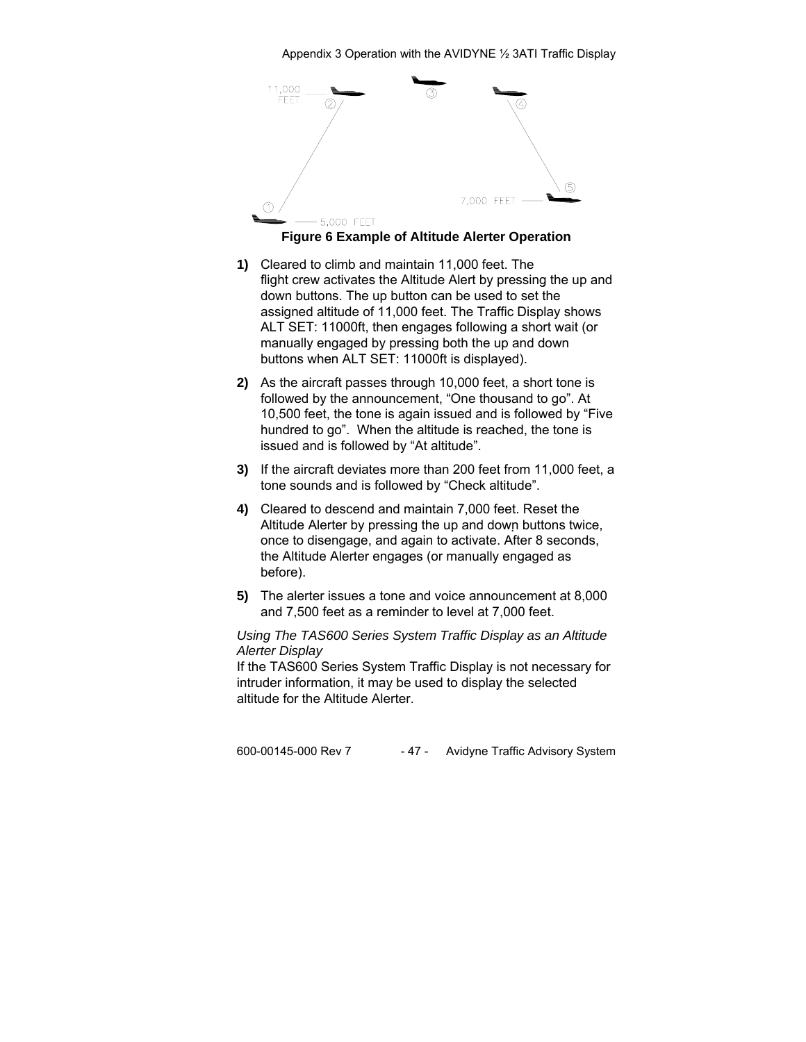**Figure 6 Example of Altitude Alerter Operation**

1. Cleared to climb and maintain 11,000 feet. The flight crew activates the Altitude Alert by pressing the up and down buttons. The up button can be used to set the assigned altitude of 11,000 feet. The Traffic Display shows ALT SET: 11000ft, then engages following a short wait (or manually engaged by pressing both the up and down buttons when ALT SET: 11000ft is displayed).

2. As the aircraft passes through 10,000 feet, a short tone is followed by the announcement, "One thousand to go". At 10,500 feet, the tone is again issued and is followed by "Five hundred to go". When the altitude is reached, the tone is issued and is followed by "At altitude".

3. If the aircraft deviates more than 200 feet from 11,000 feet, a tone sounds and is followed by "Check altitude".

4. Cleared to descend and maintain 7,000 feet. Reset the Altitude Alerter by pressing the up and down buttons twice, once to disengage, and again to activate. After 8 seconds, the Altitude Alerter engages (or manually engaged as before).

5. The alerter issues a tone and voice announcement at 8,000 and 7,500 feet as a reminder to level at 7,000 feet.

*Using The TAS600 Series System Traffic Display as an Altitude Alerter Display*

If the TAS600 Series System Traffic Display is not necessary for intruder information, it may be used to display the selected altitude for the Altitude Alerter.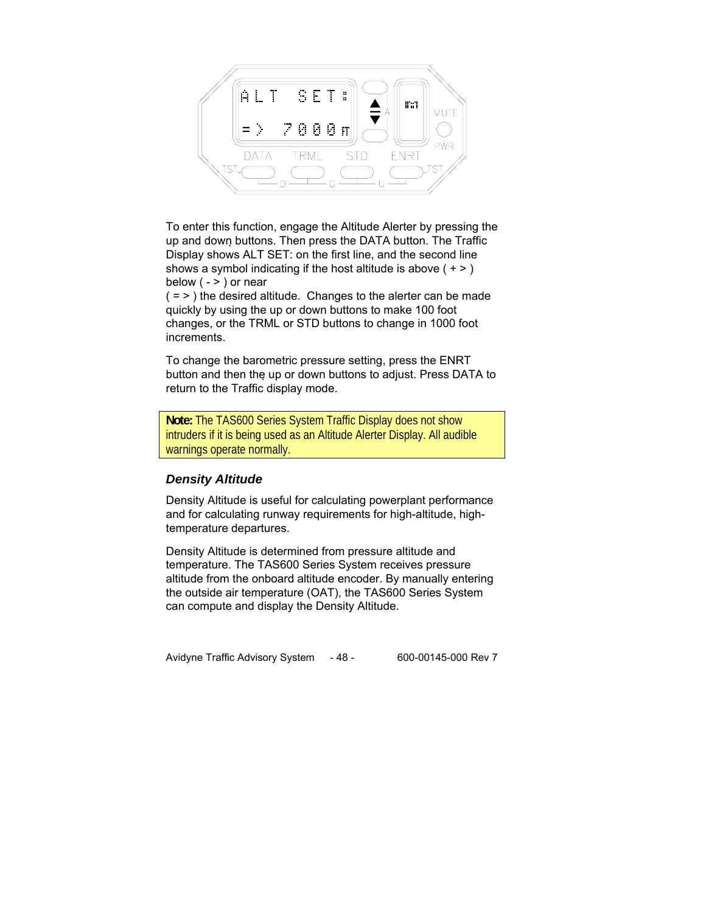To enter this function, engage the Altitude Alerter by pressing the up and down buttons. Then press the DATA button. The Traffic Display shows ALT SET: on the first line, and the second line shows a symbol indicating if the host altitude is above ( + > ) below ( - > ) or near ( = > ) the desired altitude. Changes to the alerter can be made quickly by using the up or down buttons to make 100 foot changes, or the TRML or STD buttons to change in 1000 foot increments.

To change the barometric pressure setting, press the ENRT button and then the up or down buttons to adjust. Press DATA to return to the Traffic display mode.

**Note:** The TAS600 Series System Traffic Display does not show intruders if it is being used as an Altitude Alerter Display. All audible warnings operate normally.

### *Density Altitude*

Density Altitude is useful for calculating powerplant performance and for calculating runway requirements for high-altitude, high-temperature departures.

Density Altitude is determined from pressure altitude and temperature. The TAS600 Series System receives pressure altitude from the onboard altitude encoder. By manually entering the outside air temperature (OAT), the TAS600 Series System can compute and display the Density Altitude.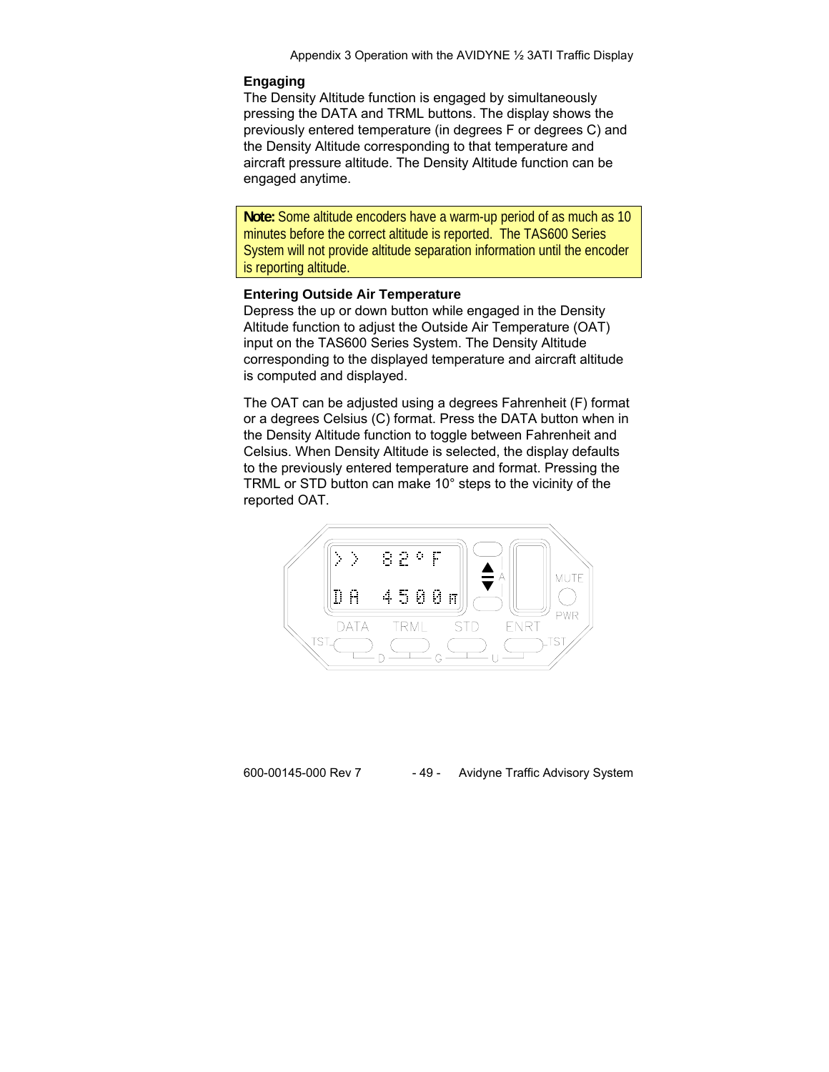### Engaging

The Density Altitude function is engaged by simultaneously pressing the DATA and TRML buttons. The display shows the previously entered temperature (in degrees F or degrees C) and the Density Altitude corresponding to that temperature and aircraft pressure altitude. The Density Altitude function can be engaged anytime.

**Note:** Some altitude encoders have a warm-up period of as much as 10 minutes before the correct altitude is reported. The TAS600 Series System will not provide altitude separation information until the encoder is reporting altitude.

### Entering Outside Air Temperature

Depress the up or down button while engaged in the Density Altitude function to adjust the Outside Air Temperature (OAT) input on the TAS600 Series System. The Density Altitude corresponding to the displayed temperature and aircraft altitude is computed and displayed.

The OAT can be adjusted using a degrees Fahrenheit (F) format or a degrees Celsius (C) format. Press the DATA button when in the Density Altitude function to toggle between Fahrenheit and Celsius. When Density Altitude is selected, the display defaults to the previously entered temperature and format. Pressing the TRML or STD button can make 10° steps to the vicinity of the reported OAT.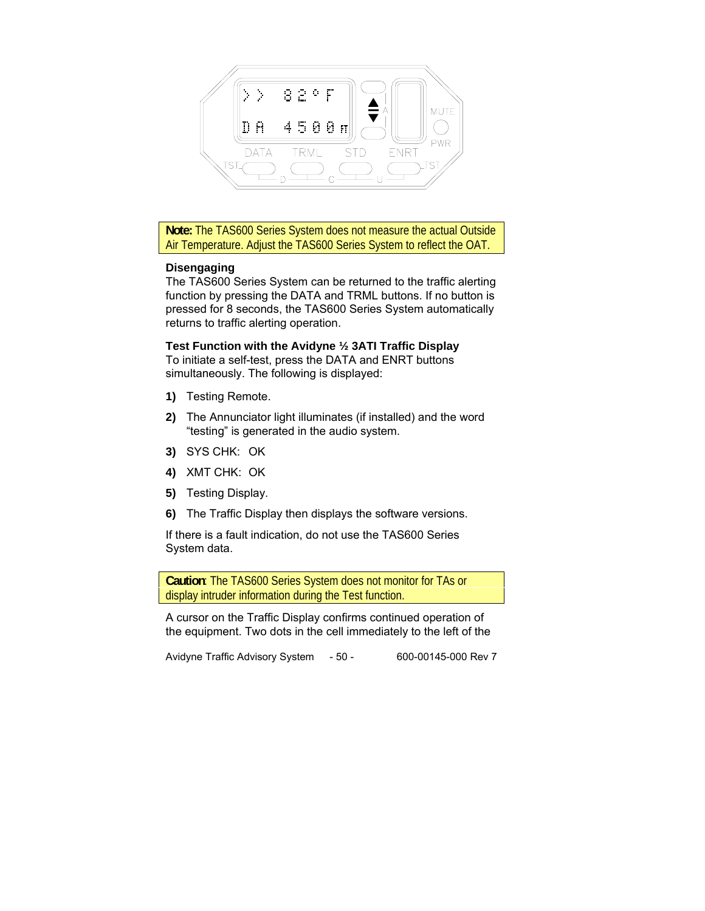**Note:** The TAS600 Series System does not measure the actual Outside Air Temperature. Adjust the TAS600 Series System to reflect the OAT.

**Disengaging**

The TAS600 Series System can be returned to the traffic alerting function by pressing the DATA and TRML buttons. If no button is pressed for 8 seconds, the TAS600 Series System automatically returns to traffic alerting operation.

**Test Function with the Avidyne ½ 3ATI Traffic Display**

To initiate a self-test, press the DATA and ENRT buttons simultaneously. The following is displayed:

1) Testing Remote.
2) The Annunciator light illuminates (if installed) and the word "testing" is generated in the audio system.
3) SYS CHK: OK
4) XMT CHK: OK
5) Testing Display.
6) The Traffic Display then displays the software versions.

If there is a fault indication, do not use the TAS600 Series System data.

**Caution**: The TAS600 Series System does not monitor for TAs or display intruder information during the Test function.

A cursor on the Traffic Display confirms continued operation of the equipment. Two dots in the cell immediately to the left of the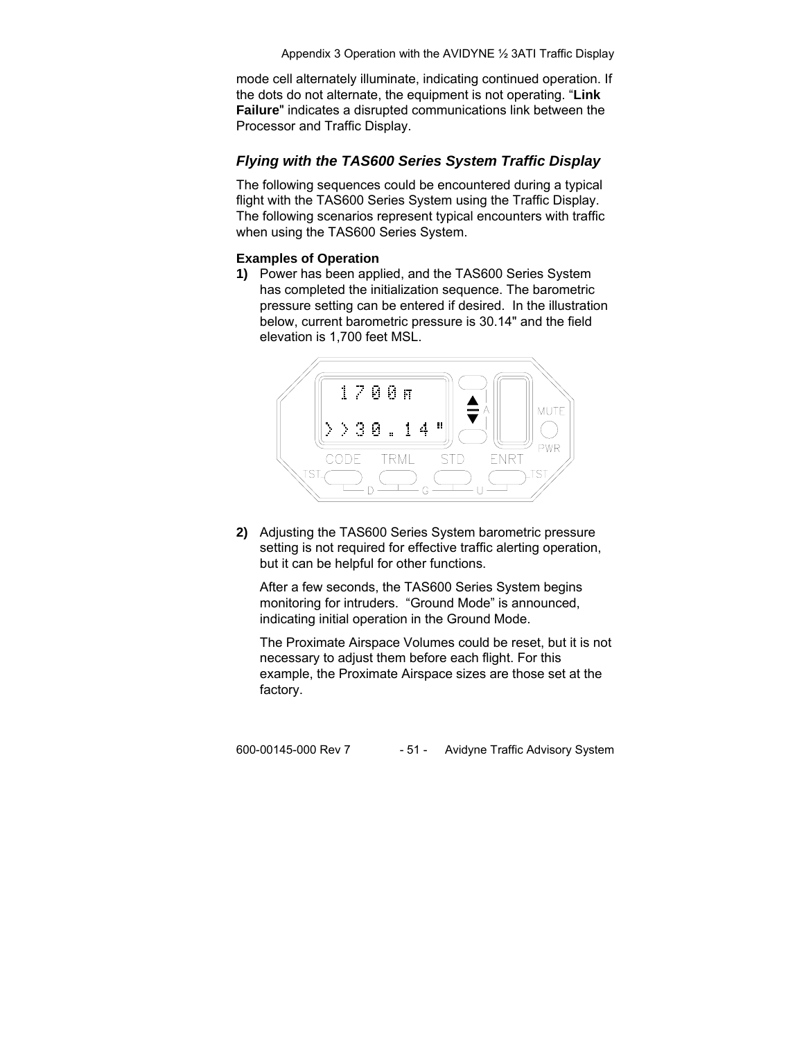mode cell alternately illuminate, indicating continued operation. If the dots do not alternate, the equipment is not operating. "**Link Failure**" indicates a disrupted communications link between the Processor and Traffic Display.

### *Flying with the TAS600 Series System Traffic Display*

The following sequences could be encountered during a typical flight with the TAS600 Series System using the Traffic Display. The following scenarios represent typical encounters with traffic when using the TAS600 Series System.

**Examples of Operation**

**1)** Power has been applied, and the TAS600 Series System has completed the initialization sequence. The barometric pressure setting can be entered if desired. In the illustration below, current barometric pressure is 30.14" and the field elevation is 1,700 feet MSL.

**2)** Adjusting the TAS600 Series System barometric pressure setting is not required for effective traffic alerting operation, but it can be helpful for other functions.

After a few seconds, the TAS600 Series System begins monitoring for intruders. "Ground Mode" is announced, indicating initial operation in the Ground Mode.

The Proximate Airspace Volumes could be reset, but it is not necessary to adjust them before each flight. For this example, the Proximate Airspace sizes are those set at the factory.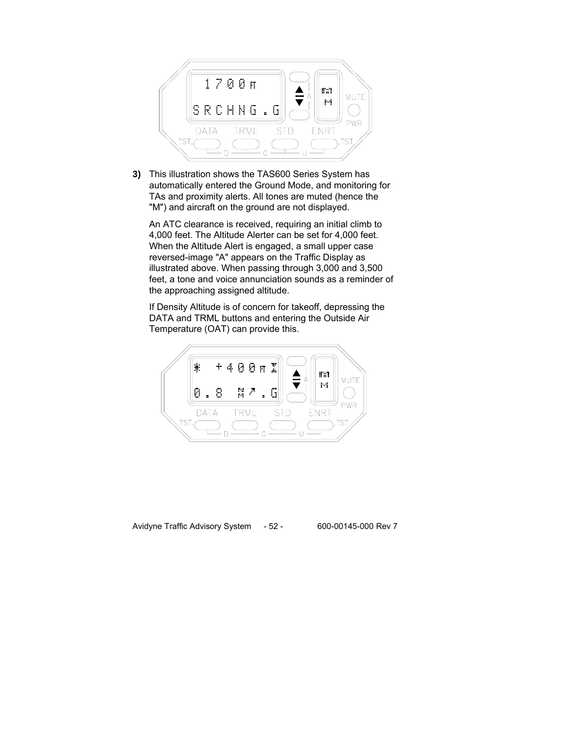**3)** This illustration shows the TAS600 Series System has automatically entered the Ground Mode, and monitoring for TAs and proximity alerts. All tones are muted (hence the "M") and aircraft on the ground are not displayed.

An ATC clearance is received, requiring an initial climb to 4,000 feet. The Altitude Alerter can be set for 4,000 feet. When the Altitude Alert is engaged, a small upper case reversed-image "A" appears on the Traffic Display as illustrated above. When passing through 3,000 and 3,500 feet, a tone and voice annunciation sounds as a reminder of the approaching assigned altitude.

If Density Altitude is of concern for takeoff, depressing the DATA and TRML buttons and entering the Outside Air Temperature (OAT) can provide this.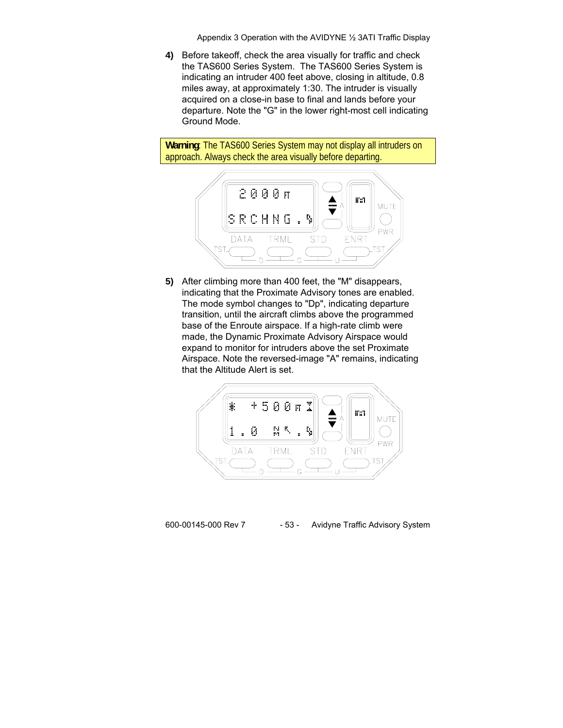4) Before takeoff, check the area visually for traffic and check the TAS600 Series System. The TAS600 Series System is indicating an intruder 400 feet above, closing in altitude, 0.8 miles away, at approximately 1:30. The intruder is visually acquired on a close-in base to final and lands before your departure. Note the "G" in the lower right-most cell indicating Ground Mode.

**Warning**: The TAS600 Series System may not display all intruders on approach. Always check the area visually before departing.

5) After climbing more than 400 feet, the "M" disappears, indicating that the Proximate Advisory tones are enabled. The mode symbol changes to "Dp", indicating departure transition, until the aircraft climbs above the programmed base of the Enroute airspace. If a high-rate climb were made, the Dynamic Proximate Advisory Airspace would expand to monitor for intruders above the set Proximate Airspace. Note the reversed-image "A" remains, indicating that the Altitude Alert is set.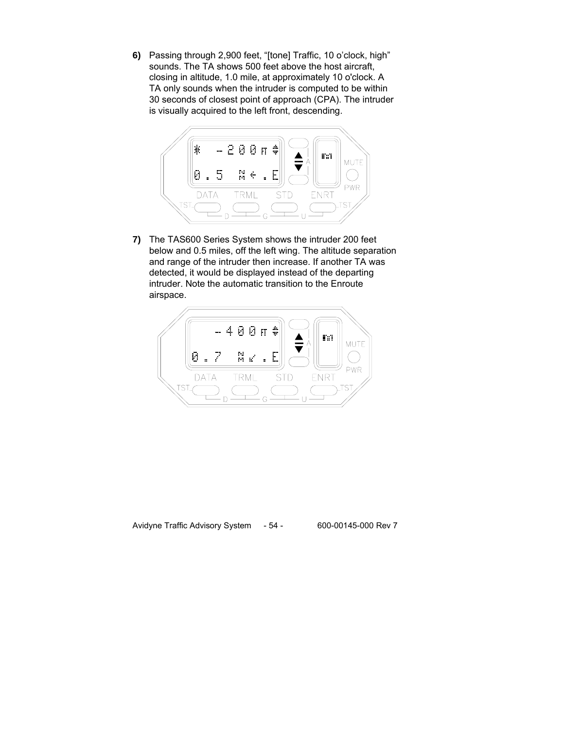**6)** Passing through 2,900 feet, "[tone] Traffic, 10 o'clock, high" sounds. The TA shows 500 feet above the host aircraft, closing in altitude, 1.0 mile, at approximately 10 o'clock. A TA only sounds when the intruder is computed to be within 30 seconds of closest point of approach (CPA). The intruder is visually acquired to the left front, descending.

**7)** The TAS600 Series System shows the intruder 200 feet below and 0.5 miles, off the left wing. The altitude separation and range of the intruder then increase. If another TA was detected, it would be displayed instead of the departing intruder. Note the automatic transition to the Enroute airspace.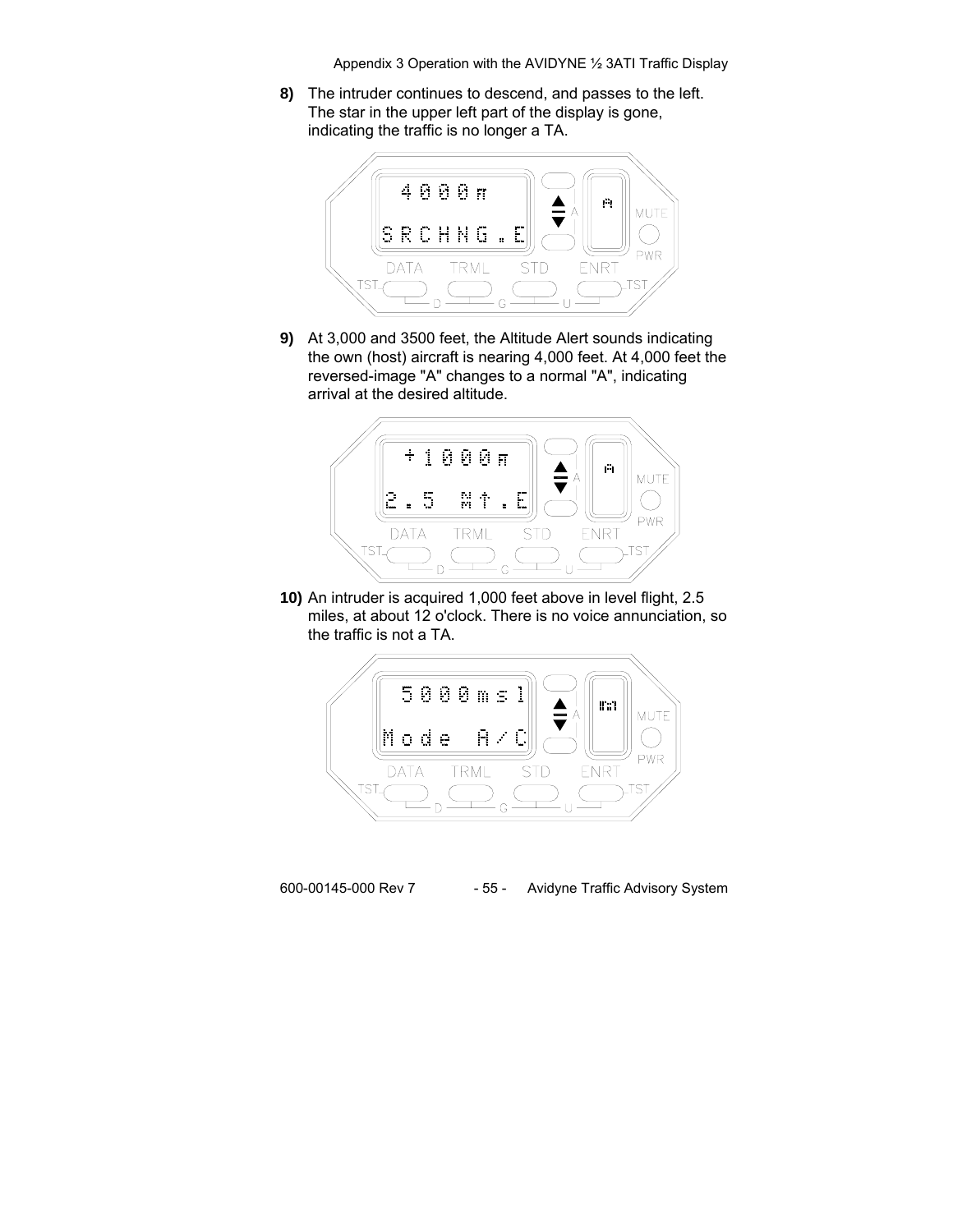**8)** The intruder continues to descend, and passes to the left. The star in the upper left part of the display is gone, indicating the traffic is no longer a TA.

**9)** At 3,000 and 3500 feet, the Altitude Alert sounds indicating the own (host) aircraft is nearing 4,000 feet. At 4,000 feet the reversed-image "A" changes to a normal "A", indicating arrival at the desired altitude.

**10)** An intruder is acquired 1,000 feet above in level flight, 2.5 miles, at about 12 o'clock. There is no voice annunciation, so the traffic is not a TA.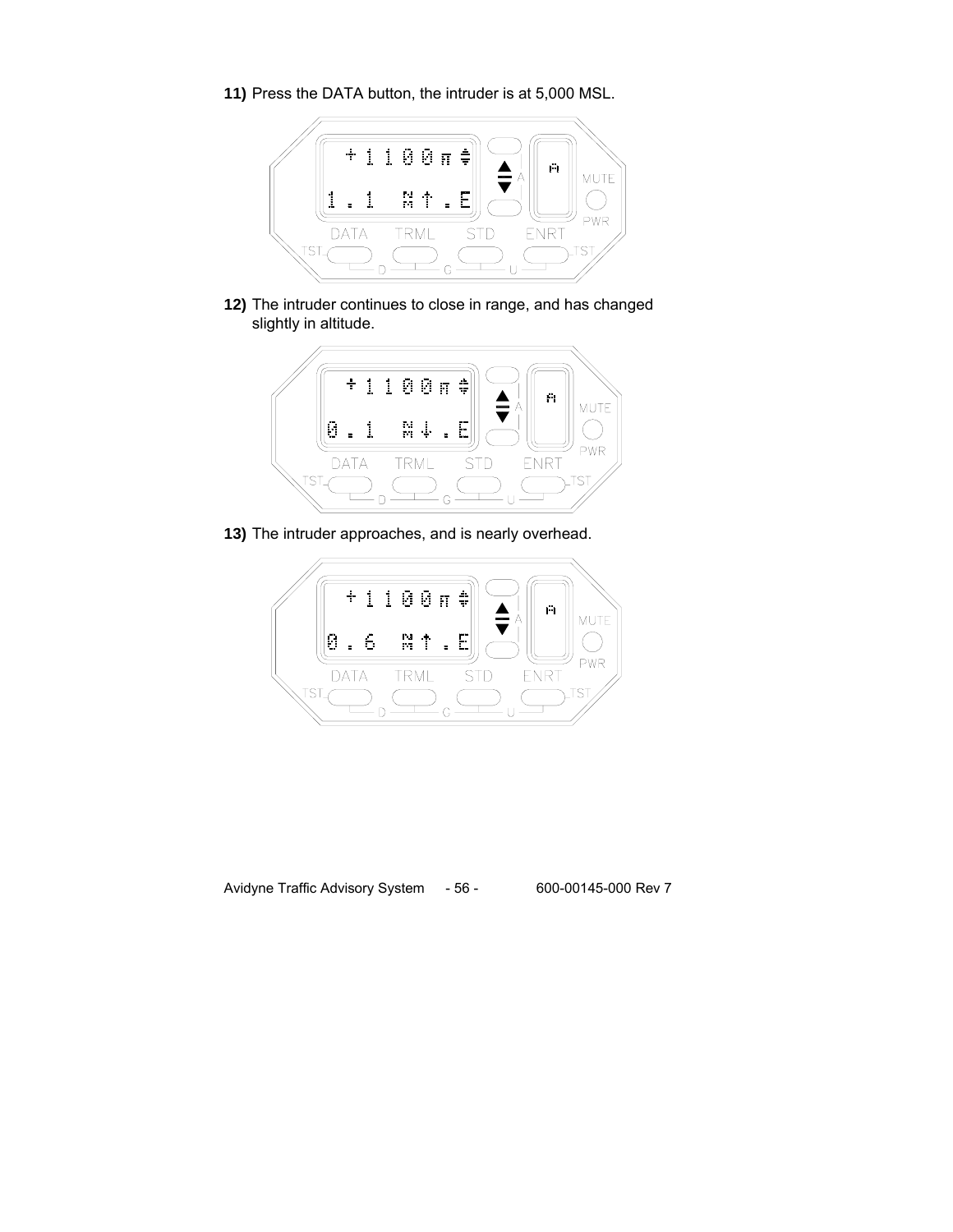**11)** Press the DATA button, the intruder is at 5,000 MSL.

**12)** The intruder continues to close in range, and has changed slightly in altitude.

**13)** The intruder approaches, and is nearly overhead.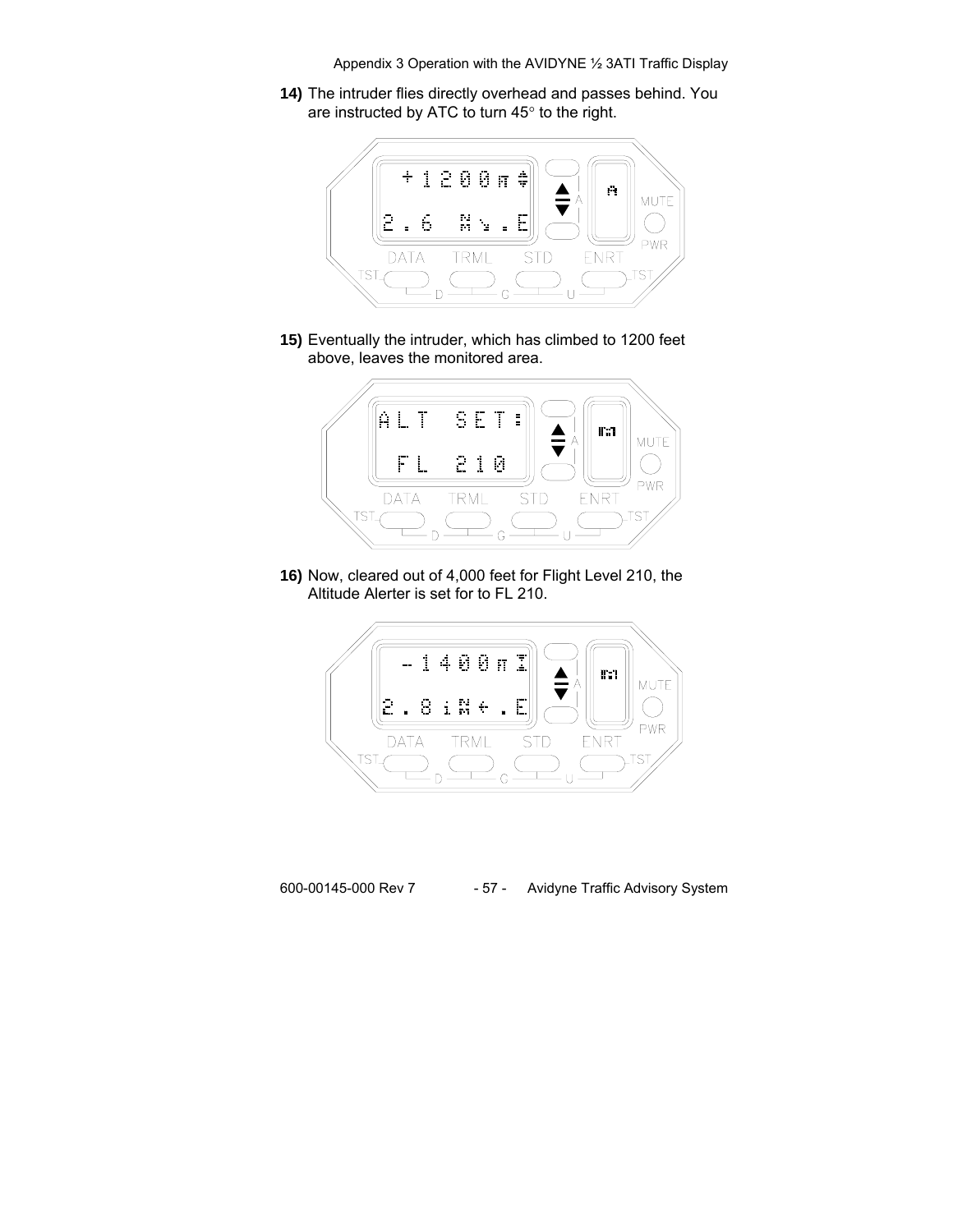**14)** The intruder flies directly overhead and passes behind. You are instructed by ATC to turn 45° to the right.

**15)** Eventually the intruder, which has climbed to 1200 feet above, leaves the monitored area.

**16)** Now, cleared out of 4,000 feet for Flight Level 210, the Altitude Alerter is set for to FL 210.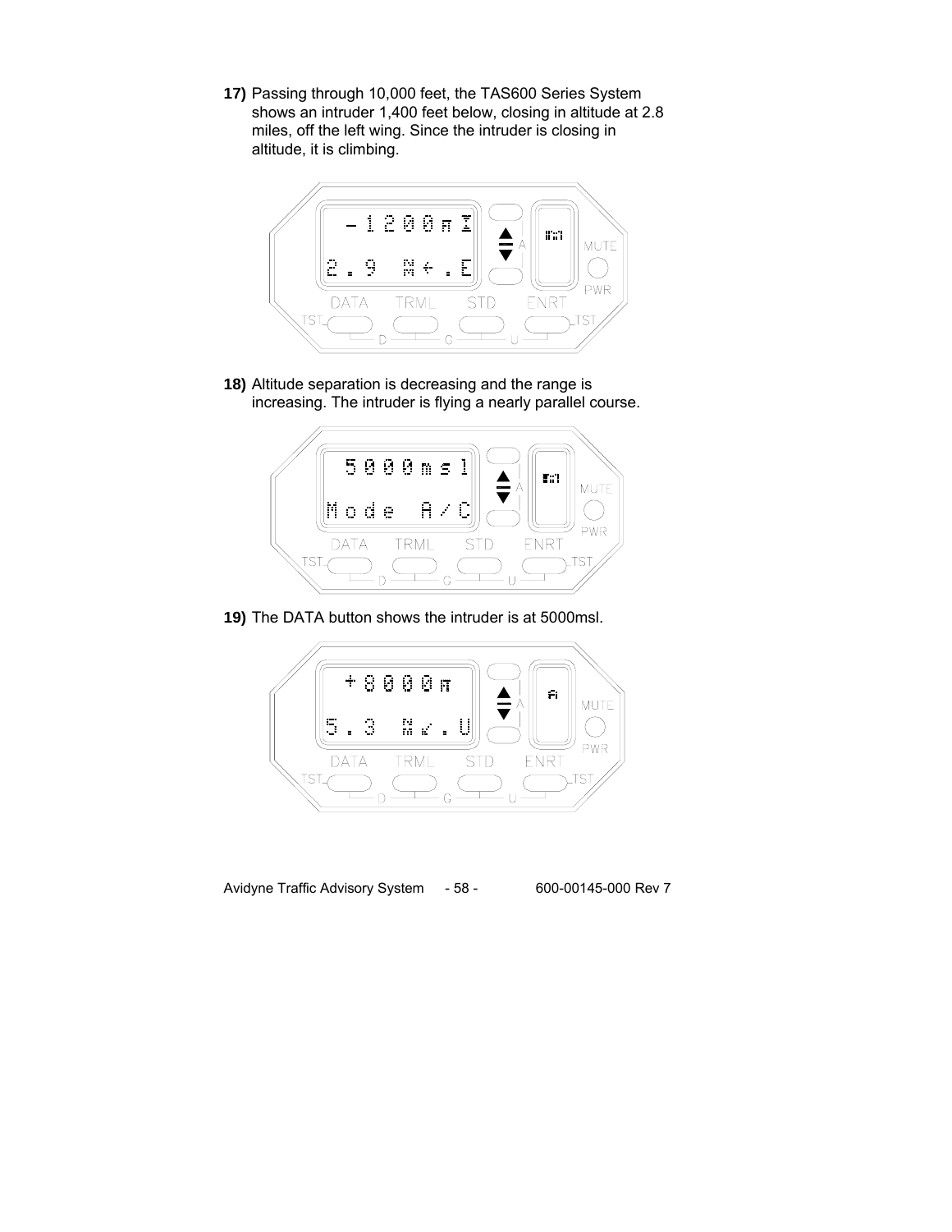**17)** Passing through 10,000 feet, the TAS600 Series System shows an intruder 1,400 feet below, closing in altitude at 2.8 miles, off the left wing. Since the intruder is closing in altitude, it is climbing.

**18)** Altitude separation is decreasing and the range is increasing. The intruder is flying a nearly parallel course.

**19)** The DATA button shows the intruder is at 5000msl.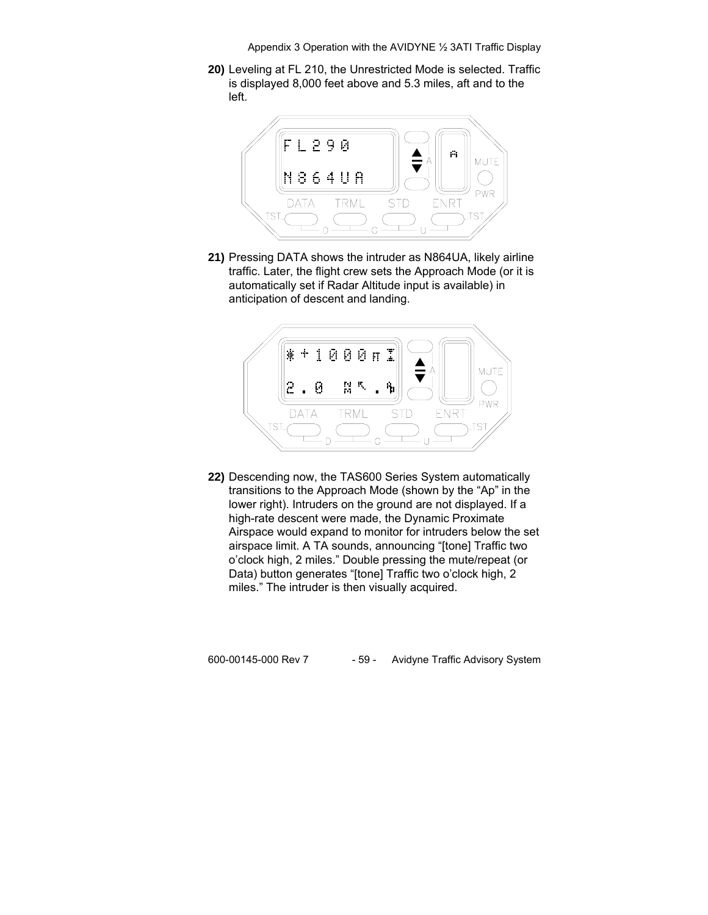**20)** Leveling at FL 210, the Unrestricted Mode is selected. Traffic is displayed 8,000 feet above and 5.3 miles, aft and to the left.

**21)** Pressing DATA shows the intruder as N864UA, likely airline traffic. Later, the flight crew sets the Approach Mode (or it is automatically set if Radar Altitude input is available) in anticipation of descent and landing.

**22)** Descending now, the TAS600 Series System automatically transitions to the Approach Mode (shown by the "Ap" in the lower right). Intruders on the ground are not displayed. If a high-rate descent were made, the Dynamic Proximate Airspace would expand to monitor for intruders below the set airspace limit. A TA sounds, announcing "[tone] Traffic two o'clock high, 2 miles." Double pressing the mute/repeat (or Data) button generates "[tone] Traffic two o'clock high, 2 miles." The intruder is then visually acquired.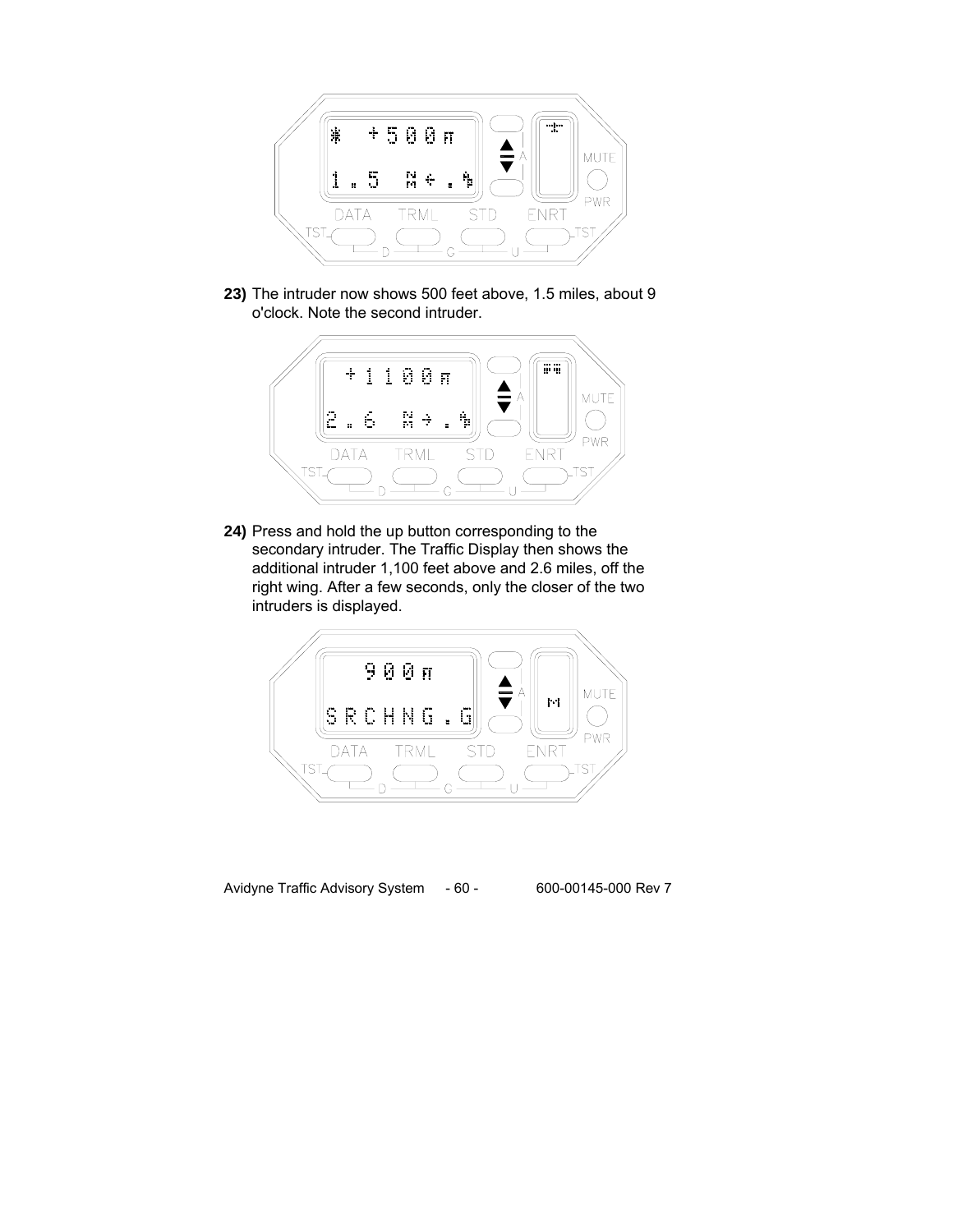23) The intruder now shows 500 feet above, 1.5 miles, about 9 o'clock. Note the second intruder.

24) Press and hold the up button corresponding to the secondary intruder. The Traffic Display then shows the additional intruder 1,100 feet above and 2.6 miles, off the right wing. After a few seconds, only the closer of the two intruders is displayed.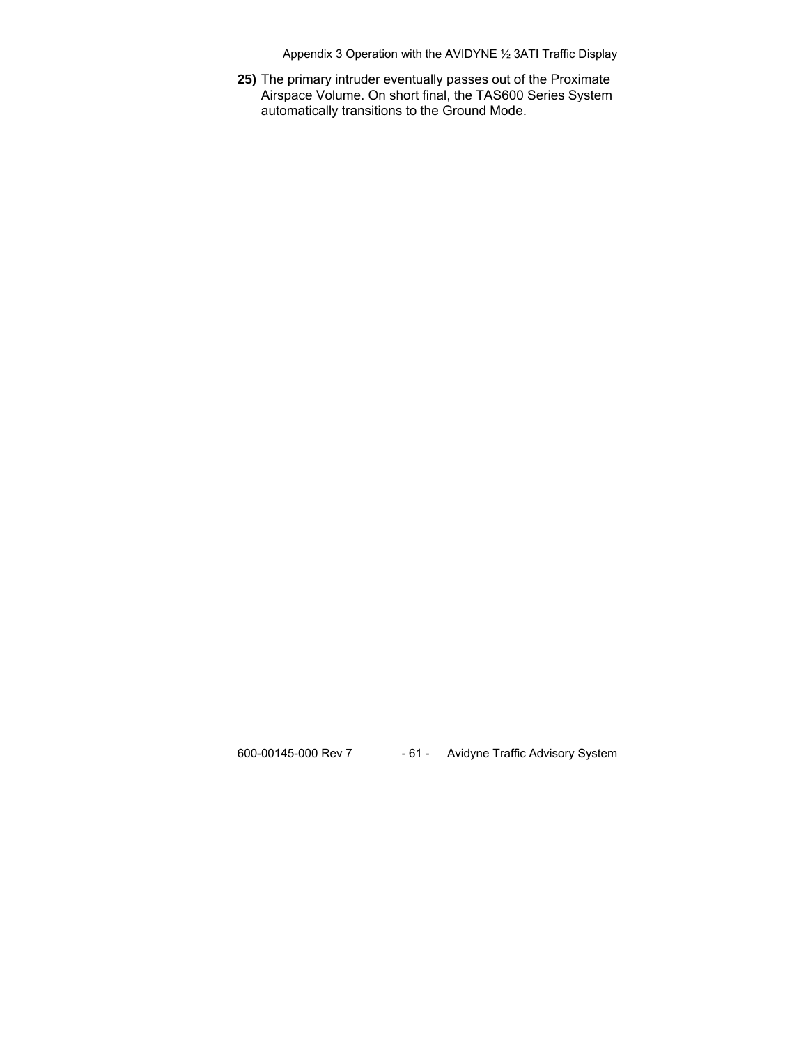**25)** The primary intruder eventually passes out of the Proximate Airspace Volume. On short final, the TAS600 Series System automatically transitions to the Ground Mode.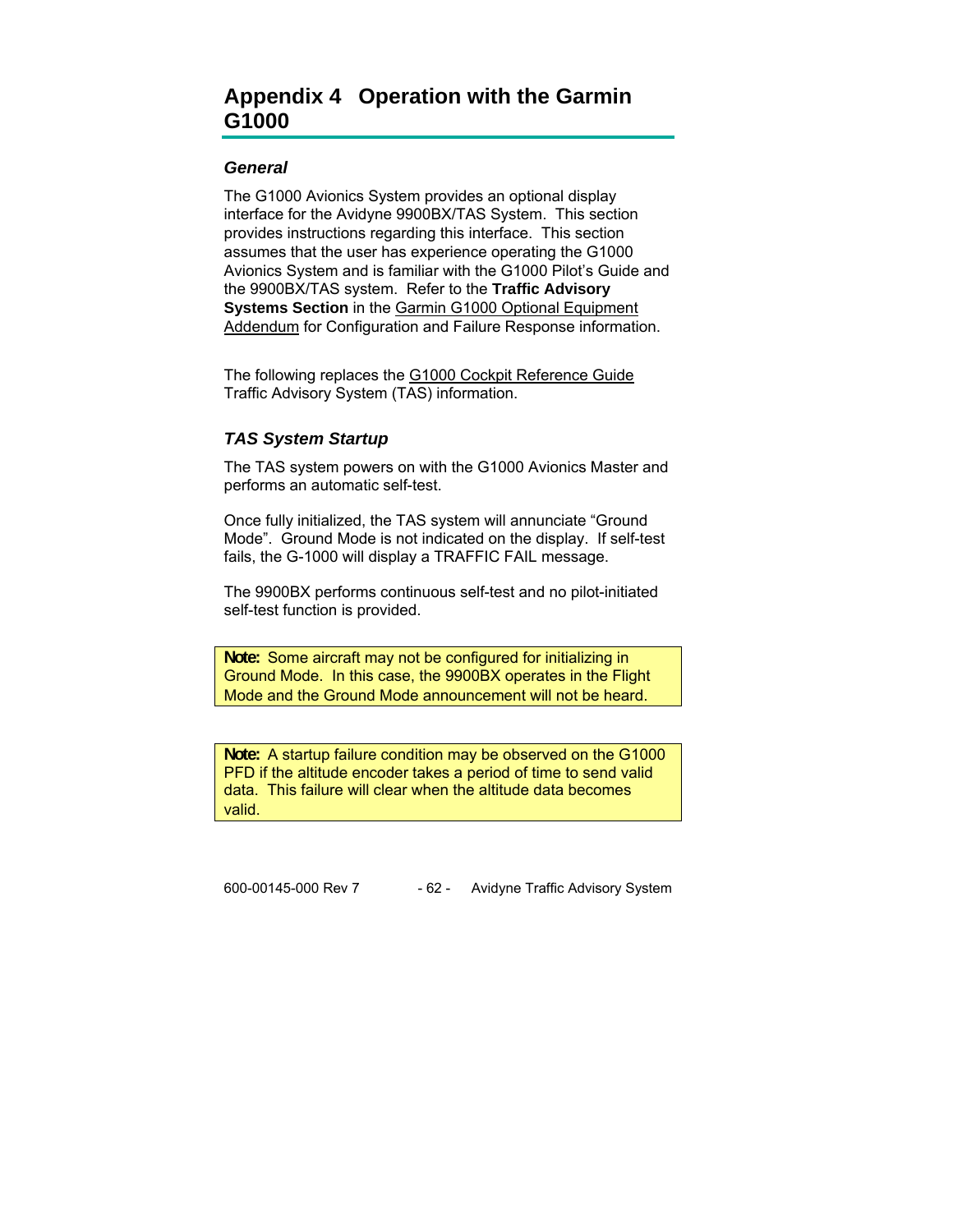# Appendix 4 Operation with the Garmin G1000

### *General*

The G1000 Avionics System provides an optional display interface for the Avidyne 9900BX/TAS System. This section provides instructions regarding this interface. This section assumes that the user has experience operating the G1000 Avionics System and is familiar with the G1000 Pilot's Guide and the 9900BX/TAS system. Refer to the **Traffic Advisory Systems Section** in the Garmin G1000 Optional Equipment Addendum for Configuration and Failure Response information.

The following replaces the G1000 Cockpit Reference Guide Traffic Advisory System (TAS) information.

### *TAS System Startup*

The TAS system powers on with the G1000 Avionics Master and performs an automatic self-test.

Once fully initialized, the TAS system will annunciate "Ground Mode". Ground Mode is not indicated on the display. If self-test fails, the G-1000 will display a TRAFFIC FAIL message.

The 9900BX performs continuous self-test and no pilot-initiated self-test function is provided.

> **Note:** Some aircraft may not be configured for initializing in Ground Mode. In this case, the 9900BX operates in the Flight Mode and the Ground Mode announcement will not be heard.

> **Note:** A startup failure condition may be observed on the G1000 PFD if the altitude encoder takes a period of time to send valid data. This failure will clear when the altitude data becomes valid.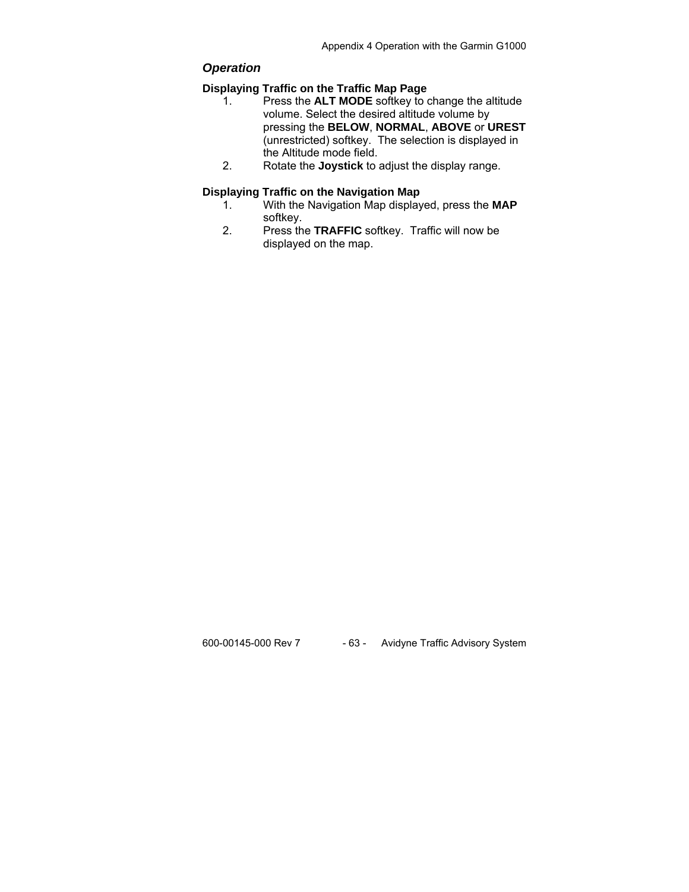## *Operation*

### Displaying Traffic on the Traffic Map Page

1. Press the **ALT MODE** softkey to change the altitude volume. Select the desired altitude volume by pressing the **BELOW**, **NORMAL**, **ABOVE** or **UREST** (unrestricted) softkey. The selection is displayed in the Altitude mode field.
2. Rotate the **Joystick** to adjust the display range.

### Displaying Traffic on the Navigation Map

1. With the Navigation Map displayed, press the **MAP** softkey.
2. Press the **TRAFFIC** softkey. Traffic will now be displayed on the map.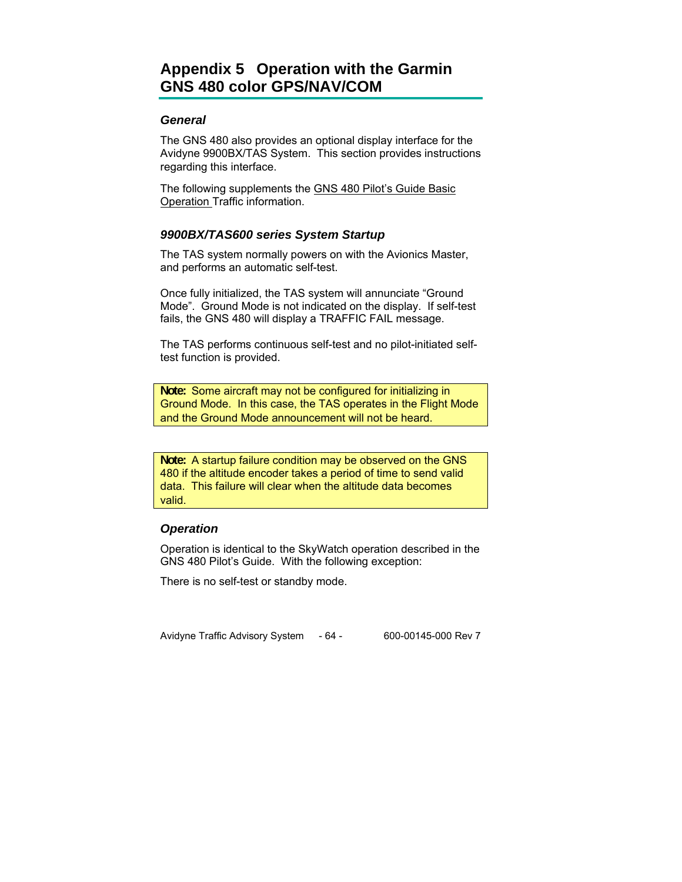# Appendix 5 Operation with the Garmin GNS 480 color GPS/NAV/COM

### *General*

The GNS 480 also provides an optional display interface for the Avidyne 9900BX/TAS System. This section provides instructions regarding this interface.

The following supplements the GNS 480 Pilot's Guide Basic Operation Traffic information.

### *9900BX/TAS600 series System Startup*

The TAS system normally powers on with the Avionics Master, and performs an automatic self-test.

Once fully initialized, the TAS system will annunciate "Ground Mode". Ground Mode is not indicated on the display. If self-test fails, the GNS 480 will display a TRAFFIC FAIL message.

The TAS performs continuous self-test and no pilot-initiated self-test function is provided.

> **Note:** Some aircraft may not be configured for initializing in Ground Mode. In this case, the TAS operates in the Flight Mode and the Ground Mode announcement will not be heard.

> **Note:** A startup failure condition may be observed on the GNS 480 if the altitude encoder takes a period of time to send valid data. This failure will clear when the altitude data becomes valid.

### *Operation*

Operation is identical to the SkyWatch operation described in the GNS 480 Pilot's Guide. With the following exception:

There is no self-test or standby mode.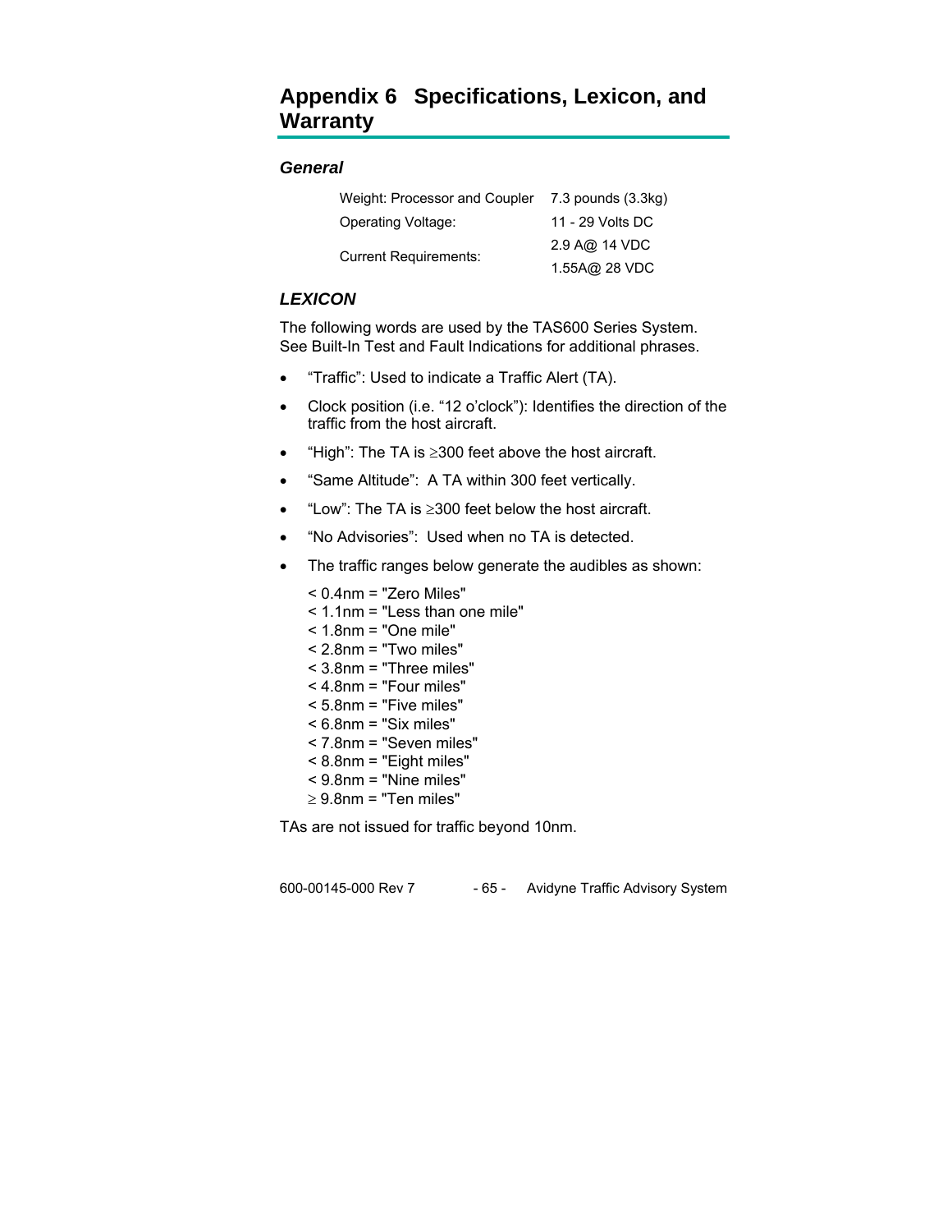# Appendix 6 Specifications, Lexicon, and Warranty

### General

| | |
|---|---|
| Weight: Processor and Coupler | 7.3 pounds (3.3kg) |
| Operating Voltage: | 11 - 29 Volts DC |
| Current Requirements: | 2.9 A@ 14 VDC<br>1.55A@ 28 VDC |

### LEXICON

The following words are used by the TAS600 Series System. See Built-In Test and Fault Indications for additional phrases.

- "Traffic": Used to indicate a Traffic Alert (TA).
- Clock position (i.e. "12 o'clock"): Identifies the direction of the traffic from the host aircraft.
- "High": The TA is ≥300 feet above the host aircraft.
- "Same Altitude": A TA within 300 feet vertically.
- "Low": The TA is ≥300 feet below the host aircraft.
- "No Advisories": Used when no TA is detected.
- The traffic ranges below generate the audibles as shown:

  < 0.4nm = "Zero Miles"
  < 1.1nm = "Less than one mile"
  < 1.8nm = "One mile"
  < 2.8nm = "Two miles"
  < 3.8nm = "Three miles"
  < 4.8nm = "Four miles"
  < 5.8nm = "Five miles"
  < 6.8nm = "Six miles"
  < 7.8nm = "Seven miles"
  < 8.8nm = "Eight miles"
  < 9.8nm = "Nine miles"
  ≥ 9.8nm = "Ten miles"

TAs are not issued for traffic beyond 10nm.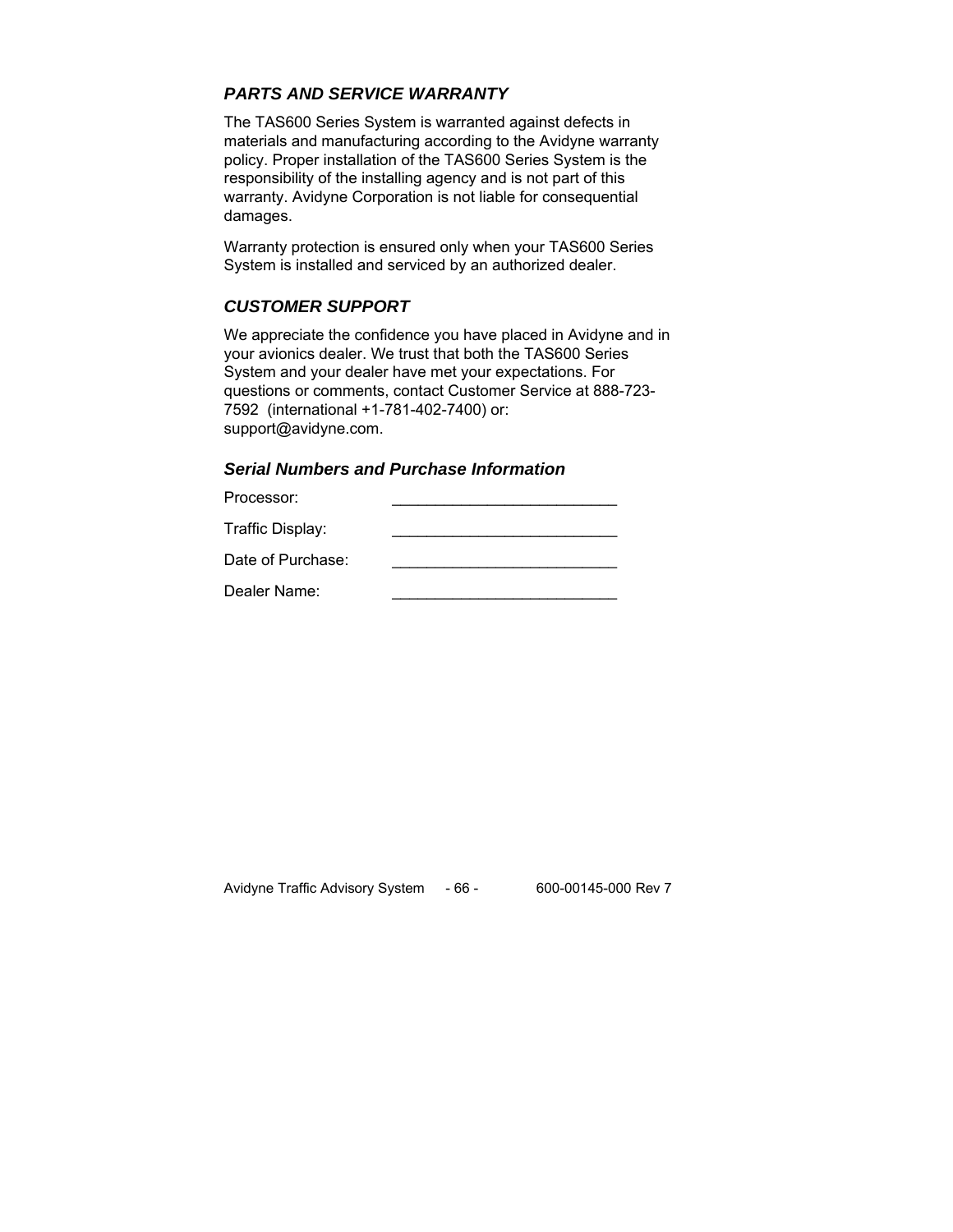### *PARTS AND SERVICE WARRANTY*

The TAS600 Series System is warranted against defects in materials and manufacturing according to the Avidyne warranty policy. Proper installation of the TAS600 Series System is the responsibility of the installing agency and is not part of this warranty. Avidyne Corporation is not liable for consequential damages.

Warranty protection is ensured only when your TAS600 Series System is installed and serviced by an authorized dealer.

### *CUSTOMER SUPPORT*

We appreciate the confidence you have placed in Avidyne and in your avionics dealer. We trust that both the TAS600 Series System and your dealer have met your expectations. For questions or comments, contact Customer Service at 888-723-7592 (international +1-781-402-7400) or: support@avidyne.com.

### *Serial Numbers and Purchase Information*

Processor: __________________________

Traffic Display: __________________________

Date of Purchase: __________________________

Dealer Name: __________________________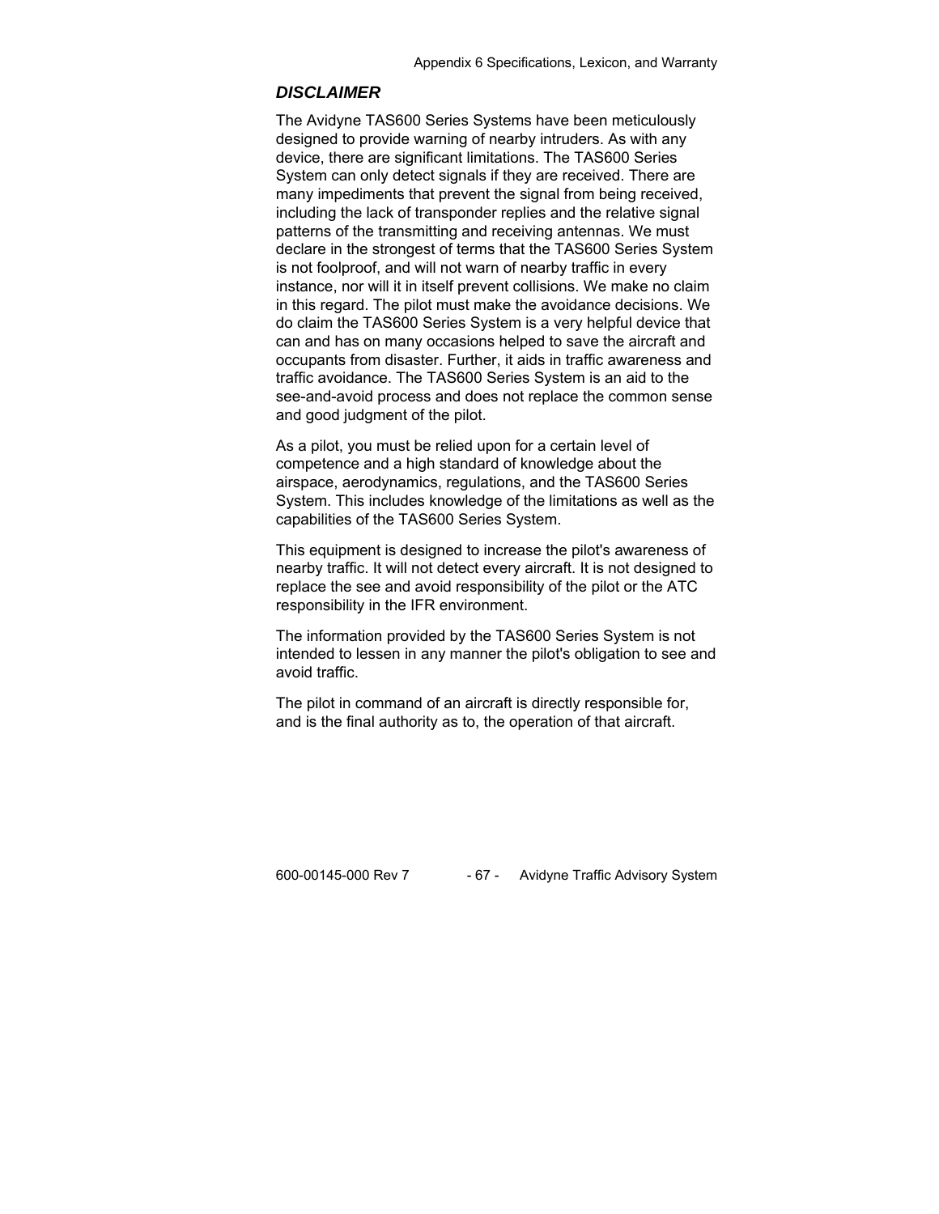## *DISCLAIMER*

The Avidyne TAS600 Series Systems have been meticulously designed to provide warning of nearby intruders. As with any device, there are significant limitations. The TAS600 Series System can only detect signals if they are received. There are many impediments that prevent the signal from being received, including the lack of transponder replies and the relative signal patterns of the transmitting and receiving antennas. We must declare in the strongest of terms that the TAS600 Series System is not foolproof, and will not warn of nearby traffic in every instance, nor will it in itself prevent collisions. We make no claim in this regard. The pilot must make the avoidance decisions. We do claim the TAS600 Series System is a very helpful device that can and has on many occasions helped to save the aircraft and occupants from disaster. Further, it aids in traffic awareness and traffic avoidance. The TAS600 Series System is an aid to the see-and-avoid process and does not replace the common sense and good judgment of the pilot.

As a pilot, you must be relied upon for a certain level of competence and a high standard of knowledge about the airspace, aerodynamics, regulations, and the TAS600 Series System. This includes knowledge of the limitations as well as the capabilities of the TAS600 Series System.

This equipment is designed to increase the pilot's awareness of nearby traffic. It will not detect every aircraft. It is not designed to replace the see and avoid responsibility of the pilot or the ATC responsibility in the IFR environment.

The information provided by the TAS600 Series System is not intended to lessen in any manner the pilot's obligation to see and avoid traffic.

The pilot in command of an aircraft is directly responsible for, and is the final authority as to, the operation of that aircraft.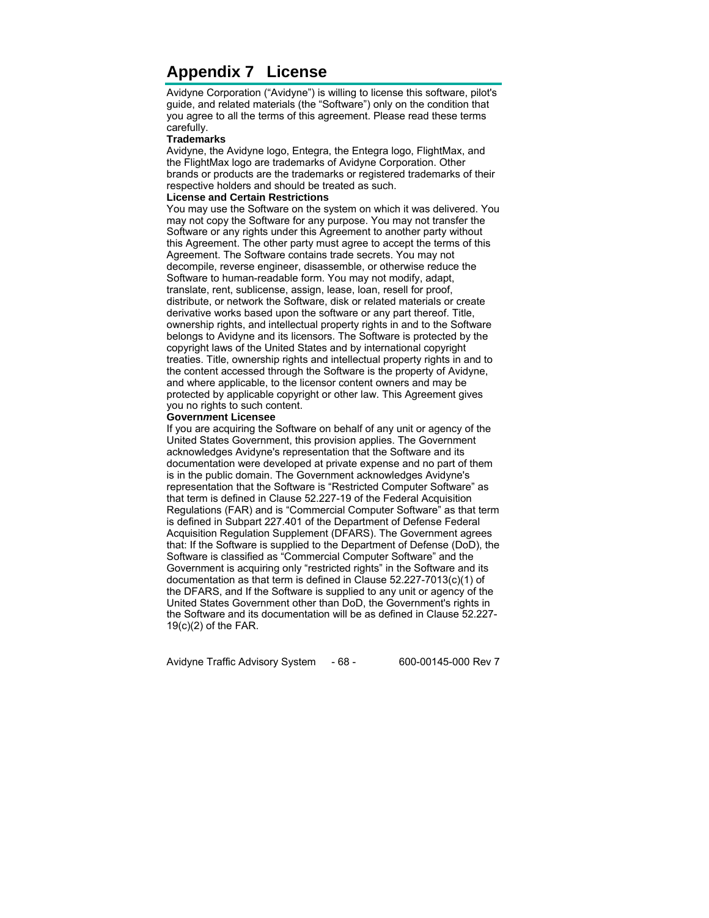# Appendix 7 License

Avidyne Corporation (“Avidyne”) is willing to license this software, pilot's guide, and related materials (the “Software”) only on the condition that you agree to all the terms of this agreement. Please read these terms carefully.

**Trademarks**

Avidyne, the Avidyne logo, Entegra, the Entegra logo, FlightMax, and the FlightMax logo are trademarks of Avidyne Corporation. Other brands or products are the trademarks or registered trademarks of their respective holders and should be treated as such.

**License and Certain Restrictions**

You may use the Software on the system on which it was delivered. You may not copy the Software for any purpose. You may not transfer the Software or any rights under this Agreement to another party without this Agreement. The other party must agree to accept the terms of this Agreement. The Software contains trade secrets. You may not decompile, reverse engineer, disassemble, or otherwise reduce the Software to human-readable form. You may not modify, adapt, translate, rent, sublicense, assign, lease, loan, resell for proof, distribute, or network the Software, disk or related materials or create derivative works based upon the software or any part thereof. Title, ownership rights, and intellectual property rights in and to the Software belongs to Avidyne and its licensors. The Software is protected by the copyright laws of the United States and by international copyright treaties. Title, ownership rights and intellectual property rights in and to the content accessed through the Software is the property of Avidyne, and where applicable, to the licensor content owners and may be protected by applicable copyright or other law. This Agreement gives you no rights to such content.

**Govern*m*ent Licensee**

If you are acquiring the Software on behalf of any unit or agency of the United States Government, this provision applies. The Government acknowledges Avidyne's representation that the Software and its documentation were developed at private expense and no part of them is in the public domain. The Government acknowledges Avidyne's representation that the Software is “Restricted Computer Software” as that term is defined in Clause 52.227-19 of the Federal Acquisition Regulations (FAR) and is “Commercial Computer Software” as that term is defined in Subpart 227.401 of the Department of Defense Federal Acquisition Regulation Supplement (DFARS). The Government agrees that: If the Software is supplied to the Department of Defense (DoD), the Software is classified as “Commercial Computer Software” and the Government is acquiring only “restricted rights” in the Software and its documentation as that term is defined in Clause 52.227-7013(c)(1) of the DFARS, and If the Software is supplied to any unit or agency of the United States Government other than DoD, the Government's rights in the Software and its documentation will be as defined in Clause 52.227-19(c)(2) of the FAR.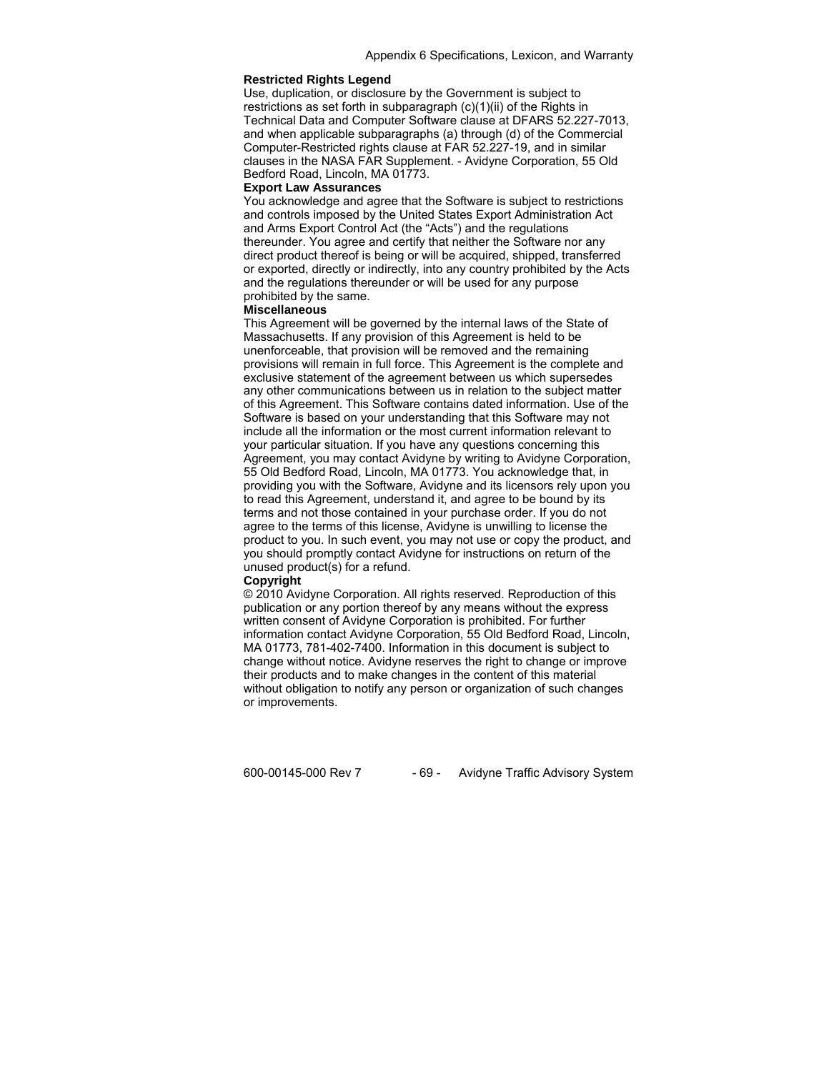### Restricted Rights Legend

Use, duplication, or disclosure by the Government is subject to restrictions as set forth in subparagraph (c)(1)(ii) of the Rights in Technical Data and Computer Software clause at DFARS 52.227-7013, and when applicable subparagraphs (a) through (d) of the Commercial Computer-Restricted rights clause at FAR 52.227-19, and in similar clauses in the NASA FAR Supplement. - Avidyne Corporation, 55 Old Bedford Road, Lincoln, MA 01773.

### Export Law Assurances

You acknowledge and agree that the Software is subject to restrictions and controls imposed by the United States Export Administration Act and Arms Export Control Act (the "Acts") and the regulations thereunder. You agree and certify that neither the Software nor any direct product thereof is being or will be acquired, shipped, transferred or exported, directly or indirectly, into any country prohibited by the Acts and the regulations thereunder or will be used for any purpose prohibited by the same.

### Miscellaneous

This Agreement will be governed by the internal laws of the State of Massachusetts. If any provision of this Agreement is held to be unenforceable, that provision will be removed and the remaining provisions will remain in full force. This Agreement is the complete and exclusive statement of the agreement between us which supersedes any other communications between us in relation to the subject matter of this Agreement. This Software contains dated information. Use of the Software is based on your understanding that this Software may not include all the information or the most current information relevant to your particular situation. If you have any questions concerning this Agreement, you may contact Avidyne by writing to Avidyne Corporation, 55 Old Bedford Road, Lincoln, MA 01773. You acknowledge that, in providing you with the Software, Avidyne and its licensors rely upon you to read this Agreement, understand it, and agree to be bound by its terms and not those contained in your purchase order. If you do not agree to the terms of this license, Avidyne is unwilling to license the product to you. In such event, you may not use or copy the product, and you should promptly contact Avidyne for instructions on return of the unused product(s) for a refund.

### Copyright

© 2010 Avidyne Corporation. All rights reserved. Reproduction of this publication or any portion thereof by any means without the express written consent of Avidyne Corporation is prohibited. For further information contact Avidyne Corporation, 55 Old Bedford Road, Lincoln, MA 01773, 781-402-7400. Information in this document is subject to change without notice. Avidyne reserves the right to change or improve their products and to make changes in the content of this material without obligation to notify any person or organization of such changes or improvements.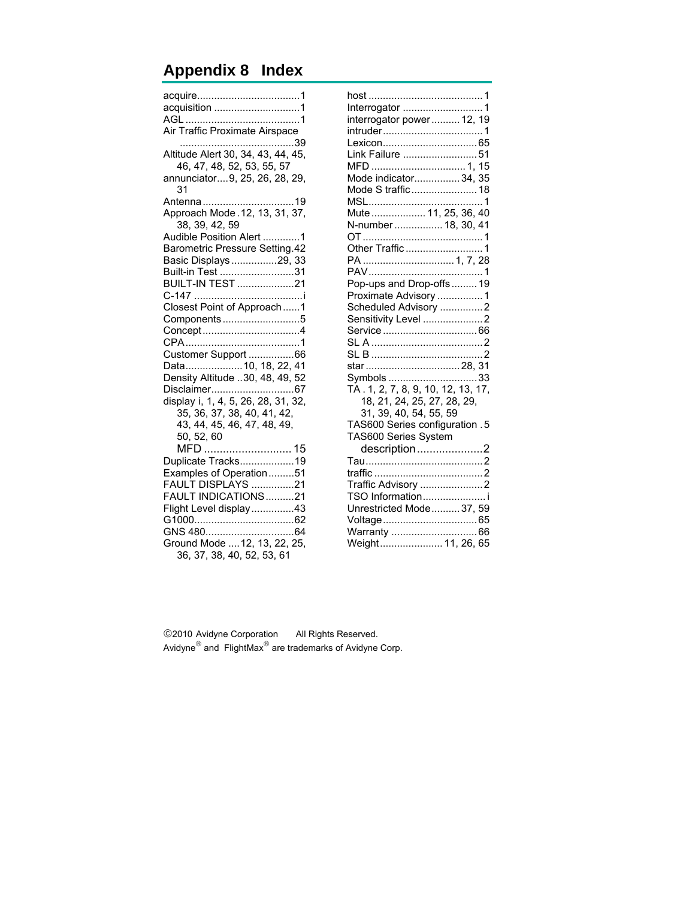## Appendix 8 Index

acquire.....1
acquisition.....1
AGL.....1
Air Traffic Proximate Airspace.....39
Altitude Alert 30, 34, 43, 44, 45, 46, 47, 48, 52, 53, 55, 57
annunciator....9, 25, 26, 28, 29, 31
Antenna.....19
Approach Mode.12, 13, 31, 37, 38, 39, 42, 59
Audible Position Alert.....1
Barometric Pressure Setting.42
Basic Displays.....29, 33
Built-in Test.....31
BUILT-IN TEST.....21
C-147.....i
Closest Point of Approach.....1
Components.....5
Concept.....4
CPA.....1
Customer Support.....66
Data.....10, 18, 22, 41
Density Altitude ..30, 48, 49, 52
Disclaimer.....67
display i, 1, 4, 5, 26, 28, 31, 32, 35, 36, 37, 38, 40, 41, 42, 43, 44, 45, 46, 47, 48, 49, 50, 52, 60
    MFD.....15
Duplicate Tracks.....19
Examples of Operation.....51
FAULT DISPLAYS.....21
FAULT INDICATIONS.....21
Flight Level display.....43
G1000.....62
GNS 480.....64
Ground Mode ....12, 13, 22, 25, 36, 37, 38, 40, 52, 53, 61
host.....1
Interrogator.....1
interrogator power.....12, 19
intruder.....1
Lexicon.....65
Link Failure.....51
MFD.....1, 15
Mode indicator.....34, 35
Mode S traffic.....18
MSL.....1
Mute.....11, 25, 36, 40
N-number.....18, 30, 41
OT.....1
Other Traffic.....1
PA.....1, 7, 28
PAV.....1
Pop-ups and Drop-offs.....19
Proximate Advisory.....1
Scheduled Advisory.....2
Sensitivity Level.....2
Service.....66
SL A.....2
SL B.....2
star.....28, 31
Symbols.....33
TA . 1, 2, 7, 8, 9, 10, 12, 13, 17, 18, 21, 24, 25, 27, 28, 29, 31, 39, 40, 54, 55, 59
TAS600 Series configuration . 5
TAS600 Series System
    description.....2
Tau.....2
traffic.....2
Traffic Advisory.....2
TSO Information.....i
Unrestricted Mode.....37, 59
Voltage.....65
Warranty.....66
Weight.....11, 26, 65

©2010 Avidyne Corporation    All Rights Reserved.
Avidyne® and FlightMax® are trademarks of Avidyne Corp.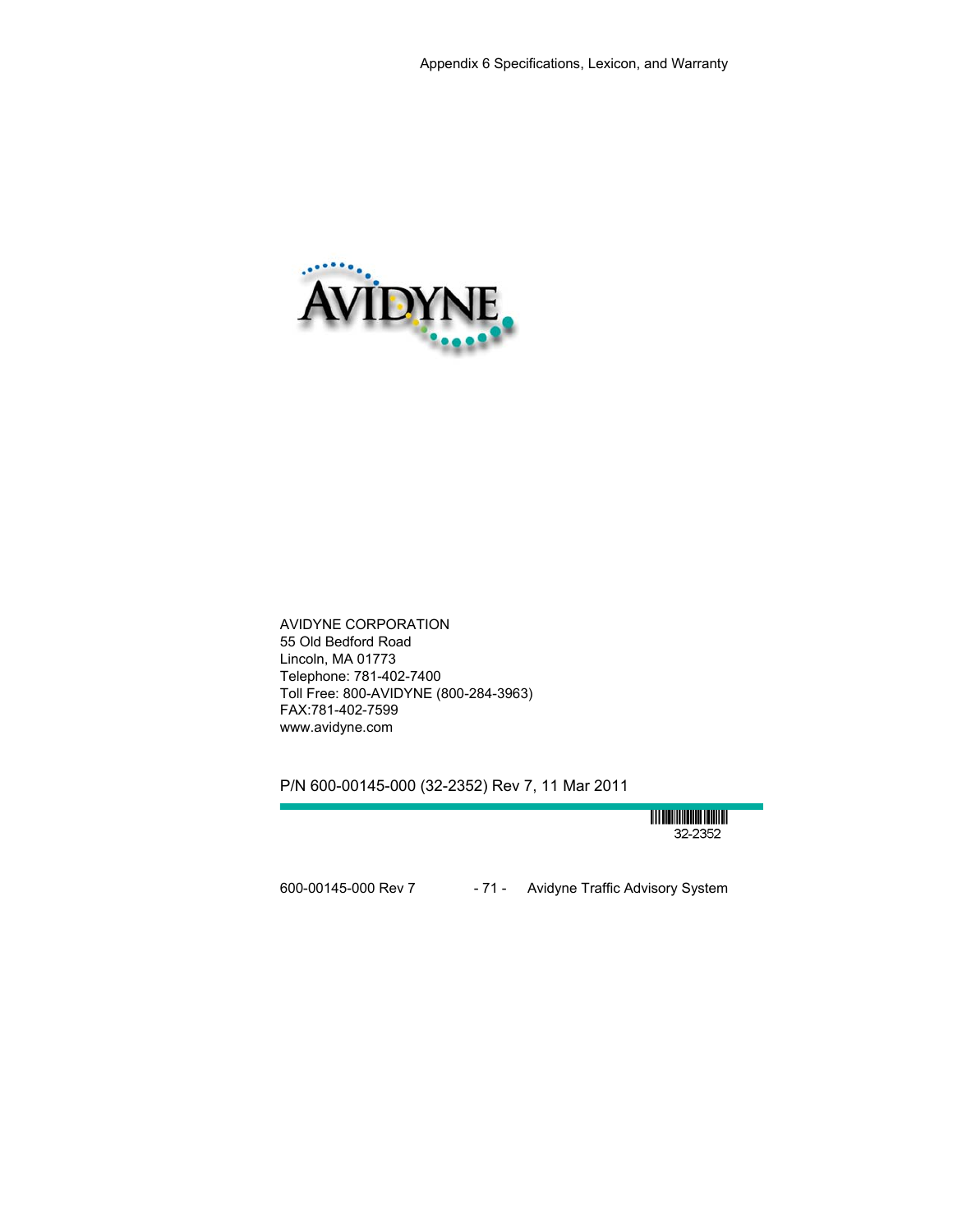AVIDYNE CORPORATION
55 Old Bedford Road
Lincoln, MA 01773
Telephone: 781-402-7400
Toll Free: 800-AVIDYNE (800-284-3963)
FAX:781-402-7599
www.avidyne.com

P/N 600-00145-000 (32-2352) Rev 7, 11 Mar 2011

32-2352